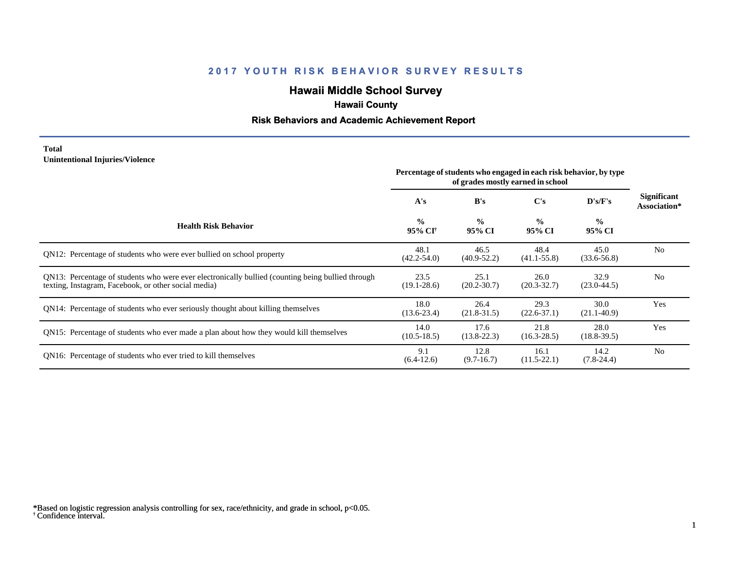# 2017 YOUTH RISK BEHAVIOR SURVEY RESULTS

## Hawaii Middle School Survey

### Hawaii County

### Risk Behaviors and Academic Achievement Report

**Total**
**Unintentional Injuries/Violence**

| Health Risk Behavior | Percentage of students who engaged in each risk behavior, by type of grades mostly earned in school | | | | Significant Association* |
|---|---|---|---|---|---|
| | A's | B's | C's | D's/F's | |
| | % 95% CI[†] | % 95% CI | % 95% CI | % 95% CI | |
| QN12: Percentage of students who were ever bullied on school property | 48.1 (42.2-54.0) | 46.5 (40.9-52.2) | 48.4 (41.1-55.8) | 45.0 (33.6-56.8) | No |
| QN13: Percentage of students who were ever electronically bullied (counting being bullied through texting, Instagram, Facebook, or other social media) | 23.5 (19.1-28.6) | 25.1 (20.2-30.7) | 26.0 (20.3-32.7) | 32.9 (23.0-44.5) | No |
| QN14: Percentage of students who ever seriously thought about killing themselves | 18.0 (13.6-23.4) | 26.4 (21.8-31.5) | 29.3 (22.6-37.1) | 30.0 (21.1-40.9) | Yes |
| QN15: Percentage of students who ever made a plan about how they would kill themselves | 14.0 (10.5-18.5) | 17.6 (13.8-22.3) | 21.8 (16.3-28.5) | 28.0 (18.8-39.5) | Yes |
| QN16: Percentage of students who ever tried to kill themselves | 9.1 (6.4-12.6) | 12.8 (9.7-16.7) | 16.1 (11.5-22.1) | 14.2 (7.8-24.4) | No |

*Based on logistic regression analysis controlling for sex, race/ethnicity, and grade in school, $p<0.05$.
[†] Confidence interval.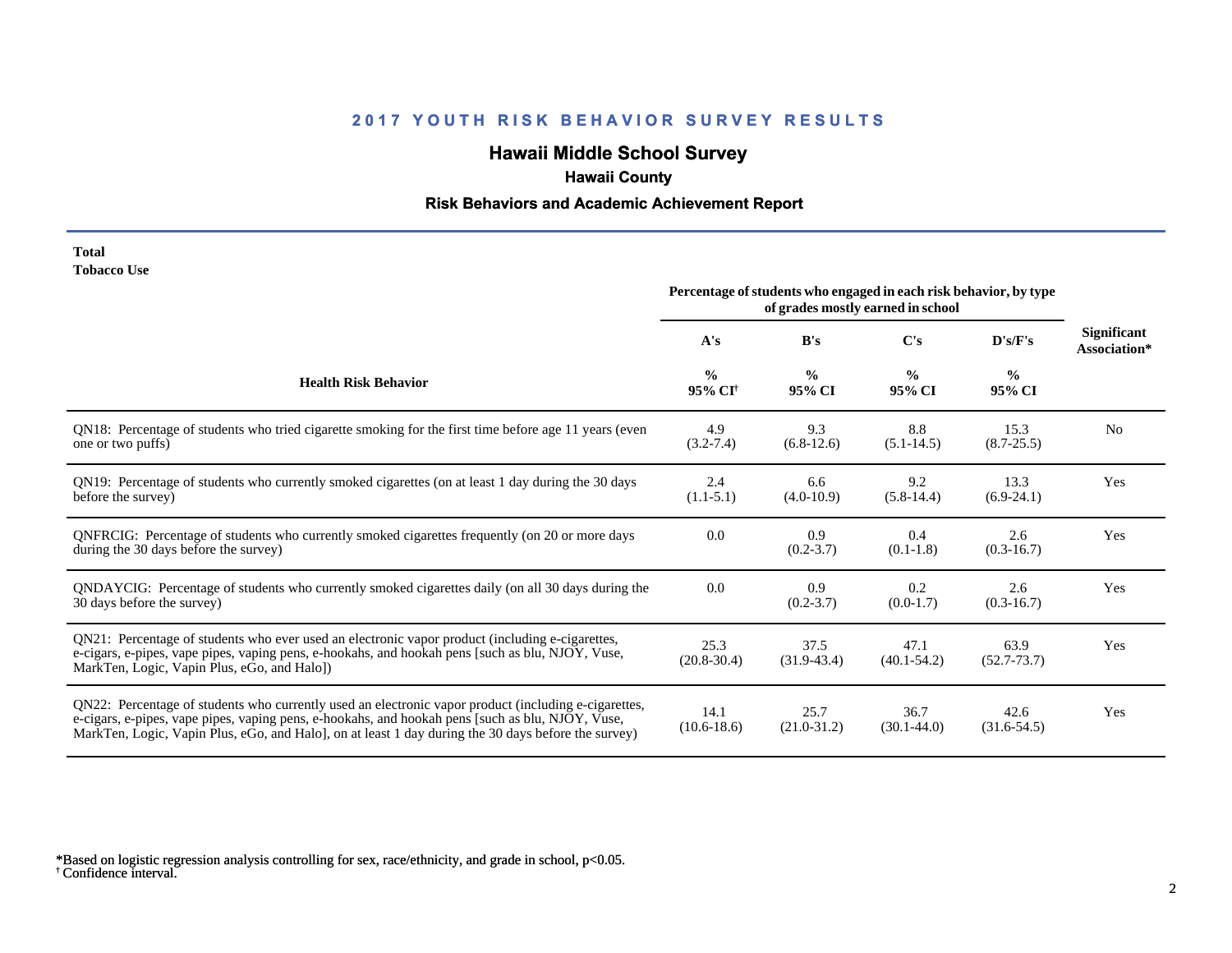# 2017 YOUTH RISK BEHAVIOR SURVEY RESULTS

## Hawaii Middle School Survey

### Hawaii County

### Risk Behaviors and Academic Achievement Report

**Total**
**Tobacco Use**

| Health Risk Behavior | Percentage of students who engaged in each risk behavior, by type of grades mostly earned in school | | | | Significant Association* |
|---|---|---|---|---|---|
| | A's | B's | C's | D's/F's | |
| | % 95% CI[†] | % 95% CI | % 95% CI | % 95% CI | |
| QN18: Percentage of students who tried cigarette smoking for the first time before age 11 years (even one or two puffs) | 4.9 (3.2-7.4) | 9.3 (6.8-12.6) | 8.8 (5.1-14.5) | 15.3 (8.7-25.5) | No |
| QN19: Percentage of students who currently smoked cigarettes (on at least 1 day during the 30 days before the survey) | 2.4 (1.1-5.1) | 6.6 (4.0-10.9) | 9.2 (5.8-14.4) | 13.3 (6.9-24.1) | Yes |
| QNFRCIG: Percentage of students who currently smoked cigarettes frequently (on 20 or more days during the 30 days before the survey) | 0.0 | 0.9 (0.2-3.7) | 0.4 (0.1-1.8) | 2.6 (0.3-16.7) | Yes |
| QNDAYCIG: Percentage of students who currently smoked cigarettes daily (on all 30 days during the 30 days before the survey) | 0.0 | 0.9 (0.2-3.7) | 0.2 (0.0-1.7) | 2.6 (0.3-16.7) | Yes |
| QN21: Percentage of students who ever used an electronic vapor product (including e-cigarettes, e-cigars, e-pipes, vape pipes, vaping pens, e-hookahs, and hookah pens [such as blu, NJOY, Vuse, MarkTen, Logic, Vapin Plus, eGo, and Halo]) | 25.3 (20.8-30.4) | 37.5 (31.9-43.4) | 47.1 (40.1-54.2) | 63.9 (52.7-73.7) | Yes |
| QN22: Percentage of students who currently used an electronic vapor product (including e-cigarettes, e-cigars, e-pipes, vape pipes, vaping pens, e-hookahs, and hookah pens [such as blu, NJOY, Vuse, MarkTen, Logic, Vapin Plus, eGo, and Halo], on at least 1 day during the 30 days before the survey) | 14.1 (10.6-18.6) | 25.7 (21.0-31.2) | 36.7 (30.1-44.0) | 42.6 (31.6-54.5) | Yes |

*Based on logistic regression analysis controlling for sex, race/ethnicity, and grade in school, $p<0.05$.
[†] Confidence interval.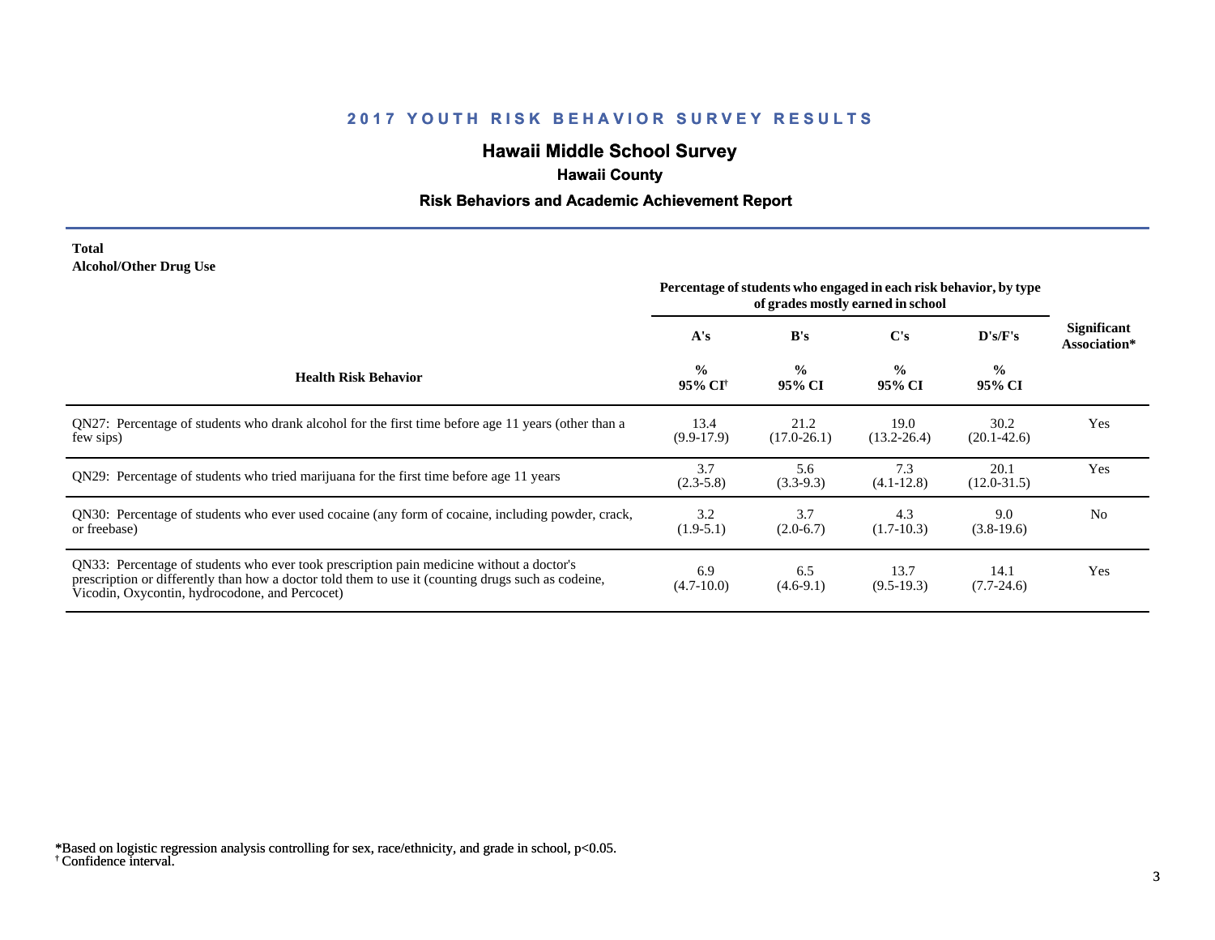## 2017 YOUTH RISK BEHAVIOR SURVEY RESULTS

### Hawaii Middle School Survey

**Hawaii County**

**Risk Behaviors and Academic Achievement Report**

**Total**
**Alcohol/Other Drug Use**

| Health Risk Behavior | Percentage of students who engaged in each risk behavior, by type of grades mostly earned in school | | | | Significant Association* |
|---|---|---|---|---|---|
| | A's | B's | C's | D's/F's | |
| | % 95% CI[†] | % 95% CI | % 95% CI | % 95% CI | |
| QN27: Percentage of students who drank alcohol for the first time before age 11 years (other than a few sips) | 13.4 (9.9-17.9) | 21.2 (17.0-26.1) | 19.0 (13.2-26.4) | 30.2 (20.1-42.6) | Yes |
| QN29: Percentage of students who tried marijuana for the first time before age 11 years | 3.7 (2.3-5.8) | 5.6 (3.3-9.3) | 7.3 (4.1-12.8) | 20.1 (12.0-31.5) | Yes |
| QN30: Percentage of students who ever used cocaine (any form of cocaine, including powder, crack, or freebase) | 3.2 (1.9-5.1) | 3.7 (2.0-6.7) | 4.3 (1.7-10.3) | 9.0 (3.8-19.6) | No |
| QN33: Percentage of students who ever took prescription pain medicine without a doctor's prescription or differently than how a doctor told them to use it (counting drugs such as codeine, Vicodin, Oxycontin, hydrocodone, and Percocet) | 6.9 (4.7-10.0) | 6.5 (4.6-9.1) | 13.7 (9.5-19.3) | 14.1 (7.7-24.6) | Yes |

*Based on logistic regression analysis controlling for sex, race/ethnicity, and grade in school, $p<0.05$.
[†] Confidence interval.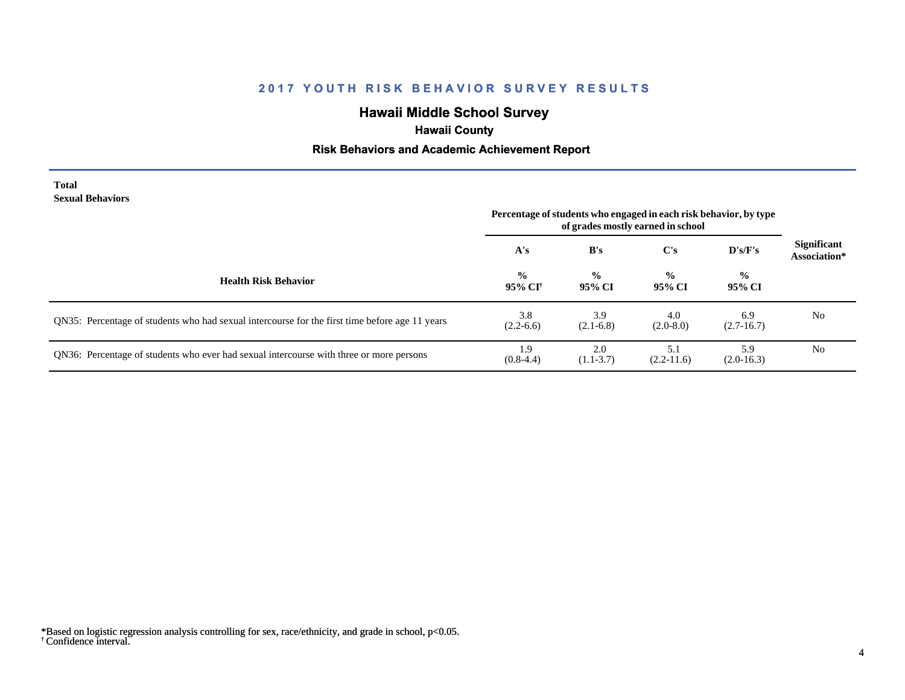## 2017 YOUTH RISK BEHAVIOR SURVEY RESULTS

### Hawaii Middle School Survey

**Hawaii County**

**Risk Behaviors and Academic Achievement Report**

**Total**
**Sexual Behaviors**

| Health Risk Behavior | Percentage of students who engaged in each risk behavior, by type of grades mostly earned in school | | | | Significant Association* |
|---|---|---|---|---|---|
| | A's | B's | C's | D's/F's | |
| | % 95% CI† | % 95% CI | % 95% CI | % 95% CI | |
| QN35: Percentage of students who had sexual intercourse for the first time before age 11 years | 3.8 (2.2-6.6) | 3.9 (2.1-6.8) | 4.0 (2.0-8.0) | 6.9 (2.7-16.7) | No |
| QN36: Percentage of students who ever had sexual intercourse with three or more persons | 1.9 (0.8-4.4) | 2.0 (1.1-3.7) | 5.1 (2.2-11.6) | 5.9 (2.0-16.3) | No |

*Based on logistic regression analysis controlling for sex, race/ethnicity, and grade in school, $p<0.05$.
† Confidence interval.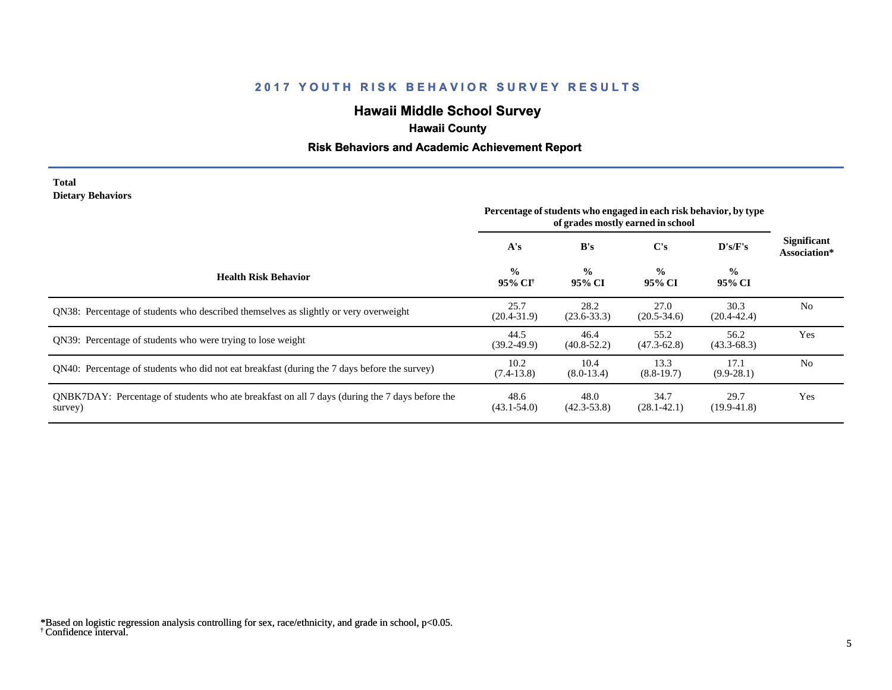# 2017 YOUTH RISK BEHAVIOR SURVEY RESULTS

## Hawaii Middle School Survey

### Hawaii County

### Risk Behaviors and Academic Achievement Report

**Total**
**Dietary Behaviors**

| Health Risk Behavior | Percentage of students who engaged in each risk behavior, by type of grades mostly earned in school | | | | Significant Association* |
|---|---|---|---|---|---|
| | A's | B's | C's | D's/F's | |
| | % 95% CI[†] | % 95% CI | % 95% CI | % 95% CI | |
| QN38: Percentage of students who described themselves as slightly or very overweight | 25.7 (20.4-31.9) | 28.2 (23.6-33.3) | 27.0 (20.5-34.6) | 30.3 (20.4-42.4) | No |
| QN39: Percentage of students who were trying to lose weight | 44.5 (39.2-49.9) | 46.4 (40.8-52.2) | 55.2 (47.3-62.8) | 56.2 (43.3-68.3) | Yes |
| QN40: Percentage of students who did not eat breakfast (during the 7 days before the survey) | 10.2 (7.4-13.8) | 10.4 (8.0-13.4) | 13.3 (8.8-19.7) | 17.1 (9.9-28.1) | No |
| QNBK7DAY: Percentage of students who ate breakfast on all 7 days (during the 7 days before the survey) | 48.6 (43.1-54.0) | 48.0 (42.3-53.8) | 34.7 (28.1-42.1) | 29.7 (19.9-41.8) | Yes |

*Based on logistic regression analysis controlling for sex, race/ethnicity, and grade in school, $p<0.05$.
[†] Confidence interval.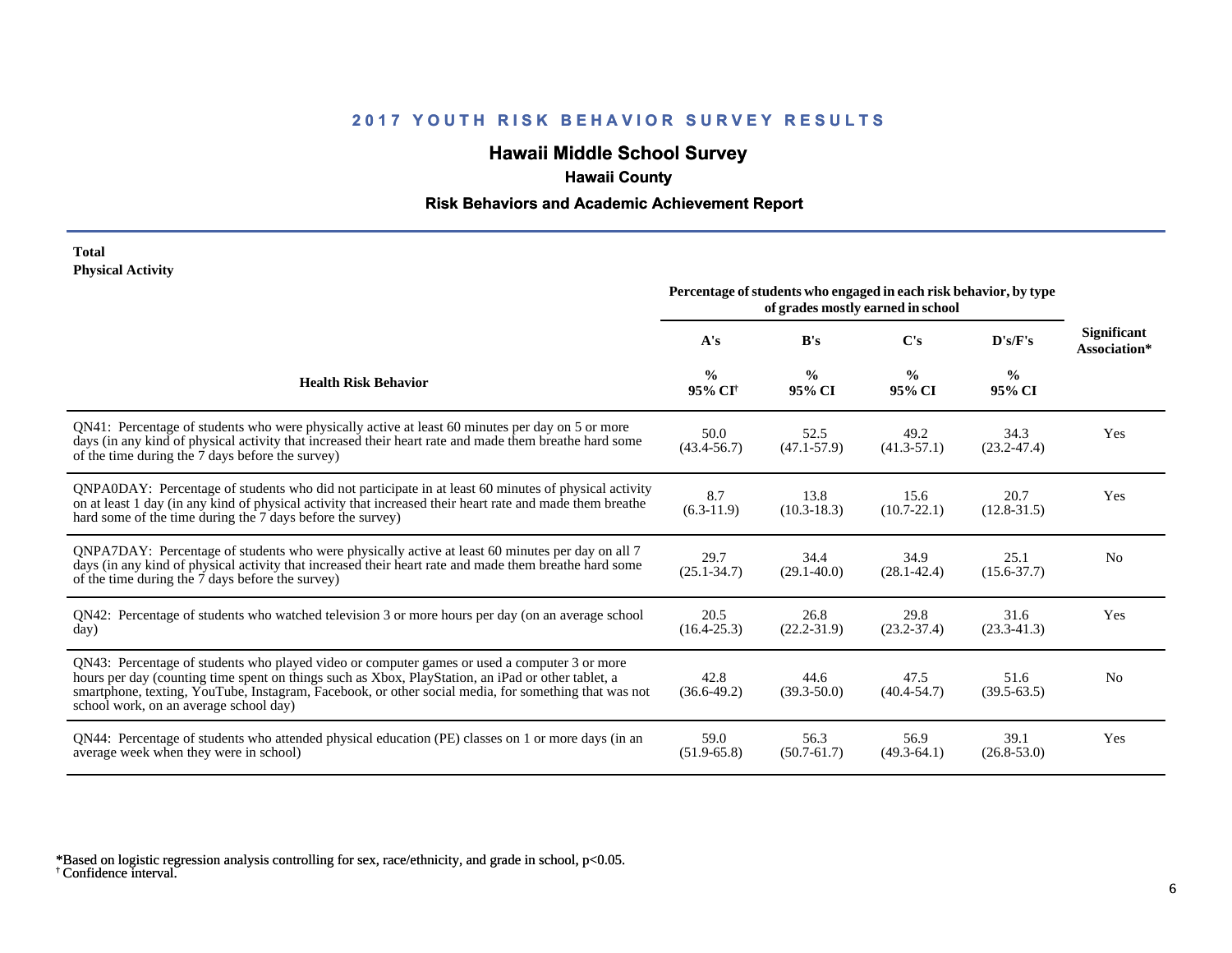# 2017 YOUTH RISK BEHAVIOR SURVEY RESULTS

## Hawaii Middle School Survey

### Hawaii County

### Risk Behaviors and Academic Achievement Report

**Total**
**Physical Activity**

| Health Risk Behavior | A's % 95% CI[†] | B's % 95% CI | C's % 95% CI | D's/F's % 95% CI | Significant Association* |
|---|---|---|---|---|---|
| | Percentage of students who engaged in each risk behavior, by type of grades mostly earned in school | | | | |
| QN41: Percentage of students who were physically active at least 60 minutes per day on 5 or more days (in any kind of physical activity that increased their heart rate and made them breathe hard some of the time during the 7 days before the survey) | 50.0 (43.4-56.7) | 52.5 (47.1-57.9) | 49.2 (41.3-57.1) | 34.3 (23.2-47.4) | Yes |
| QNPA0DAY: Percentage of students who did not participate in at least 60 minutes of physical activity on at least 1 day (in any kind of physical activity that increased their heart rate and made them breathe hard some of the time during the 7 days before the survey) | 8.7 (6.3-11.9) | 13.8 (10.3-18.3) | 15.6 (10.7-22.1) | 20.7 (12.8-31.5) | Yes |
| QNPA7DAY: Percentage of students who were physically active at least 60 minutes per day on all 7 days (in any kind of physical activity that increased their heart rate and made them breathe hard some of the time during the 7 days before the survey) | 29.7 (25.1-34.7) | 34.4 (29.1-40.0) | 34.9 (28.1-42.4) | 25.1 (15.6-37.7) | No |
| QN42: Percentage of students who watched television 3 or more hours per day (on an average school day) | 20.5 (16.4-25.3) | 26.8 (22.2-31.9) | 29.8 (23.2-37.4) | 31.6 (23.3-41.3) | Yes |
| QN43: Percentage of students who played video or computer games or used a computer 3 or more hours per day (counting time spent on things such as Xbox, PlayStation, an iPad or other tablet, a smartphone, texting, YouTube, Instagram, Facebook, or other social media, for something that was not school work, on an average school day) | 42.8 (36.6-49.2) | 44.6 (39.3-50.0) | 47.5 (40.4-54.7) | 51.6 (39.5-63.5) | No |
| QN44: Percentage of students who attended physical education (PE) classes on 1 or more days (in an average week when they were in school) | 59.0 (51.9-65.8) | 56.3 (50.7-61.7) | 56.9 (49.3-64.1) | 39.1 (26.8-53.0) | Yes |

*Based on logistic regression analysis controlling for sex, race/ethnicity, and grade in school, $p<0.05$.
[†] Confidence interval.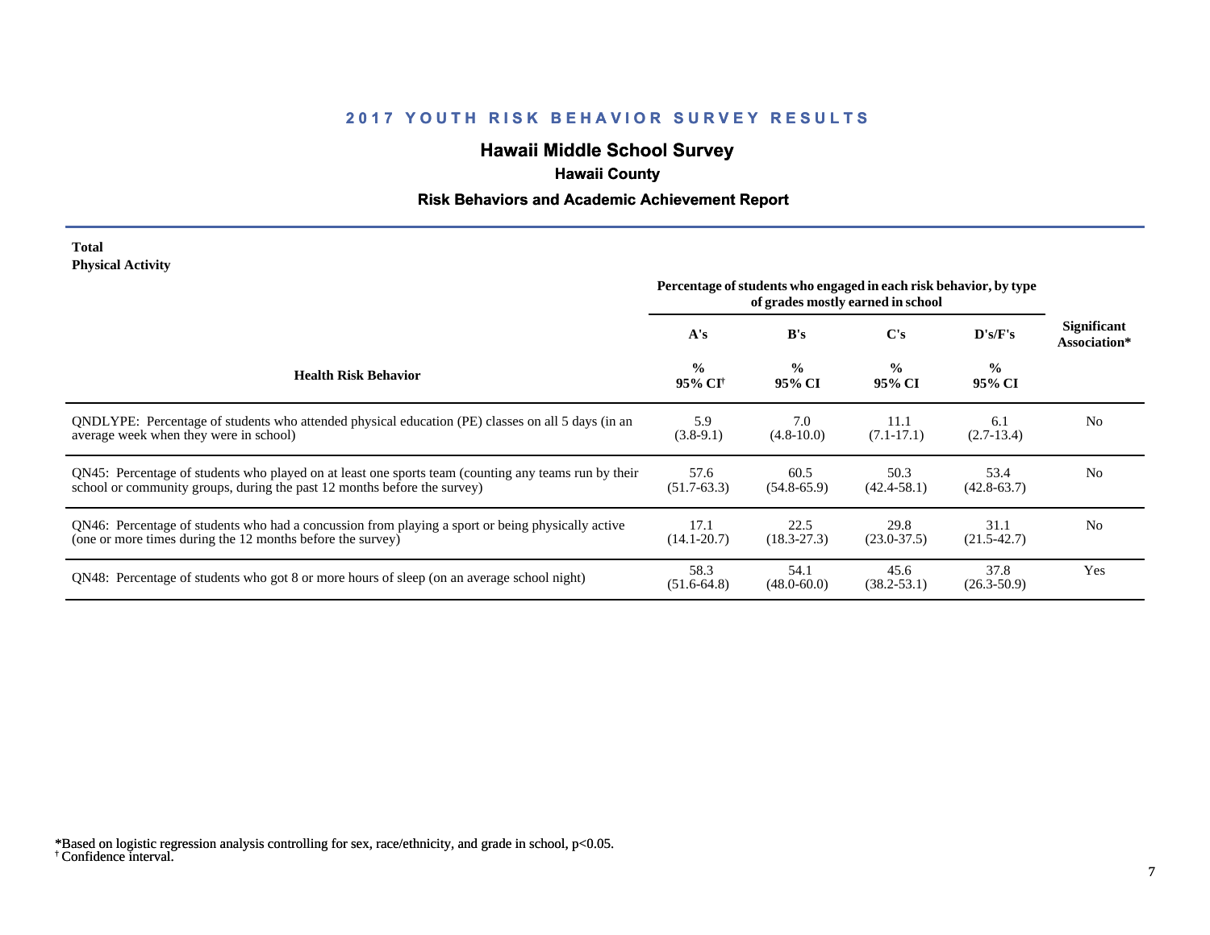## 2017 YOUTH RISK BEHAVIOR SURVEY RESULTS

### Hawaii Middle School Survey

**Hawaii County**

**Risk Behaviors and Academic Achievement Report**

**Total**
**Physical Activity**

| Health Risk Behavior | Percentage of students who engaged in each risk behavior, by type of grades mostly earned in school | | | | Significant Association* |
|---|---|---|---|---|---|
| | A's | B's | C's | D's/F's | |
| | % 95% CI[†] | % 95% CI | % 95% CI | % 95% CI | |
| QNDLYPE: Percentage of students who attended physical education (PE) classes on all 5 days (in an average week when they were in school) | 5.9 (3.8-9.1) | 7.0 (4.8-10.0) | 11.1 (7.1-17.1) | 6.1 (2.7-13.4) | No |
| QN45: Percentage of students who played on at least one sports team (counting any teams run by their school or community groups, during the past 12 months before the survey) | 57.6 (51.7-63.3) | 60.5 (54.8-65.9) | 50.3 (42.4-58.1) | 53.4 (42.8-63.7) | No |
| QN46: Percentage of students who had a concussion from playing a sport or being physically active (one or more times during the 12 months before the survey) | 17.1 (14.1-20.7) | 22.5 (18.3-27.3) | 29.8 (23.0-37.5) | 31.1 (21.5-42.7) | No |
| QN48: Percentage of students who got 8 or more hours of sleep (on an average school night) | 58.3 (51.6-64.8) | 54.1 (48.0-60.0) | 45.6 (38.2-53.1) | 37.8 (26.3-50.9) | Yes |

*Based on logistic regression analysis controlling for sex, race/ethnicity, and grade in school, $p<0.05$.
[†] Confidence interval.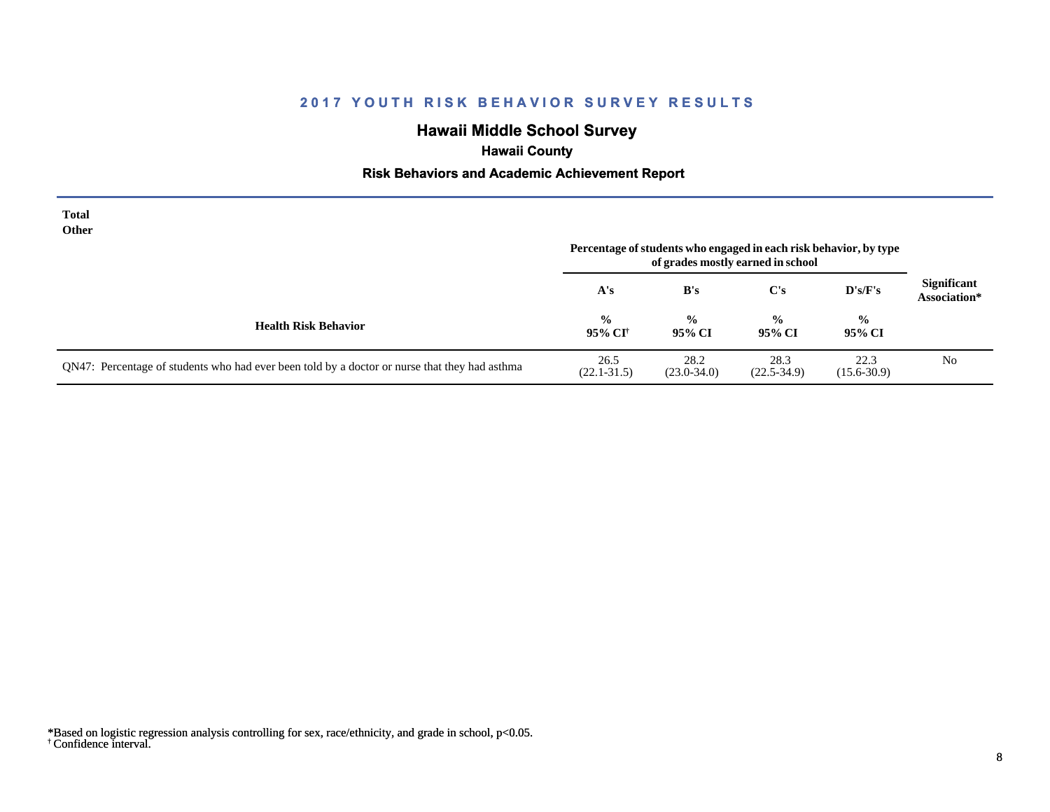# 2017 YOUTH RISK BEHAVIOR SURVEY RESULTS

## Hawaii Middle School Survey

### Hawaii County

### Risk Behaviors and Academic Achievement Report

**Total**
**Other**

| Health Risk Behavior | Percentage of students who engaged in each risk behavior, by type of grades mostly earned in school | | | | Significant Association* |
|---|---|---|---|---|---|
| | A's | B's | C's | D's/F's | |
| | % 95% CI† | % 95% CI | % 95% CI | % 95% CI | |
| QN47: Percentage of students who had ever been told by a doctor or nurse that they had asthma | 26.5 (22.1-31.5) | 28.2 (23.0-34.0) | 28.3 (22.5-34.9) | 22.3 (15.6-30.9) | No |

*Based on logistic regression analysis controlling for sex, race/ethnicity, and grade in school, $p<0.05$.
† Confidence interval.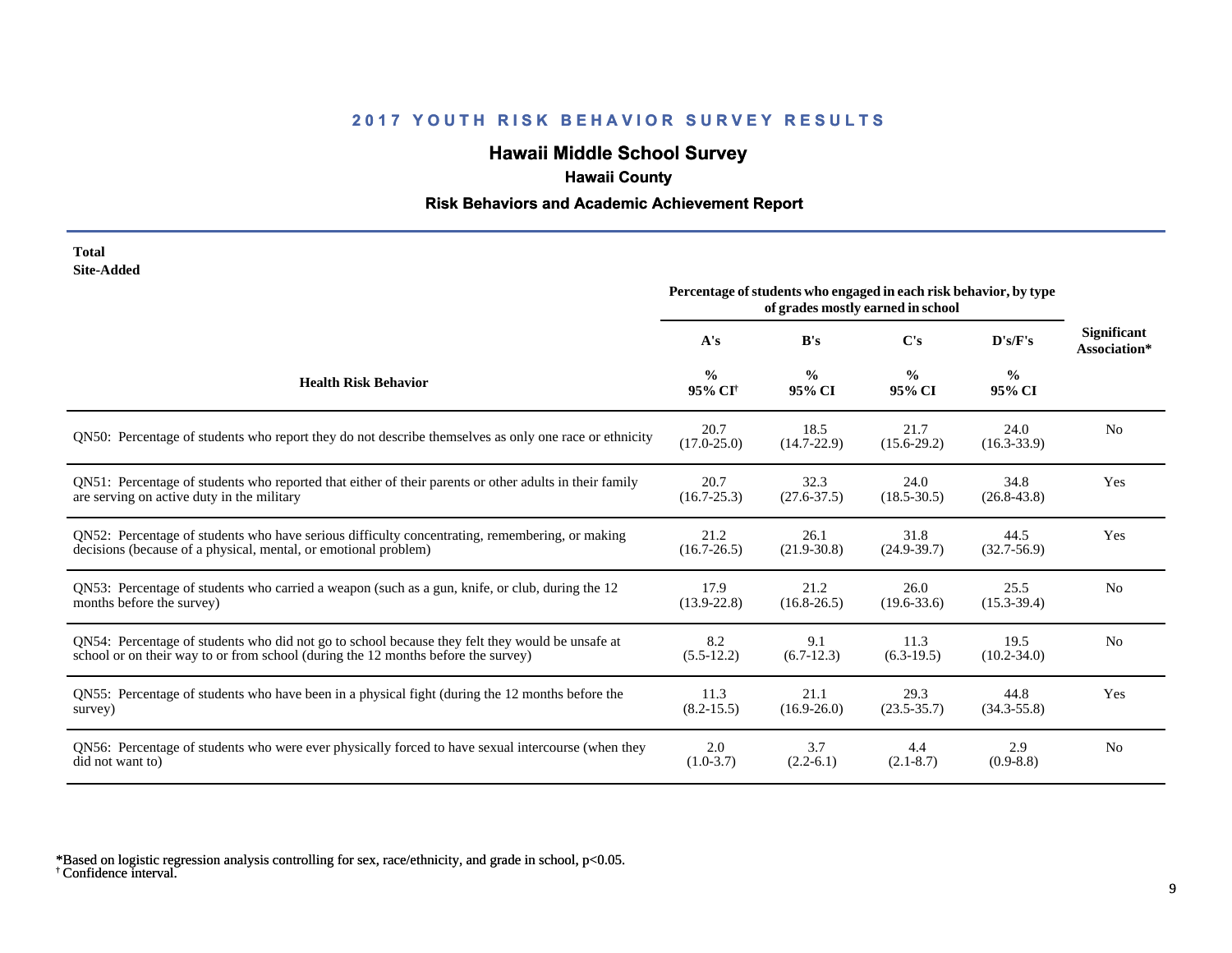## 2017 YOUTH RISK BEHAVIOR SURVEY RESULTS

### Hawaii Middle School Survey

#### Hawaii County

#### Risk Behaviors and Academic Achievement Report

**Total**
**Site-Added**

| Health Risk Behavior | Percentage of students who engaged in each risk behavior, by type of grades mostly earned in school | | | | Significant Association* |
|---|---|---|---|---|---|
| | A's | B's | C's | D's/F's | |
| | % 95% CI† | % 95% CI | % 95% CI | % 95% CI | |
| QN50: Percentage of students who report they do not describe themselves as only one race or ethnicity | 20.7 (17.0-25.0) | 18.5 (14.7-22.9) | 21.7 (15.6-29.2) | 24.0 (16.3-33.9) | No |
| QN51: Percentage of students who reported that either of their parents or other adults in their family are serving on active duty in the military | 20.7 (16.7-25.3) | 32.3 (27.6-37.5) | 24.0 (18.5-30.5) | 34.8 (26.8-43.8) | Yes |
| QN52: Percentage of students who have serious difficulty concentrating, remembering, or making decisions (because of a physical, mental, or emotional problem) | 21.2 (16.7-26.5) | 26.1 (21.9-30.8) | 31.8 (24.9-39.7) | 44.5 (32.7-56.9) | Yes |
| QN53: Percentage of students who carried a weapon (such as a gun, knife, or club, during the 12 months before the survey) | 17.9 (13.9-22.8) | 21.2 (16.8-26.5) | 26.0 (19.6-33.6) | 25.5 (15.3-39.4) | No |
| QN54: Percentage of students who did not go to school because they felt they would be unsafe at school or on their way to or from school (during the 12 months before the survey) | 8.2 (5.5-12.2) | 9.1 (6.7-12.3) | 11.3 (6.3-19.5) | 19.5 (10.2-34.0) | No |
| QN55: Percentage of students who have been in a physical fight (during the 12 months before the survey) | 11.3 (8.2-15.5) | 21.1 (16.9-26.0) | 29.3 (23.5-35.7) | 44.8 (34.3-55.8) | Yes |
| QN56: Percentage of students who were ever physically forced to have sexual intercourse (when they did not want to) | 2.0 (1.0-3.7) | 3.7 (2.2-6.1) | 4.4 (2.1-8.7) | 2.9 (0.9-8.8) | No |

*Based on logistic regression analysis controlling for sex, race/ethnicity, and grade in school, $p<0.05$.
† Confidence interval.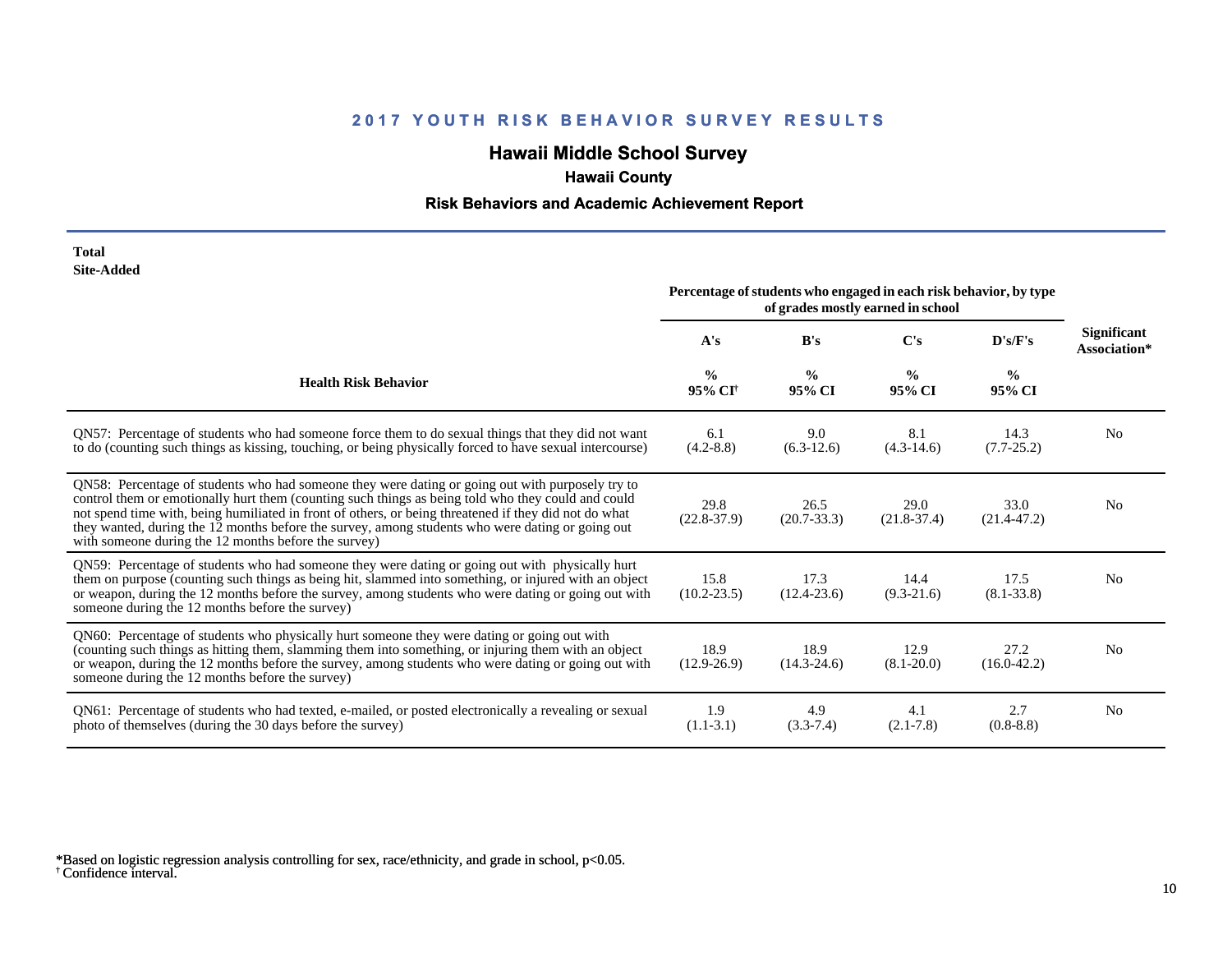## 2017 YOUTH RISK BEHAVIOR SURVEY RESULTS

# Hawaii Middle School Survey

### Hawaii County

### Risk Behaviors and Academic Achievement Report

**Total**
**Site-Added**

| Health Risk Behavior | Percentage of students who engaged in each risk behavior, by type of grades mostly earned in school | | | | Significant Association* |
|---|---|---|---|---|---|
| | A's<br>%<br>95% CI[†] | B's<br>%<br>95% CI | C's<br>%<br>95% CI | D's/F's<br>%<br>95% CI | |
| QN57: Percentage of students who had someone force them to do sexual things that they did not want to do (counting such things as kissing, touching, or being physically forced to have sexual intercourse) | 6.1<br>(4.2-8.8) | 9.0<br>(6.3-12.6) | 8.1<br>(4.3-14.6) | 14.3<br>(7.7-25.2) | No |
| QN58: Percentage of students who had someone they were dating or going out with purposely try to control them or emotionally hurt them (counting such things as being told who they could and could not spend time with, being humiliated in front of others, or being threatened if they did not do what they wanted, during the 12 months before the survey, among students who were dating or going out with someone during the 12 months before the survey) | 29.8<br>(22.8-37.9) | 26.5<br>(20.7-33.3) | 29.0<br>(21.8-37.4) | 33.0<br>(21.4-47.2) | No |
| QN59: Percentage of students who had someone they were dating or going out with physically hurt them on purpose (counting such things as being hit, slammed into something, or injured with an object or weapon, during the 12 months before the survey, among students who were dating or going out with someone during the 12 months before the survey) | 15.8<br>(10.2-23.5) | 17.3<br>(12.4-23.6) | 14.4<br>(9.3-21.6) | 17.5<br>(8.1-33.8) | No |
| QN60: Percentage of students who physically hurt someone they were dating or going out with (counting such things as hitting them, slamming them into something, or injuring them with an object or weapon, during the 12 months before the survey, among students who were dating or going out with someone during the 12 months before the survey) | 18.9<br>(12.9-26.9) | 18.9<br>(14.3-24.6) | 12.9<br>(8.1-20.0) | 27.2<br>(16.0-42.2) | No |
| QN61: Percentage of students who had texted, e-mailed, or posted electronically a revealing or sexual photo of themselves (during the 30 days before the survey) | 1.9<br>(1.1-3.1) | 4.9<br>(3.3-7.4) | 4.1<br>(2.1-7.8) | 2.7<br>(0.8-8.8) | No |

*Based on logistic regression analysis controlling for sex, race/ethnicity, and grade in school, $p<0.05$.
[†] Confidence interval.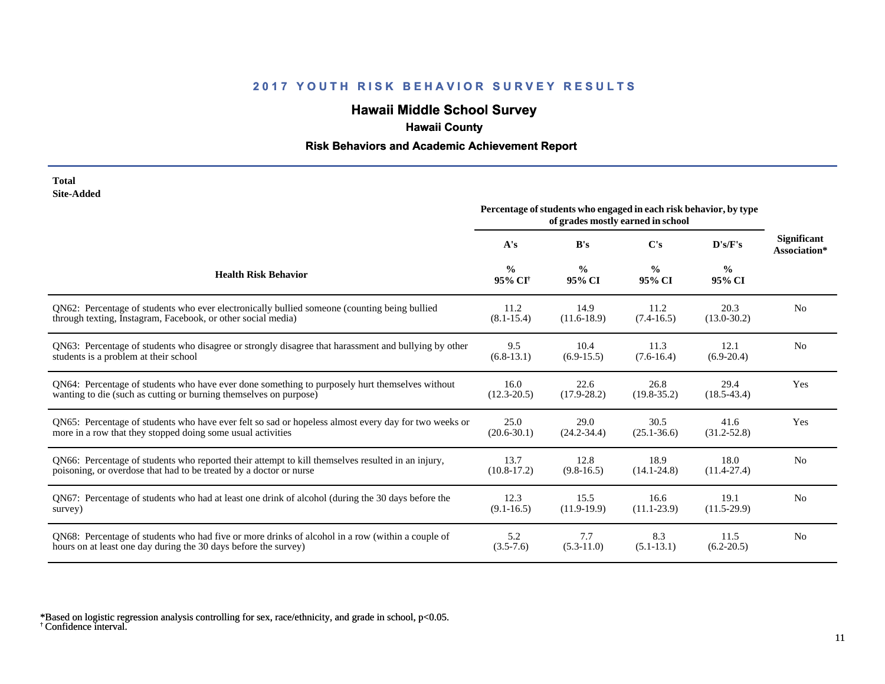## 2017 YOUTH RISK BEHAVIOR SURVEY RESULTS

### Hawaii Middle School Survey

**Hawaii County**

**Risk Behaviors and Academic Achievement Report**

**Total**
**Site-Added**

| Health Risk Behavior | Percentage of students who engaged in each risk behavior, by type of grades mostly earned in school | | | | Significant Association* |
|---|---|---|---|---|---|
| | A's | B's | C's | D's/F's | |
| | % 95% CI[†] | % 95% CI | % 95% CI | % 95% CI | |
| QN62: Percentage of students who ever electronically bullied someone (counting being bullied through texting, Instagram, Facebook, or other social media) | 11.2 (8.1-15.4) | 14.9 (11.6-18.9) | 11.2 (7.4-16.5) | 20.3 (13.0-30.2) | No |
| QN63: Percentage of students who disagree or strongly disagree that harassment and bullying by other students is a problem at their school | 9.5 (6.8-13.1) | 10.4 (6.9-15.5) | 11.3 (7.6-16.4) | 12.1 (6.9-20.4) | No |
| QN64: Percentage of students who have ever done something to purposely hurt themselves without wanting to die (such as cutting or burning themselves on purpose) | 16.0 (12.3-20.5) | 22.6 (17.9-28.2) | 26.8 (19.8-35.2) | 29.4 (18.5-43.4) | Yes |
| QN65: Percentage of students who have ever felt so sad or hopeless almost every day for two weeks or more in a row that they stopped doing some usual activities | 25.0 (20.6-30.1) | 29.0 (24.2-34.4) | 30.5 (25.1-36.6) | 41.6 (31.2-52.8) | Yes |
| QN66: Percentage of students who reported their attempt to kill themselves resulted in an injury, poisoning, or overdose that had to be treated by a doctor or nurse | 13.7 (10.8-17.2) | 12.8 (9.8-16.5) | 18.9 (14.1-24.8) | 18.0 (11.4-27.4) | No |
| QN67: Percentage of students who had at least one drink of alcohol (during the 30 days before the survey) | 12.3 (9.1-16.5) | 15.5 (11.9-19.9) | 16.6 (11.1-23.9) | 19.1 (11.5-29.9) | No |
| QN68: Percentage of students who had five or more drinks of alcohol in a row (within a couple of hours on at least one day during the 30 days before the survey) | 5.2 (3.5-7.6) | 7.7 (5.3-11.0) | 8.3 (5.1-13.1) | 11.5 (6.2-20.5) | No |

*Based on logistic regression analysis controlling for sex, race/ethnicity, and grade in school, $p<0.05$.
[†] Confidence interval.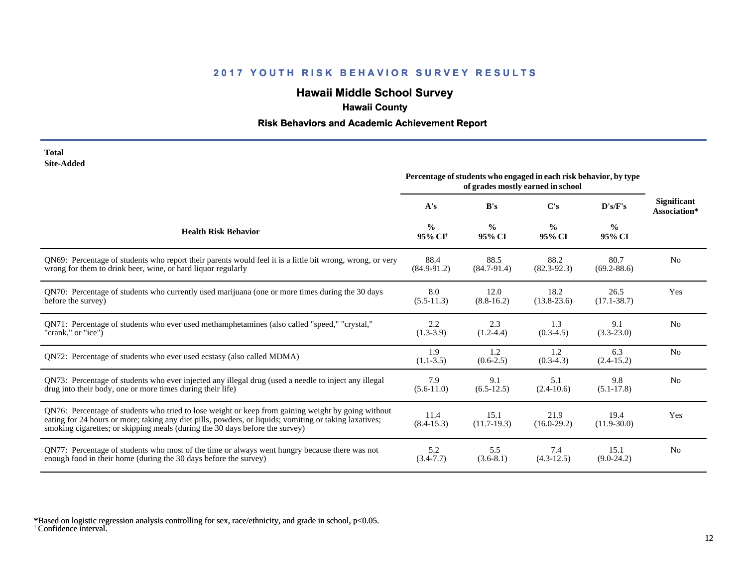## 2017 YOUTH RISK BEHAVIOR SURVEY RESULTS

# Hawaii Middle School Survey

### Hawaii County

### Risk Behaviors and Academic Achievement Report

**Total**
**Site-Added**

| Health Risk Behavior | Percentage of students who engaged in each risk behavior, by type of grades mostly earned in school | | | | Significant Association* |
|---|---|---|---|---|---|
| | A's | B's | C's | D's/F's | |
| | % 95% CI[†] | % 95% CI | % 95% CI | % 95% CI | |
| QN69: Percentage of students who report their parents would feel it is a little bit wrong, wrong, or very wrong for them to drink beer, wine, or hard liquor regularly | 88.4 (84.9-91.2) | 88.5 (84.7-91.4) | 88.2 (82.3-92.3) | 80.7 (69.2-88.6) | No |
| QN70: Percentage of students who currently used marijuana (one or more times during the 30 days before the survey) | 8.0 (5.5-11.3) | 12.0 (8.8-16.2) | 18.2 (13.8-23.6) | 26.5 (17.1-38.7) | Yes |
| QN71: Percentage of students who ever used methamphetamines (also called "speed," "crystal," "crank," or "ice") | 2.2 (1.3-3.9) | 2.3 (1.2-4.4) | 1.3 (0.3-4.5) | 9.1 (3.3-23.0) | No |
| QN72: Percentage of students who ever used ecstasy (also called MDMA) | 1.9 (1.1-3.5) | 1.2 (0.6-2.5) | 1.2 (0.3-4.3) | 6.3 (2.4-15.2) | No |
| QN73: Percentage of students who ever injected any illegal drug (used a needle to inject any illegal drug into their body, one or more times during their life) | 7.9 (5.6-11.0) | 9.1 (6.5-12.5) | 5.1 (2.4-10.6) | 9.8 (5.1-17.8) | No |
| QN76: Percentage of students who tried to lose weight or keep from gaining weight by going without eating for 24 hours or more; taking any diet pills, powders, or liquids; vomiting or taking laxatives; smoking cigarettes; or skipping meals (during the 30 days before the survey) | 11.4 (8.4-15.3) | 15.1 (11.7-19.3) | 21.9 (16.0-29.2) | 19.4 (11.9-30.0) | Yes |
| QN77: Percentage of students who most of the time or always went hungry because there was not enough food in their home (during the 30 days before the survey) | 5.2 (3.4-7.7) | 5.5 (3.6-8.1) | 7.4 (4.3-12.5) | 15.1 (9.0-24.2) | No |

*Based on logistic regression analysis controlling for sex, race/ethnicity, and grade in school, $p<0.05$.
[†] Confidence interval.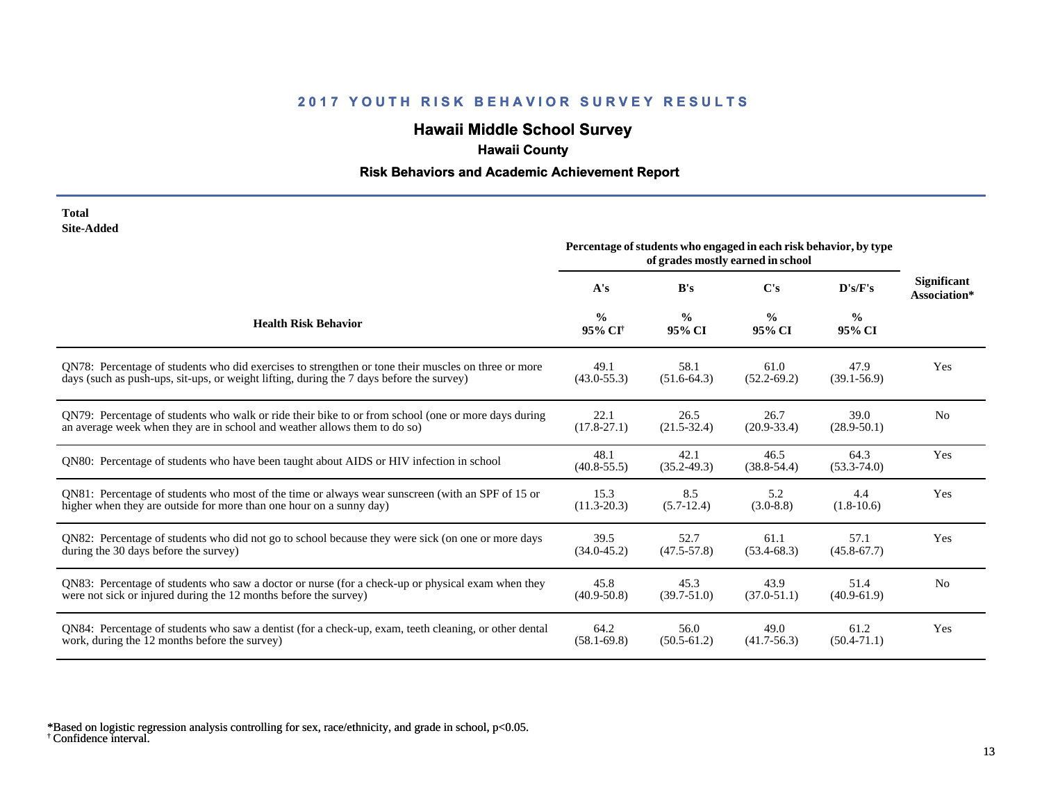## 2017 YOUTH RISK BEHAVIOR SURVEY RESULTS

# Hawaii Middle School Survey

### Hawaii County

### Risk Behaviors and Academic Achievement Report

**Total**
**Site-Added**

| Health Risk Behavior | A's % 95% CI[†] | B's % 95% CI | C's % 95% CI | D's/F's % 95% CI | Significant Association* |
|---|---|---|---|---|---|
| | Percentage of students who engaged in each risk behavior, by type of grades mostly earned in school | | | | |
| QN78: Percentage of students who did exercises to strengthen or tone their muscles on three or more days (such as push-ups, sit-ups, or weight lifting, during the 7 days before the survey) | 49.1 (43.0-55.3) | 58.1 (51.6-64.3) | 61.0 (52.2-69.2) | 47.9 (39.1-56.9) | Yes |
| QN79: Percentage of students who walk or ride their bike to or from school (one or more days during an average week when they are in school and weather allows them to do so) | 22.1 (17.8-27.1) | 26.5 (21.5-32.4) | 26.7 (20.9-33.4) | 39.0 (28.9-50.1) | No |
| QN80: Percentage of students who have been taught about AIDS or HIV infection in school | 48.1 (40.8-55.5) | 42.1 (35.2-49.3) | 46.5 (38.8-54.4) | 64.3 (53.3-74.0) | Yes |
| QN81: Percentage of students who most of the time or always wear sunscreen (with an SPF of 15 or higher when they are outside for more than one hour on a sunny day) | 15.3 (11.3-20.3) | 8.5 (5.7-12.4) | 5.2 (3.0-8.8) | 4.4 (1.8-10.6) | Yes |
| QN82: Percentage of students who did not go to school because they were sick (on one or more days during the 30 days before the survey) | 39.5 (34.0-45.2) | 52.7 (47.5-57.8) | 61.1 (53.4-68.3) | 57.1 (45.8-67.7) | Yes |
| QN83: Percentage of students who saw a doctor or nurse (for a check-up or physical exam when they were not sick or injured during the 12 months before the survey) | 45.8 (40.9-50.8) | 45.3 (39.7-51.0) | 43.9 (37.0-51.1) | 51.4 (40.9-61.9) | No |
| QN84: Percentage of students who saw a dentist (for a check-up, exam, teeth cleaning, or other dental work, during the 12 months before the survey) | 64.2 (58.1-69.8) | 56.0 (50.5-61.2) | 49.0 (41.7-56.3) | 61.2 (50.4-71.1) | Yes |

*Based on logistic regression analysis controlling for sex, race/ethnicity, and grade in school, $p<0.05$.
[†] Confidence interval.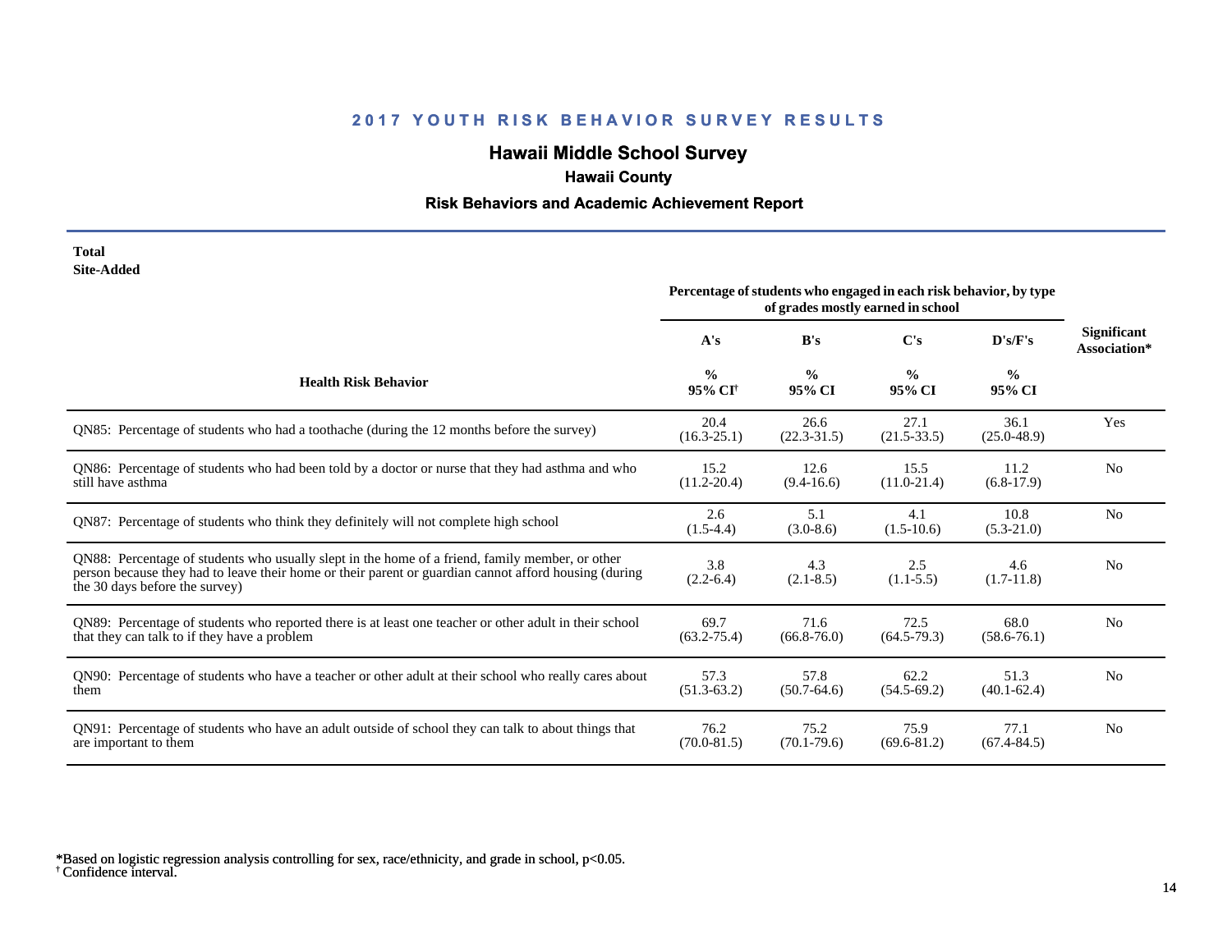## 2017 YOUTH RISK BEHAVIOR SURVEY RESULTS

# Hawaii Middle School Survey

### Hawaii County

### Risk Behaviors and Academic Achievement Report

**Total**
**Site-Added**

| Health Risk Behavior | Percentage of students who engaged in each risk behavior, by type of grades mostly earned in school | | | | Significant Association* |
|---|---|---|---|---|---|
| | A's | B's | C's | D's/F's | |
| | % 95% CI[†] | % 95% CI | % 95% CI | % 95% CI | |
| QN85: Percentage of students who had a toothache (during the 12 months before the survey) | 20.4 (16.3-25.1) | 26.6 (22.3-31.5) | 27.1 (21.5-33.5) | 36.1 (25.0-48.9) | Yes |
| QN86: Percentage of students who had been told by a doctor or nurse that they had asthma and who still have asthma | 15.2 (11.2-20.4) | 12.6 (9.4-16.6) | 15.5 (11.0-21.4) | 11.2 (6.8-17.9) | No |
| QN87: Percentage of students who think they definitely will not complete high school | 2.6 (1.5-4.4) | 5.1 (3.0-8.6) | 4.1 (1.5-10.6) | 10.8 (5.3-21.0) | No |
| QN88: Percentage of students who usually slept in the home of a friend, family member, or other person because they had to leave their home or their parent or guardian cannot afford housing (during the 30 days before the survey) | 3.8 (2.2-6.4) | 4.3 (2.1-8.5) | 2.5 (1.1-5.5) | 4.6 (1.7-11.8) | No |
| QN89: Percentage of students who reported there is at least one teacher or other adult in their school that they can talk to if they have a problem | 69.7 (63.2-75.4) | 71.6 (66.8-76.0) | 72.5 (64.5-79.3) | 68.0 (58.6-76.1) | No |
| QN90: Percentage of students who have a teacher or other adult at their school who really cares about them | 57.3 (51.3-63.2) | 57.8 (50.7-64.6) | 62.2 (54.5-69.2) | 51.3 (40.1-62.4) | No |
| QN91: Percentage of students who have an adult outside of school they can talk to about things that are important to them | 76.2 (70.0-81.5) | 75.2 (70.1-79.6) | 75.9 (69.6-81.2) | 77.1 (67.4-84.5) | No |

*Based on logistic regression analysis controlling for sex, race/ethnicity, and grade in school, $p<0.05$.
[†] Confidence interval.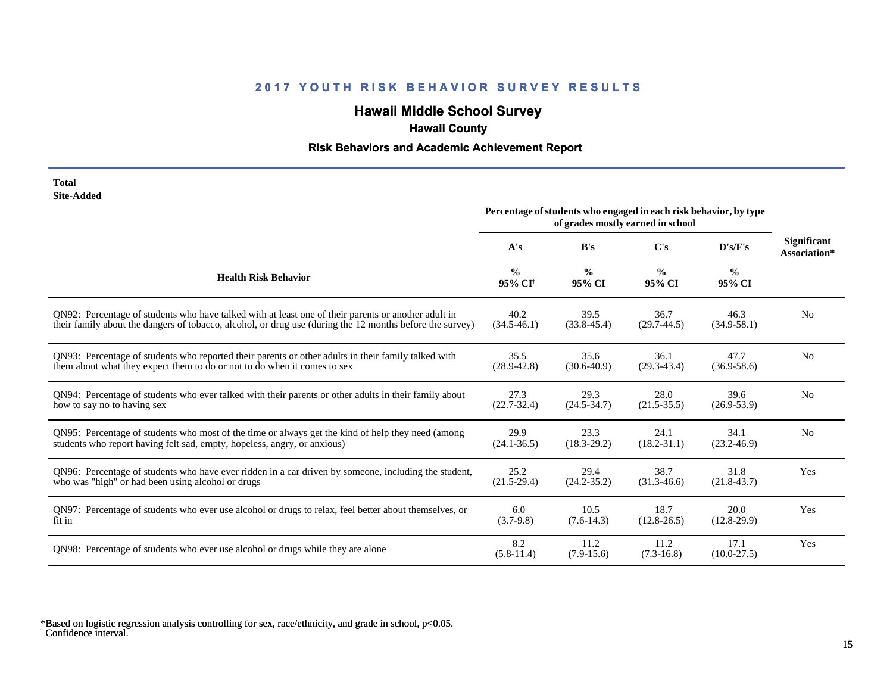## 2017 YOUTH RISK BEHAVIOR SURVEY RESULTS

### Hawaii Middle School Survey

**Hawaii County**

**Risk Behaviors and Academic Achievement Report**

**Total**
**Site-Added**

| Health Risk Behavior | A's % 95% CI[†] | B's % 95% CI | C's % 95% CI | D's/F's % 95% CI | Significant Association* |
|---|---|---|---|---|---|
| | Percentage of students who engaged in each risk behavior, by type of grades mostly earned in school | | | | |
| QN92: Percentage of students who have talked with at least one of their parents or another adult in their family about the dangers of tobacco, alcohol, or drug use (during the 12 months before the survey) | 40.2 (34.5-46.1) | 39.5 (33.8-45.4) | 36.7 (29.7-44.5) | 46.3 (34.9-58.1) | No |
| QN93: Percentage of students who reported their parents or other adults in their family talked with them about what they expect them to do or not to do when it comes to sex | 35.5 (28.9-42.8) | 35.6 (30.6-40.9) | 36.1 (29.3-43.4) | 47.7 (36.9-58.6) | No |
| QN94: Percentage of students who ever talked with their parents or other adults in their family about how to say no to having sex | 27.3 (22.7-32.4) | 29.3 (24.5-34.7) | 28.0 (21.5-35.5) | 39.6 (26.9-53.9) | No |
| QN95: Percentage of students who most of the time or always get the kind of help they need (among students who report having felt sad, empty, hopeless, angry, or anxious) | 29.9 (24.1-36.5) | 23.3 (18.3-29.2) | 24.1 (18.2-31.1) | 34.1 (23.2-46.9) | No |
| QN96: Percentage of students who have ever ridden in a car driven by someone, including the student, who was "high" or had been using alcohol or drugs | 25.2 (21.5-29.4) | 29.4 (24.2-35.2) | 38.7 (31.3-46.6) | 31.8 (21.8-43.7) | Yes |
| QN97: Percentage of students who ever use alcohol or drugs to relax, feel better about themselves, or fit in | 6.0 (3.7-9.8) | 10.5 (7.6-14.3) | 18.7 (12.8-26.5) | 20.0 (12.8-29.9) | Yes |
| QN98: Percentage of students who ever use alcohol or drugs while they are alone | 8.2 (5.8-11.4) | 11.2 (7.9-15.6) | 11.2 (7.3-16.8) | 17.1 (10.0-27.5) | Yes |

*Based on logistic regression analysis controlling for sex, race/ethnicity, and grade in school, $p<0.05$.
[†] Confidence interval.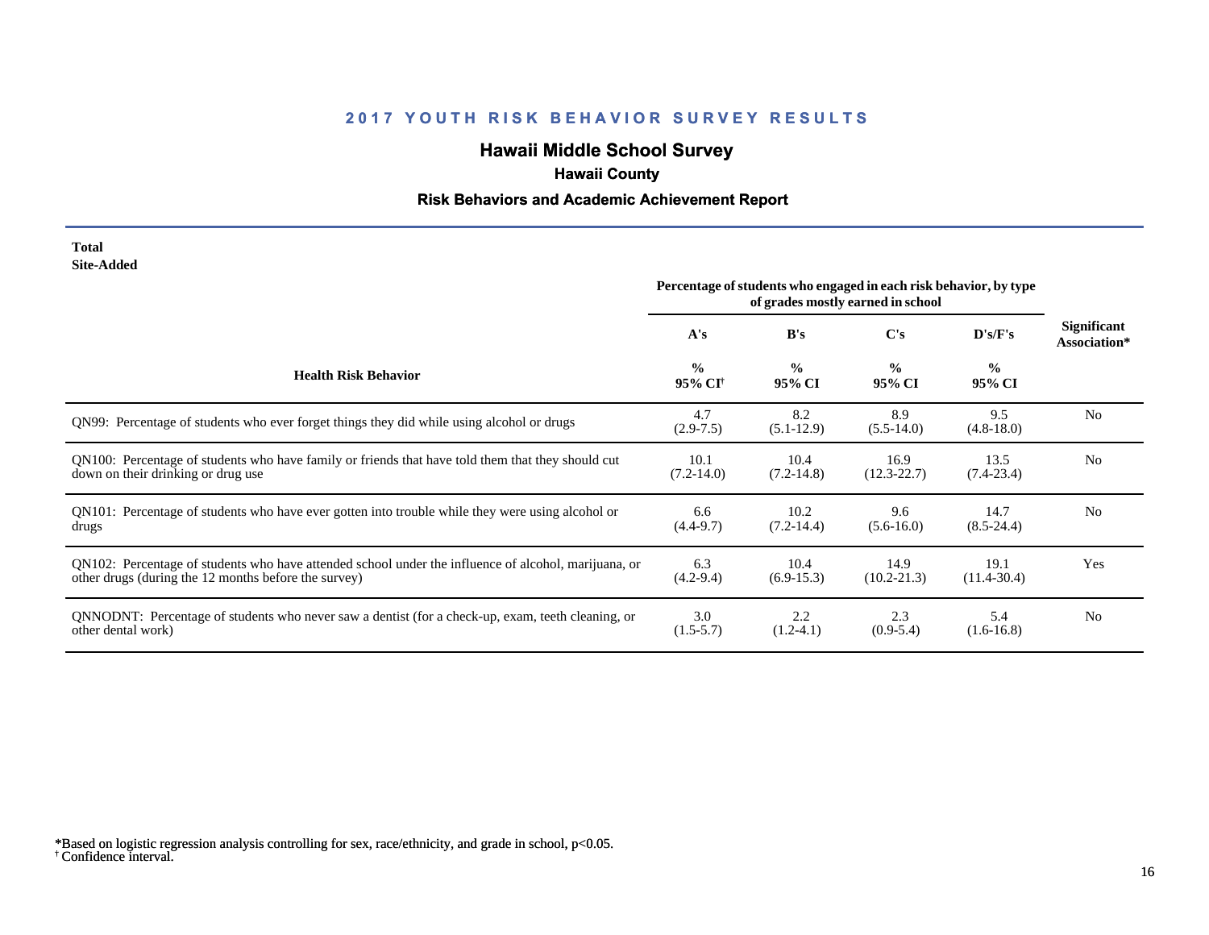## 2017 YOUTH RISK BEHAVIOR SURVEY RESULTS

### Hawaii Middle School Survey

**Hawaii County**

**Risk Behaviors and Academic Achievement Report**

**Total**
**Site-Added**

| Health Risk Behavior | Percentage of students who engaged in each risk behavior, by type of grades mostly earned in school | | | | Significant Association* |
|---|---|---|---|---|---|
| | A's | B's | C's | D's/F's | |
| | % 95% CI† | % 95% CI | % 95% CI | % 95% CI | |
| QN99: Percentage of students who ever forget things they did while using alcohol or drugs | 4.7 (2.9-7.5) | 8.2 (5.1-12.9) | 8.9 (5.5-14.0) | 9.5 (4.8-18.0) | No |
| QN100: Percentage of students who have family or friends that have told them that they should cut down on their drinking or drug use | 10.1 (7.2-14.0) | 10.4 (7.2-14.8) | 16.9 (12.3-22.7) | 13.5 (7.4-23.4) | No |
| QN101: Percentage of students who have ever gotten into trouble while they were using alcohol or drugs | 6.6 (4.4-9.7) | 10.2 (7.2-14.4) | 9.6 (5.6-16.0) | 14.7 (8.5-24.4) | No |
| QN102: Percentage of students who have attended school under the influence of alcohol, marijuana, or other drugs (during the 12 months before the survey) | 6.3 (4.2-9.4) | 10.4 (6.9-15.3) | 14.9 (10.2-21.3) | 19.1 (11.4-30.4) | Yes |
| QNNODNT: Percentage of students who never saw a dentist (for a check-up, exam, teeth cleaning, or other dental work) | 3.0 (1.5-5.7) | 2.2 (1.2-4.1) | 2.3 (0.9-5.4) | 5.4 (1.6-16.8) | No |

*Based on logistic regression analysis controlling for sex, race/ethnicity, and grade in school, $p<0.05$.
† Confidence interval.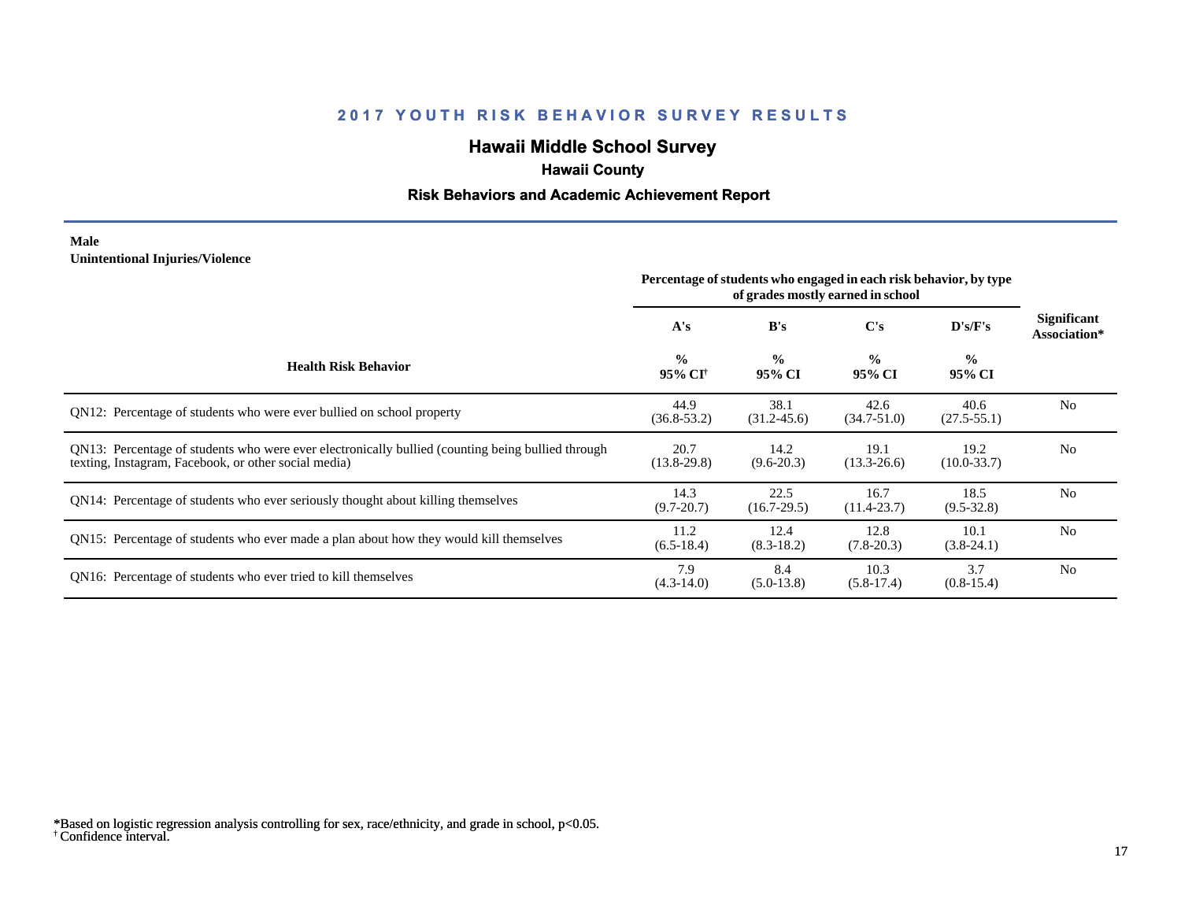## 2017 YOUTH RISK BEHAVIOR SURVEY RESULTS

### Hawaii Middle School Survey

**Hawaii County**

**Risk Behaviors and Academic Achievement Report**

**Male**
**Unintentional Injuries/Violence**

| Health Risk Behavior | Percentage of students who engaged in each risk behavior, by type of grades mostly earned in school | | | | Significant Association* |
|---|---|---|---|---|---|
| | A's | B's | C's | D's/F's | |
| | % 95% CI[†] | % 95% CI | % 95% CI | % 95% CI | |
| QN12: Percentage of students who were ever bullied on school property | 44.9 (36.8-53.2) | 38.1 (31.2-45.6) | 42.6 (34.7-51.0) | 40.6 (27.5-55.1) | No |
| QN13: Percentage of students who were ever electronically bullied (counting being bullied through texting, Instagram, Facebook, or other social media) | 20.7 (13.8-29.8) | 14.2 (9.6-20.3) | 19.1 (13.3-26.6) | 19.2 (10.0-33.7) | No |
| QN14: Percentage of students who ever seriously thought about killing themselves | 14.3 (9.7-20.7) | 22.5 (16.7-29.5) | 16.7 (11.4-23.7) | 18.5 (9.5-32.8) | No |
| QN15: Percentage of students who ever made a plan about how they would kill themselves | 11.2 (6.5-18.4) | 12.4 (8.3-18.2) | 12.8 (7.8-20.3) | 10.1 (3.8-24.1) | No |
| QN16: Percentage of students who ever tried to kill themselves | 7.9 (4.3-14.0) | 8.4 (5.0-13.8) | 10.3 (5.8-17.4) | 3.7 (0.8-15.4) | No |

*Based on logistic regression analysis controlling for sex, race/ethnicity, and grade in school, $p<0.05$.
[†] Confidence interval.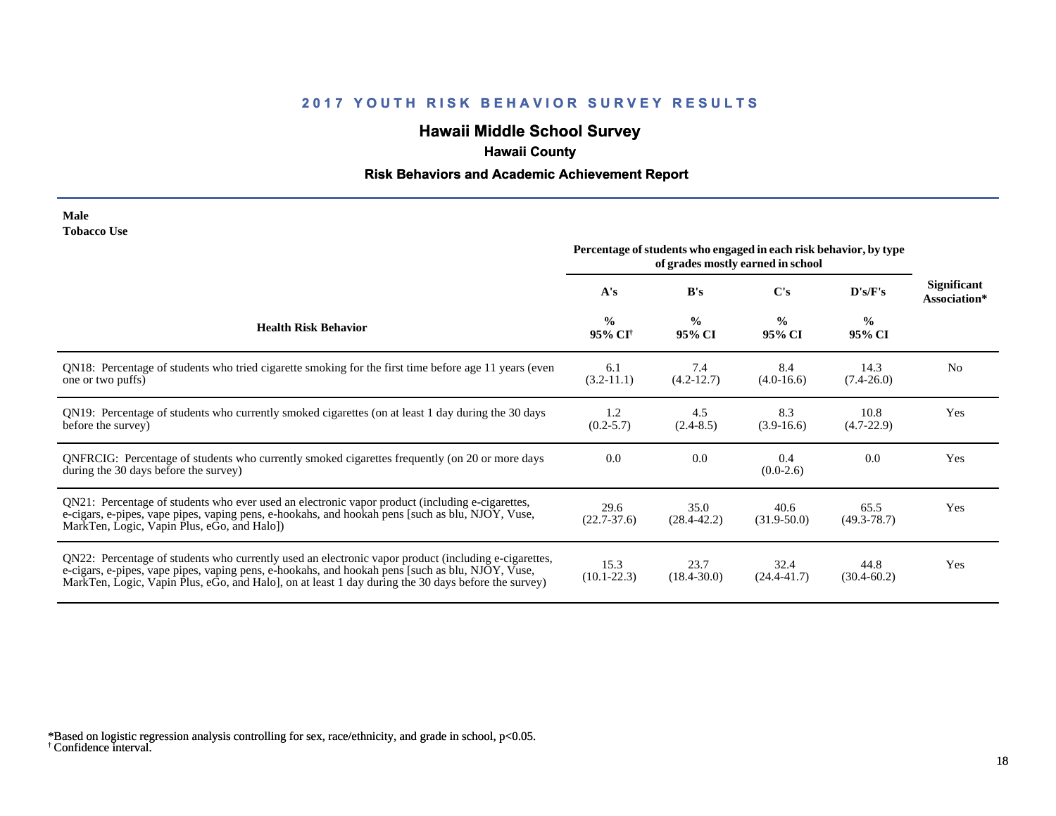# 2017 YOUTH RISK BEHAVIOR SURVEY RESULTS

## Hawaii Middle School Survey

### Hawaii County

### Risk Behaviors and Academic Achievement Report

**Male**
**Tobacco Use**

| Health Risk Behavior | Percentage of students who engaged in each risk behavior, by type of grades mostly earned in school | | | | Significant Association* |
|---|---|---|---|---|---|
| | A's | B's | C's | D's/F's | |
| | % 95% CI† | % 95% CI | % 95% CI | % 95% CI | |
| QN18: Percentage of students who tried cigarette smoking for the first time before age 11 years (even one or two puffs) | 6.1 (3.2-11.1) | 7.4 (4.2-12.7) | 8.4 (4.0-16.6) | 14.3 (7.4-26.0) | No |
| QN19: Percentage of students who currently smoked cigarettes (on at least 1 day during the 30 days before the survey) | 1.2 (0.2-5.7) | 4.5 (2.4-8.5) | 8.3 (3.9-16.6) | 10.8 (4.7-22.9) | Yes |
| QNFRCIG: Percentage of students who currently smoked cigarettes frequently (on 20 or more days during the 30 days before the survey) | 0.0 | 0.0 | 0.4 (0.0-2.6) | 0.0 | Yes |
| QN21: Percentage of students who ever used an electronic vapor product (including e-cigarettes, e-cigars, e-pipes, vape pipes, vaping pens, e-hookahs, and hookah pens [such as blu, NJOY, Vuse, MarkTen, Logic, Vapin Plus, eGo, and Halo]) | 29.6 (22.7-37.6) | 35.0 (28.4-42.2) | 40.6 (31.9-50.0) | 65.5 (49.3-78.7) | Yes |
| QN22: Percentage of students who currently used an electronic vapor product (including e-cigarettes, e-cigars, e-pipes, vape pipes, vaping pens, e-hookahs, and hookah pens [such as blu, NJOY, Vuse, MarkTen, Logic, Vapin Plus, eGo, and Halo], on at least 1 day during the 30 days before the survey) | 15.3 (10.1-22.3) | 23.7 (18.4-30.0) | 32.4 (24.4-41.7) | 44.8 (30.4-60.2) | Yes |

*Based on logistic regression analysis controlling for sex, race/ethnicity, and grade in school, $p<0.05$.
† Confidence interval.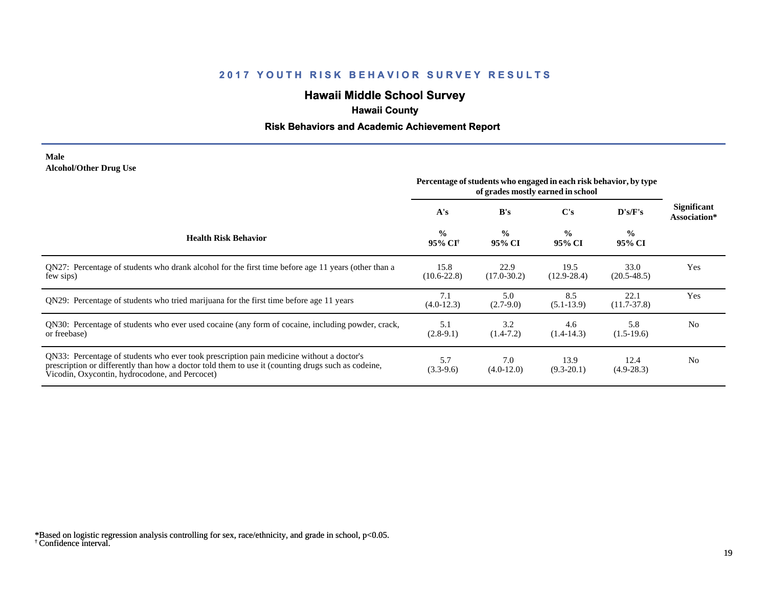# 2017 YOUTH RISK BEHAVIOR SURVEY RESULTS

## Hawaii Middle School Survey

### Hawaii County

### Risk Behaviors and Academic Achievement Report

**Male**
**Alcohol/Other Drug Use**

| Health Risk Behavior | Percentage of students who engaged in each risk behavior, by type of grades mostly earned in school | | | | Significant Association* |
|---|---|---|---|---|---|
| | A's | B's | C's | D's/F's | |
| | % 95% CI[†] | % 95% CI | % 95% CI | % 95% CI | |
| QN27: Percentage of students who drank alcohol for the first time before age 11 years (other than a few sips) | 15.8 (10.6-22.8) | 22.9 (17.0-30.2) | 19.5 (12.9-28.4) | 33.0 (20.5-48.5) | Yes |
| QN29: Percentage of students who tried marijuana for the first time before age 11 years | 7.1 (4.0-12.3) | 5.0 (2.7-9.0) | 8.5 (5.1-13.9) | 22.1 (11.7-37.8) | Yes |
| QN30: Percentage of students who ever used cocaine (any form of cocaine, including powder, crack, or freebase) | 5.1 (2.8-9.1) | 3.2 (1.4-7.2) | 4.6 (1.4-14.3) | 5.8 (1.5-19.6) | No |
| QN33: Percentage of students who ever took prescription pain medicine without a doctor's prescription or differently than how a doctor told them to use it (counting drugs such as codeine, Vicodin, Oxycontin, hydrocodone, and Percocet) | 5.7 (3.3-9.6) | 7.0 (4.0-12.0) | 13.9 (9.3-20.1) | 12.4 (4.9-28.3) | No |

*Based on logistic regression analysis controlling for sex, race/ethnicity, and grade in school, $p<0.05$.
[†] Confidence interval.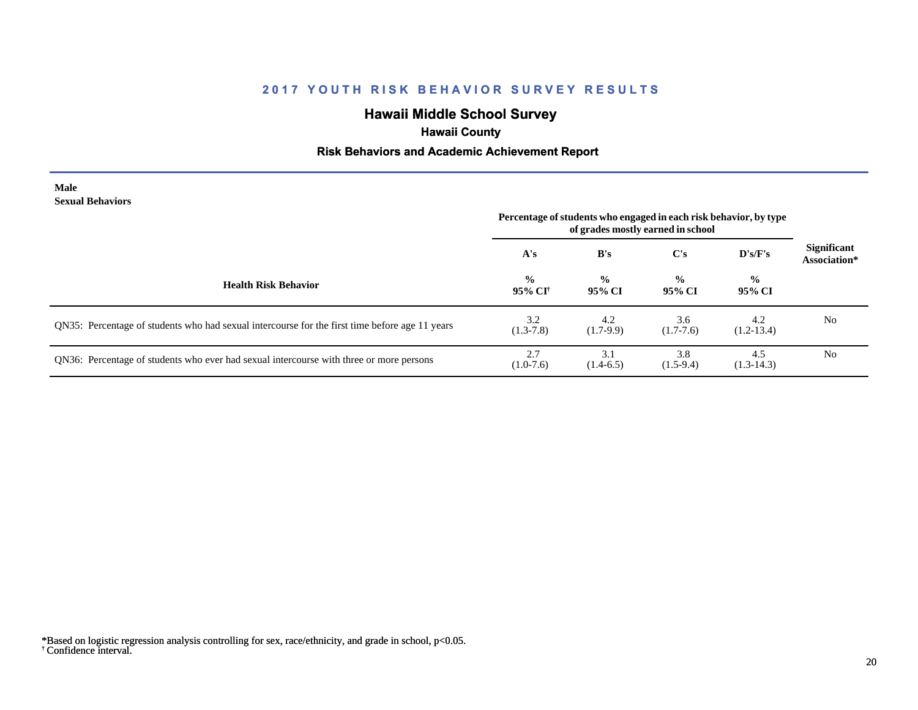## 2017 YOUTH RISK BEHAVIOR SURVEY RESULTS

### Hawaii Middle School Survey

**Hawaii County**

**Risk Behaviors and Academic Achievement Report**

**Male**
**Sexual Behaviors**

| Health Risk Behavior | Percentage of students who engaged in each risk behavior, by type of grades mostly earned in school | | | | Significant Association* |
|---|---|---|---|---|---|
| | A's | B's | C's | D's/F's | |
| | % 95% CI† | % 95% CI | % 95% CI | % 95% CI | |
| QN35: Percentage of students who had sexual intercourse for the first time before age 11 years | 3.2 (1.3-7.8) | 4.2 (1.7-9.9) | 3.6 (1.7-7.6) | 4.2 (1.2-13.4) | No |
| QN36: Percentage of students who ever had sexual intercourse with three or more persons | 2.7 (1.0-7.6) | 3.1 (1.4-6.5) | 3.8 (1.5-9.4) | 4.5 (1.3-14.3) | No |

*Based on logistic regression analysis controlling for sex, race/ethnicity, and grade in school, $p<0.05$.
† Confidence interval.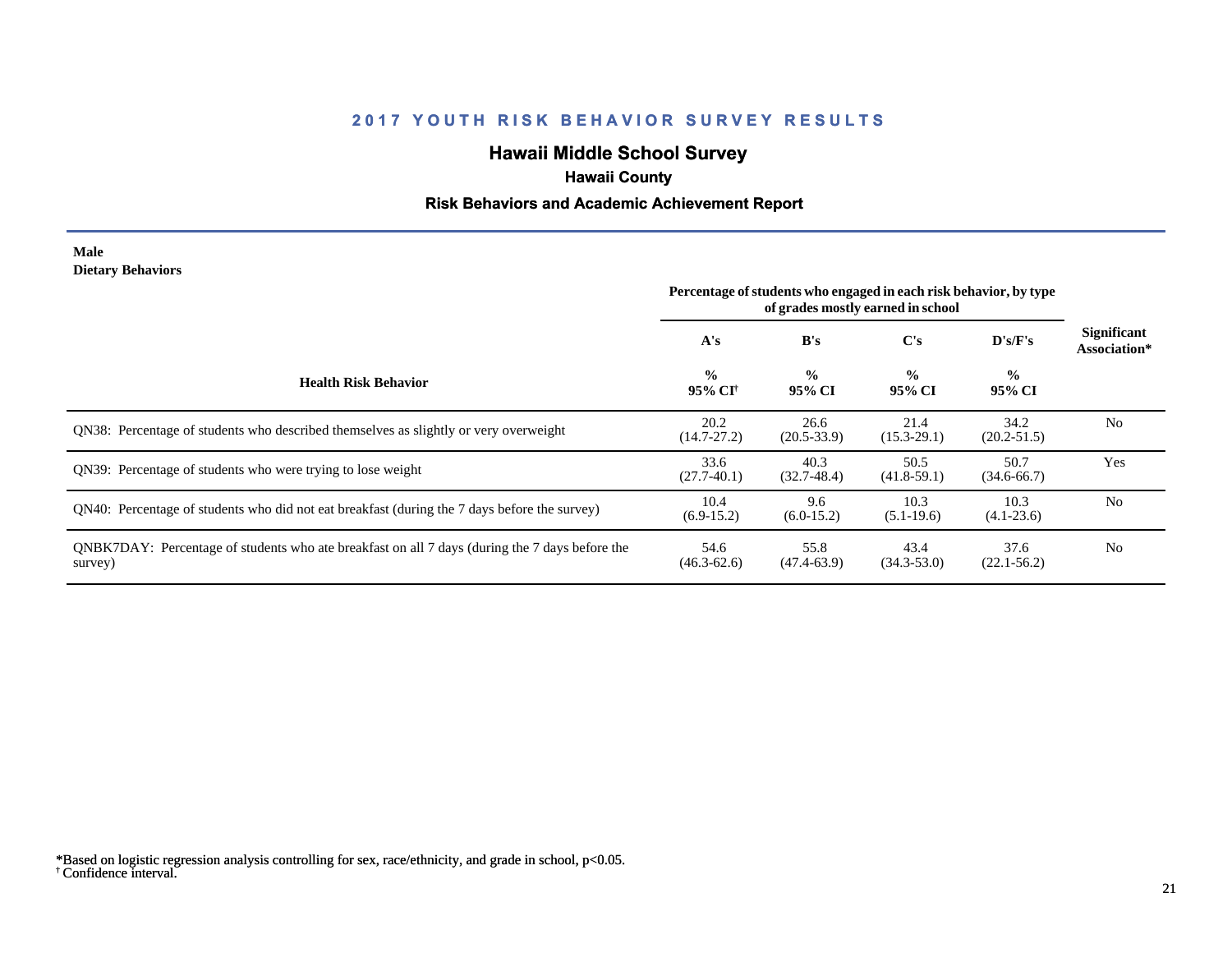# 2017 YOUTH RISK BEHAVIOR SURVEY RESULTS

## Hawaii Middle School Survey

### Hawaii County

### Risk Behaviors and Academic Achievement Report

**Male**
**Dietary Behaviors**

| Health Risk Behavior | Percentage of students who engaged in each risk behavior, by type of grades mostly earned in school | | | | Significant Association* |
|---|---|---|---|---|---|
| | A's | B's | C's | D's/F's | |
| | % 95% CI[†] | % 95% CI | % 95% CI | % 95% CI | |
| QN38: Percentage of students who described themselves as slightly or very overweight | 20.2 (14.7-27.2) | 26.6 (20.5-33.9) | 21.4 (15.3-29.1) | 34.2 (20.2-51.5) | No |
| QN39: Percentage of students who were trying to lose weight | 33.6 (27.7-40.1) | 40.3 (32.7-48.4) | 50.5 (41.8-59.1) | 50.7 (34.6-66.7) | Yes |
| QN40: Percentage of students who did not eat breakfast (during the 7 days before the survey) | 10.4 (6.9-15.2) | 9.6 (6.0-15.2) | 10.3 (5.1-19.6) | 10.3 (4.1-23.6) | No |
| QNBK7DAY: Percentage of students who ate breakfast on all 7 days (during the 7 days before the survey) | 54.6 (46.3-62.6) | 55.8 (47.4-63.9) | 43.4 (34.3-53.0) | 37.6 (22.1-56.2) | No |

*Based on logistic regression analysis controlling for sex, race/ethnicity, and grade in school, $p<0.05$.
[†] Confidence interval.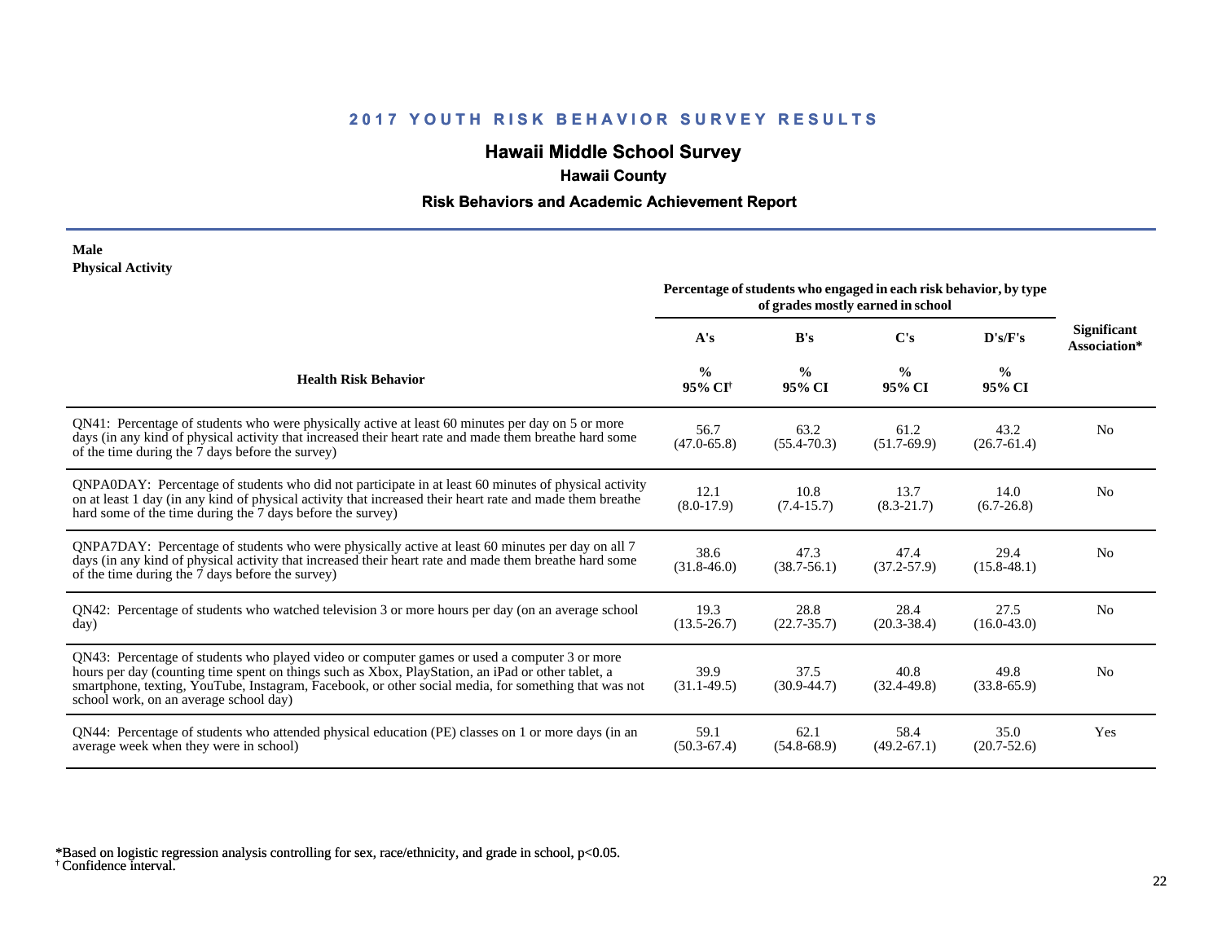## 2017 YOUTH RISK BEHAVIOR SURVEY RESULTS

### Hawaii Middle School Survey

#### Hawaii County

#### Risk Behaviors and Academic Achievement Report

**Male**
**Physical Activity**

| Health Risk Behavior | Percentage of students who engaged in each risk behavior, by type of grades mostly earned in school | | | | Significant Association* |
|---|---|---|---|---|---|
| | A's | B's | C's | D's/F's | |
| | % 95% CI† | % 95% CI | % 95% CI | % 95% CI | |
| QN41: Percentage of students who were physically active at least 60 minutes per day on 5 or more days (in any kind of physical activity that increased their heart rate and made them breathe hard some of the time during the 7 days before the survey) | 56.7 (47.0-65.8) | 63.2 (55.4-70.3) | 61.2 (51.7-69.9) | 43.2 (26.7-61.4) | No |
| QNPA0DAY: Percentage of students who did not participate in at least 60 minutes of physical activity on at least 1 day (in any kind of physical activity that increased their heart rate and made them breathe hard some of the time during the 7 days before the survey) | 12.1 (8.0-17.9) | 10.8 (7.4-15.7) | 13.7 (8.3-21.7) | 14.0 (6.7-26.8) | No |
| QNPA7DAY: Percentage of students who were physically active at least 60 minutes per day on all 7 days (in any kind of physical activity that increased their heart rate and made them breathe hard some of the time during the 7 days before the survey) | 38.6 (31.8-46.0) | 47.3 (38.7-56.1) | 47.4 (37.2-57.9) | 29.4 (15.8-48.1) | No |
| QN42: Percentage of students who watched television 3 or more hours per day (on an average school day) | 19.3 (13.5-26.7) | 28.8 (22.7-35.7) | 28.4 (20.3-38.4) | 27.5 (16.0-43.0) | No |
| QN43: Percentage of students who played video or computer games or used a computer 3 or more hours per day (counting time spent on things such as Xbox, PlayStation, an iPad or other tablet, a smartphone, texting, YouTube, Instagram, Facebook, or other social media, for something that was not school work, on an average school day) | 39.9 (31.1-49.5) | 37.5 (30.9-44.7) | 40.8 (32.4-49.8) | 49.8 (33.8-65.9) | No |
| QN44: Percentage of students who attended physical education (PE) classes on 1 or more days (in an average week when they were in school) | 59.1 (50.3-67.4) | 62.1 (54.8-68.9) | 58.4 (49.2-67.1) | 35.0 (20.7-52.6) | Yes |

*Based on logistic regression analysis controlling for sex, race/ethnicity, and grade in school, $p<0.05$.
† Confidence interval.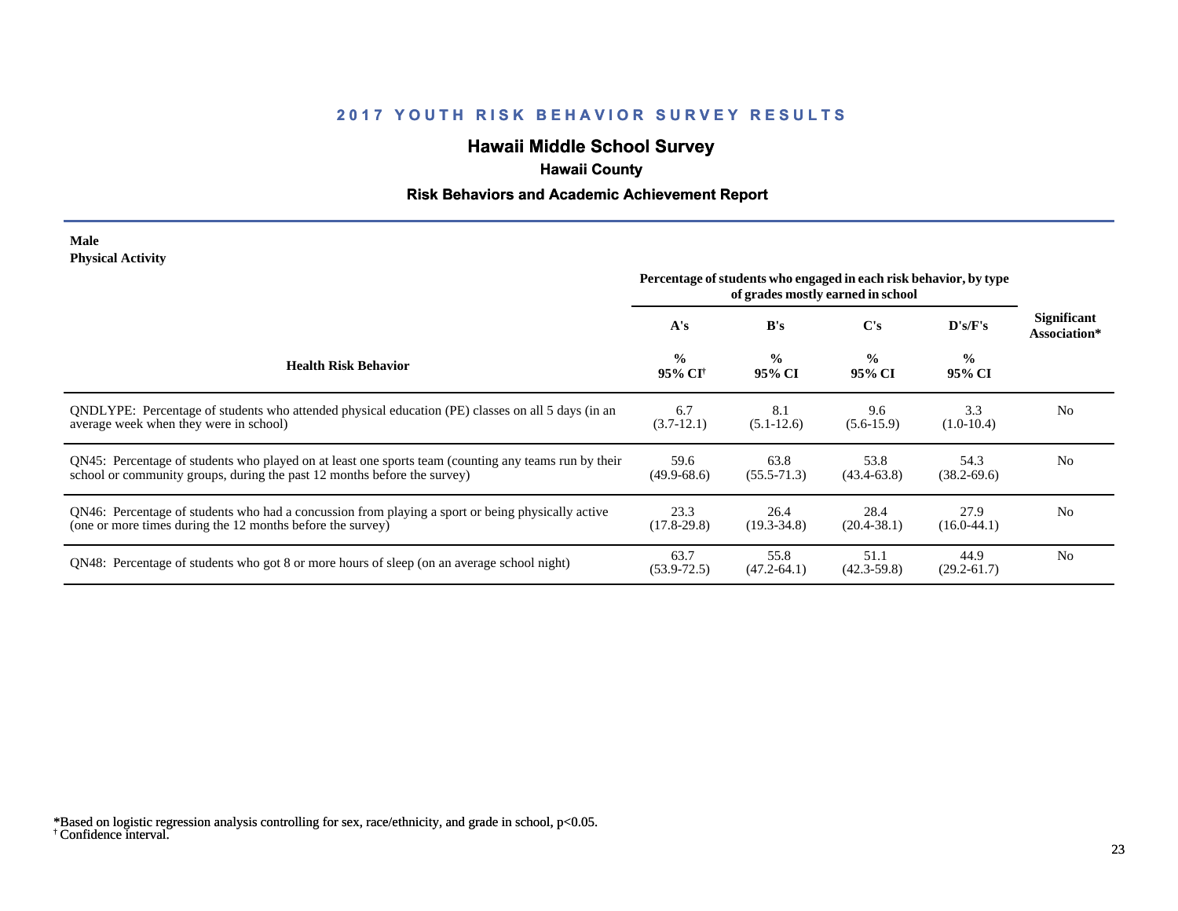# 2017 YOUTH RISK BEHAVIOR SURVEY RESULTS

## Hawaii Middle School Survey

### Hawaii County

### Risk Behaviors and Academic Achievement Report

**Male**
**Physical Activity**

| Health Risk Behavior | Percentage of students who engaged in each risk behavior, by type of grades mostly earned in school | | | | Significant Association* |
|---|---|---|---|---|---|
| | A's | B's | C's | D's/F's | |
| | % 95% CI[†] | % 95% CI | % 95% CI | % 95% CI | |
| QNDLYPE: Percentage of students who attended physical education (PE) classes on all 5 days (in an average week when they were in school) | 6.7 (3.7-12.1) | 8.1 (5.1-12.6) | 9.6 (5.6-15.9) | 3.3 (1.0-10.4) | No |
| QN45: Percentage of students who played on at least one sports team (counting any teams run by their school or community groups, during the past 12 months before the survey) | 59.6 (49.9-68.6) | 63.8 (55.5-71.3) | 53.8 (43.4-63.8) | 54.3 (38.2-69.6) | No |
| QN46: Percentage of students who had a concussion from playing a sport or being physically active (one or more times during the 12 months before the survey) | 23.3 (17.8-29.8) | 26.4 (19.3-34.8) | 28.4 (20.4-38.1) | 27.9 (16.0-44.1) | No |
| QN48: Percentage of students who got 8 or more hours of sleep (on an average school night) | 63.7 (53.9-72.5) | 55.8 (47.2-64.1) | 51.1 (42.3-59.8) | 44.9 (29.2-61.7) | No |

*Based on logistic regression analysis controlling for sex, race/ethnicity, and grade in school, $p<0.05$.
† Confidence interval.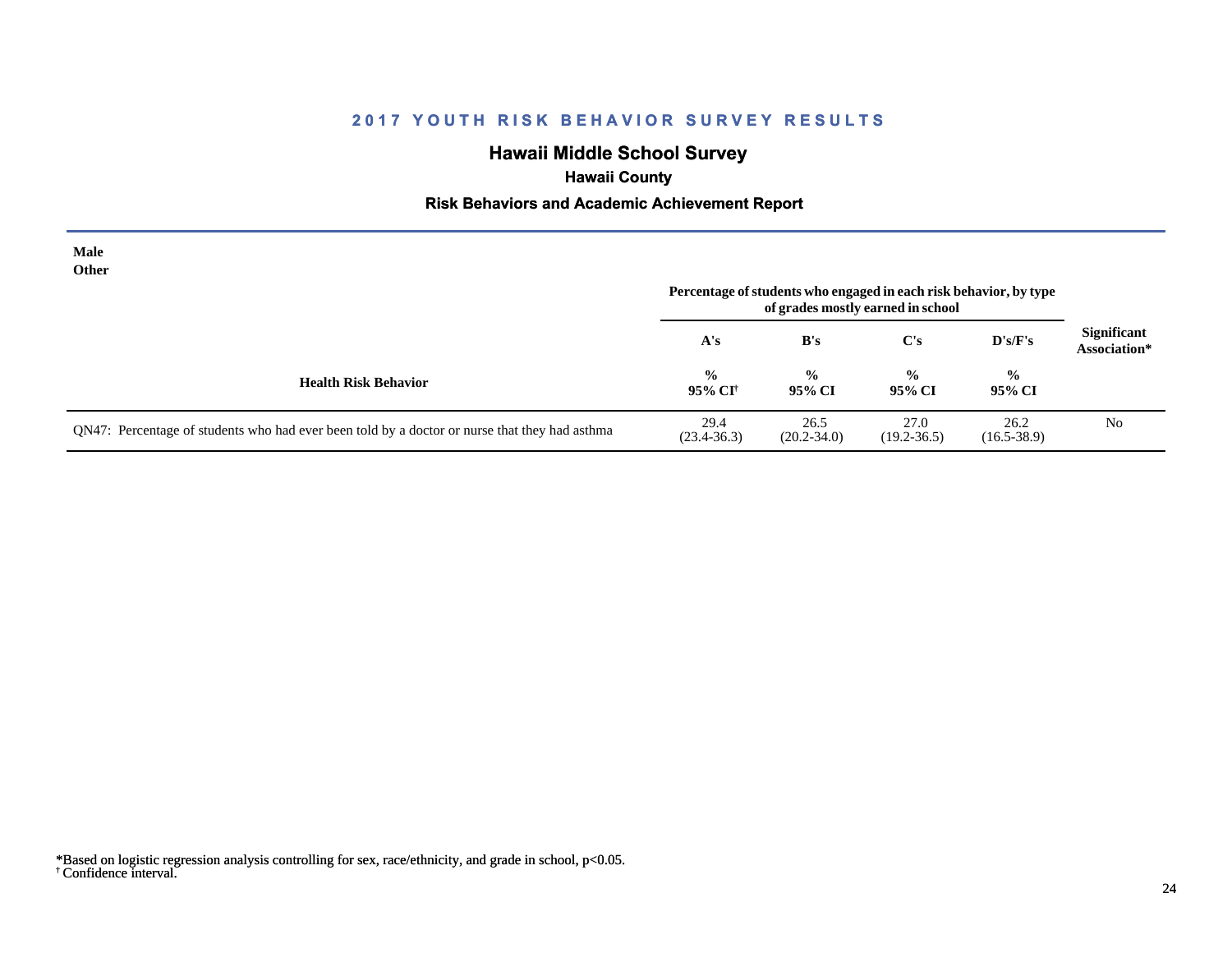## 2017 YOUTH RISK BEHAVIOR SURVEY RESULTS

### Hawaii Middle School Survey

**Hawaii County**

**Risk Behaviors and Academic Achievement Report**

**Male**
**Other**

| Health Risk Behavior | A's % 95% CI[†] | B's % 95% CI | C's % 95% CI | D's/F's % 95% CI | Significant Association* |
|---|---|---|---|---|---|
| | Percentage of students who engaged in each risk behavior, by type of grades mostly earned in school | | | | |
| QN47: Percentage of students who had ever been told by a doctor or nurse that they had asthma | 29.4 (23.4-36.3) | 26.5 (20.2-34.0) | 27.0 (19.2-36.5) | 26.2 (16.5-38.9) | No |

*Based on logistic regression analysis controlling for sex, race/ethnicity, and grade in school, p<0.05.
[†] Confidence interval.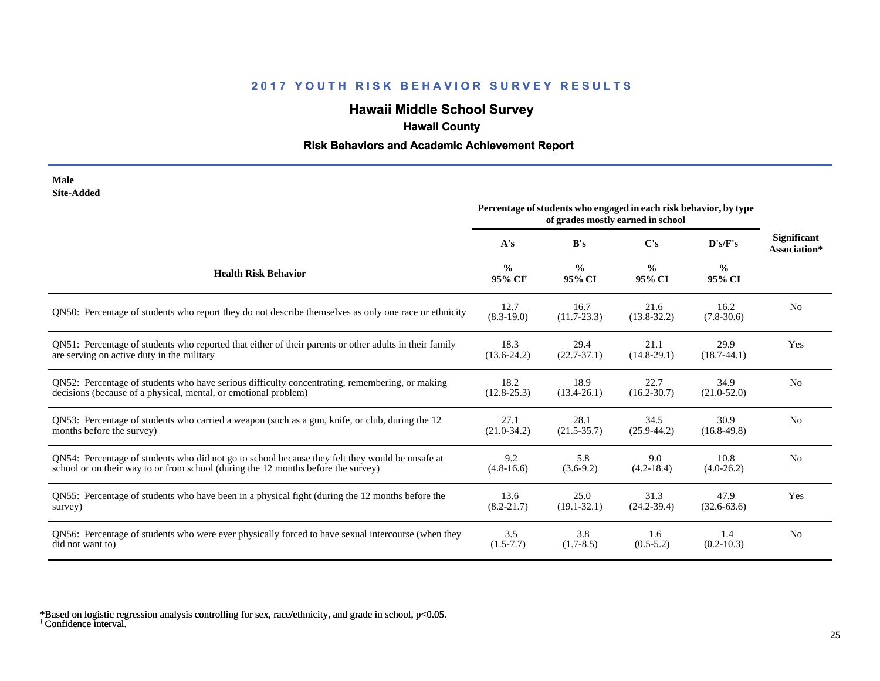## 2017 YOUTH RISK BEHAVIOR SURVEY RESULTS

# Hawaii Middle School Survey

### Hawaii County

### Risk Behaviors and Academic Achievement Report

**Male**
**Site-Added**

| Health Risk Behavior | Percentage of students who engaged in each risk behavior, by type of grades mostly earned in school | | | | Significant Association* |
|---|---|---|---|---|---|
| | A's | B's | C's | D's/F's | |
| | % 95% CI[†] | % 95% CI | % 95% CI | % 95% CI | |
| QN50: Percentage of students who report they do not describe themselves as only one race or ethnicity | 12.7 (8.3-19.0) | 16.7 (11.7-23.3) | 21.6 (13.8-32.2) | 16.2 (7.8-30.6) | No |
| QN51: Percentage of students who reported that either of their parents or other adults in their family are serving on active duty in the military | 18.3 (13.6-24.2) | 29.4 (22.7-37.1) | 21.1 (14.8-29.1) | 29.9 (18.7-44.1) | Yes |
| QN52: Percentage of students who have serious difficulty concentrating, remembering, or making decisions (because of a physical, mental, or emotional problem) | 18.2 (12.8-25.3) | 18.9 (13.4-26.1) | 22.7 (16.2-30.7) | 34.9 (21.0-52.0) | No |
| QN53: Percentage of students who carried a weapon (such as a gun, knife, or club, during the 12 months before the survey) | 27.1 (21.0-34.2) | 28.1 (21.5-35.7) | 34.5 (25.9-44.2) | 30.9 (16.8-49.8) | No |
| QN54: Percentage of students who did not go to school because they felt they would be unsafe at school or on their way to or from school (during the 12 months before the survey) | 9.2 (4.8-16.6) | 5.8 (3.6-9.2) | 9.0 (4.2-18.4) | 10.8 (4.0-26.2) | No |
| QN55: Percentage of students who have been in a physical fight (during the 12 months before the survey) | 13.6 (8.2-21.7) | 25.0 (19.1-32.1) | 31.3 (24.2-39.4) | 47.9 (32.6-63.6) | Yes |
| QN56: Percentage of students who were ever physically forced to have sexual intercourse (when they did not want to) | 3.5 (1.5-7.7) | 3.8 (1.7-8.5) | 1.6 (0.5-5.2) | 1.4 (0.2-10.3) | No |

*Based on logistic regression analysis controlling for sex, race/ethnicity, and grade in school, $p<0.05$.
[†] Confidence interval.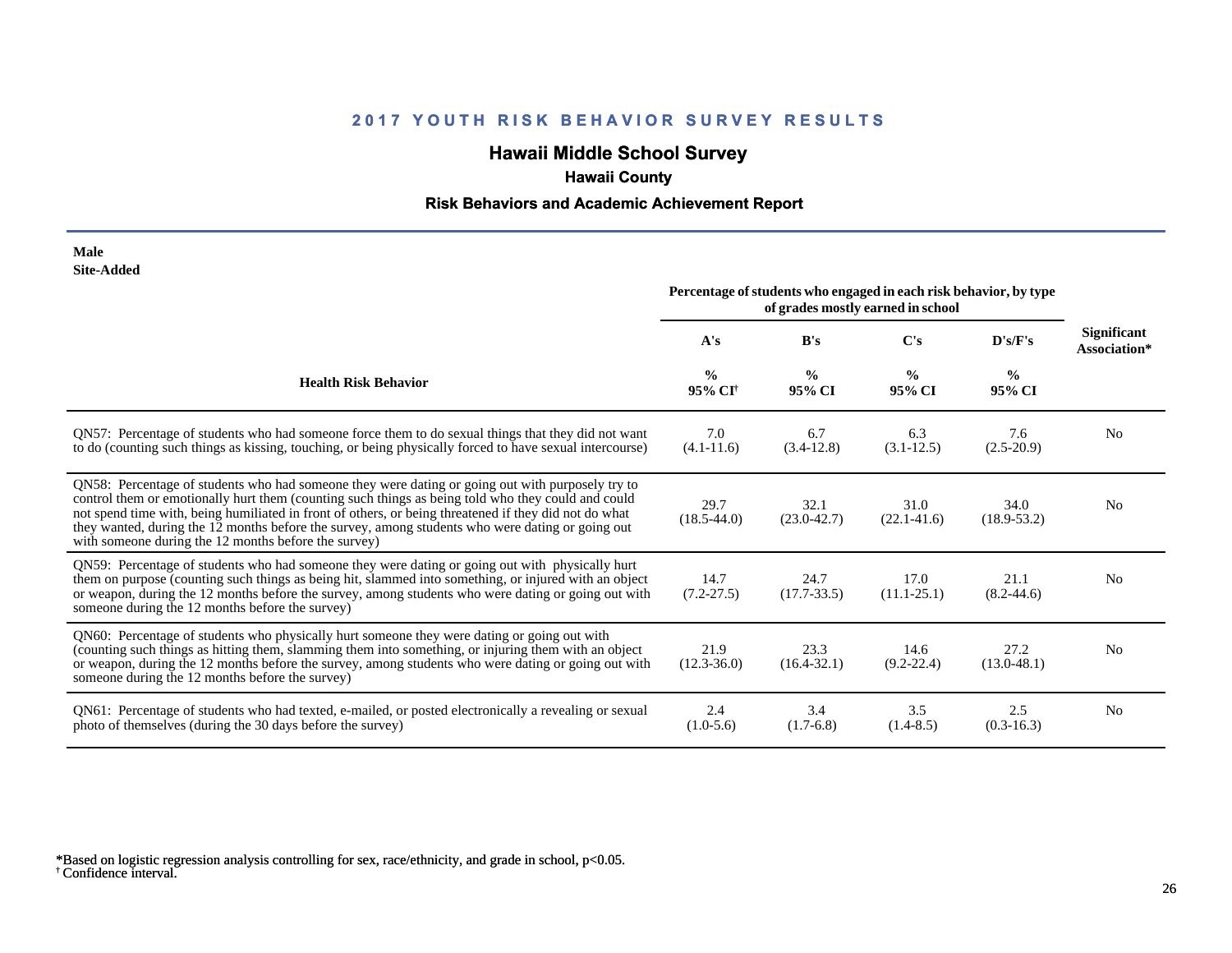## 2017 YOUTH RISK BEHAVIOR SURVEY RESULTS

# Hawaii Middle School Survey

### Hawaii County

### Risk Behaviors and Academic Achievement Report

**Male**
**Site-Added**

| Health Risk Behavior | Percentage of students who engaged in each risk behavior, by type of grades mostly earned in school | | | | Significant Association* |
|---|---|---|---|---|---|
| | A's | B's | C's | D's/F's | |
| | % 95% CI[†] | % 95% CI | % 95% CI | % 95% CI | |
| QN57: Percentage of students who had someone force them to do sexual things that they did not want to do (counting such things as kissing, touching, or being physically forced to have sexual intercourse) | 7.0 (4.1-11.6) | 6.7 (3.4-12.8) | 6.3 (3.1-12.5) | 7.6 (2.5-20.9) | No |
| QN58: Percentage of students who had someone they were dating or going out with purposely try to control them or emotionally hurt them (counting such things as being told who they could and could not spend time with, being humiliated in front of others, or being threatened if they did not do what they wanted, during the 12 months before the survey, among students who were dating or going out with someone during the 12 months before the survey) | 29.7 (18.5-44.0) | 32.1 (23.0-42.7) | 31.0 (22.1-41.6) | 34.0 (18.9-53.2) | No |
| QN59: Percentage of students who had someone they were dating or going out with physically hurt them on purpose (counting such things as being hit, slammed into something, or injured with an object or weapon, during the 12 months before the survey, among students who were dating or going out with someone during the 12 months before the survey) | 14.7 (7.2-27.5) | 24.7 (17.7-33.5) | 17.0 (11.1-25.1) | 21.1 (8.2-44.6) | No |
| QN60: Percentage of students who physically hurt someone they were dating or going out with (counting such things as hitting them, slamming them into something, or injuring them with an object or weapon, during the 12 months before the survey, among students who were dating or going out with someone during the 12 months before the survey) | 21.9 (12.3-36.0) | 23.3 (16.4-32.1) | 14.6 (9.2-22.4) | 27.2 (13.0-48.1) | No |
| QN61: Percentage of students who had texted, e-mailed, or posted electronically a revealing or sexual photo of themselves (during the 30 days before the survey) | 2.4 (1.0-5.6) | 3.4 (1.7-6.8) | 3.5 (1.4-8.5) | 2.5 (0.3-16.3) | No |

*Based on logistic regression analysis controlling for sex, race/ethnicity, and grade in school, $p<0.05$.
[†] Confidence interval.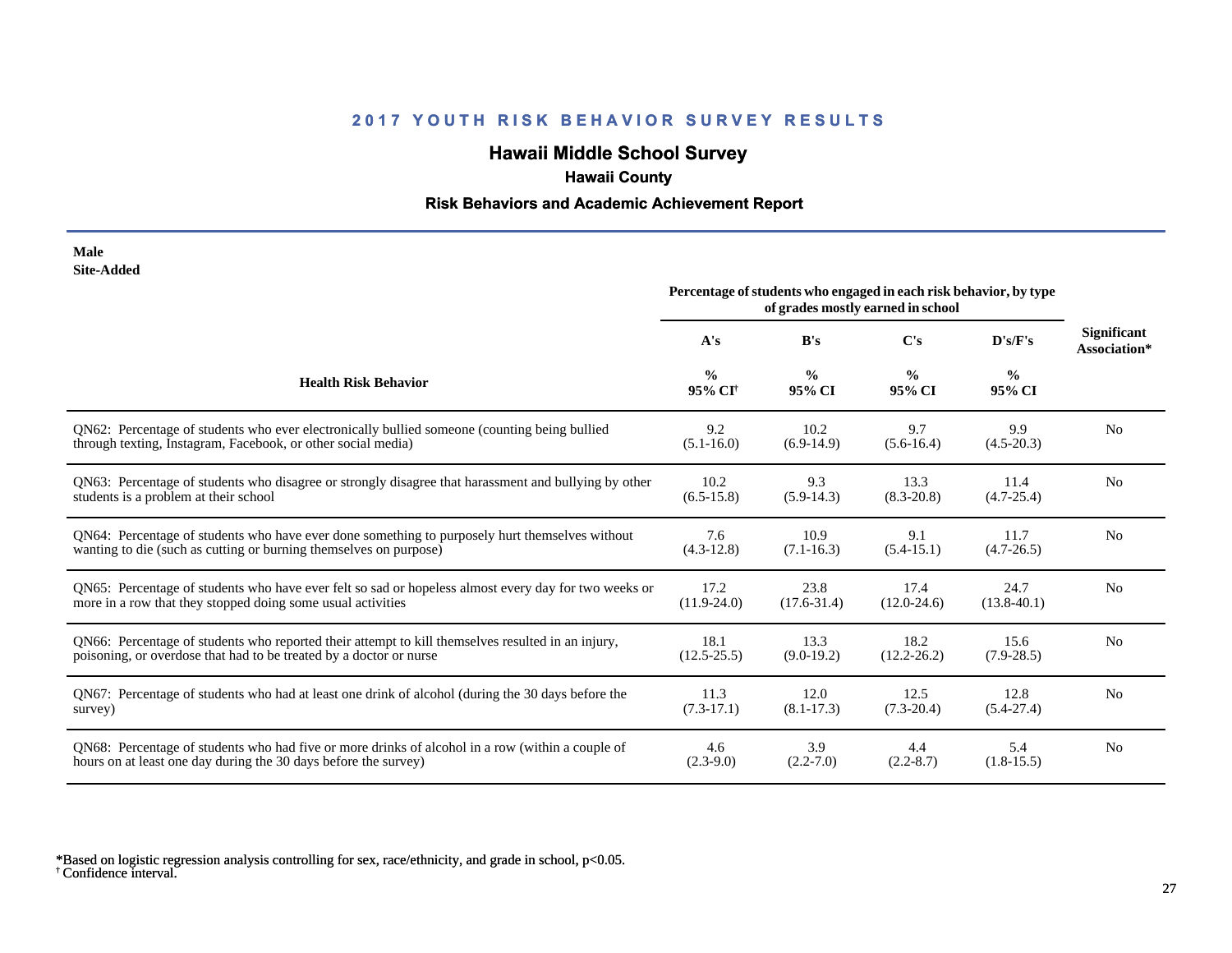## 2017 YOUTH RISK BEHAVIOR SURVEY RESULTS

## Hawaii Middle School Survey

### Hawaii County

### Risk Behaviors and Academic Achievement Report

**Male**
**Site-Added**

| Health Risk Behavior | Percentage of students who engaged in each risk behavior, by type of grades mostly earned in school | | | | Significant Association* |
|---|---|---|---|---|---|
| | A's | B's | C's | D's/F's | |
| | % 95% CI[†] | % 95% CI | % 95% CI | % 95% CI | |
| QN62: Percentage of students who ever electronically bullied someone (counting being bullied through texting, Instagram, Facebook, or other social media) | 9.2 (5.1-16.0) | 10.2 (6.9-14.9) | 9.7 (5.6-16.4) | 9.9 (4.5-20.3) | No |
| QN63: Percentage of students who disagree or strongly disagree that harassment and bullying by other students is a problem at their school | 10.2 (6.5-15.8) | 9.3 (5.9-14.3) | 13.3 (8.3-20.8) | 11.4 (4.7-25.4) | No |
| QN64: Percentage of students who have ever done something to purposely hurt themselves without wanting to die (such as cutting or burning themselves on purpose) | 7.6 (4.3-12.8) | 10.9 (7.1-16.3) | 9.1 (5.4-15.1) | 11.7 (4.7-26.5) | No |
| QN65: Percentage of students who have ever felt so sad or hopeless almost every day for two weeks or more in a row that they stopped doing some usual activities | 17.2 (11.9-24.0) | 23.8 (17.6-31.4) | 17.4 (12.0-24.6) | 24.7 (13.8-40.1) | No |
| QN66: Percentage of students who reported their attempt to kill themselves resulted in an injury, poisoning, or overdose that had to be treated by a doctor or nurse | 18.1 (12.5-25.5) | 13.3 (9.0-19.2) | 18.2 (12.2-26.2) | 15.6 (7.9-28.5) | No |
| QN67: Percentage of students who had at least one drink of alcohol (during the 30 days before the survey) | 11.3 (7.3-17.1) | 12.0 (8.1-17.3) | 12.5 (7.3-20.4) | 12.8 (5.4-27.4) | No |
| QN68: Percentage of students who had five or more drinks of alcohol in a row (within a couple of hours on at least one day during the 30 days before the survey) | 4.6 (2.3-9.0) | 3.9 (2.2-7.0) | 4.4 (2.2-8.7) | 5.4 (1.8-15.5) | No |

*Based on logistic regression analysis controlling for sex, race/ethnicity, and grade in school, $p<0.05$.
[†] Confidence interval.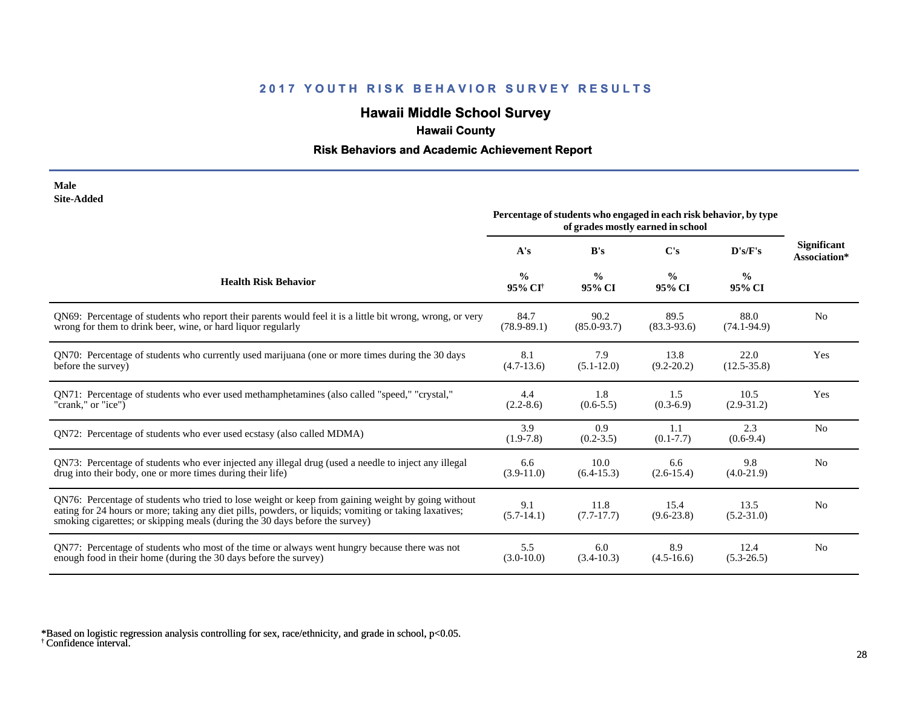## 2017 YOUTH RISK BEHAVIOR SURVEY RESULTS

### Hawaii Middle School Survey

**Hawaii County**

**Risk Behaviors and Academic Achievement Report**

**Male**
**Site-Added**

| Health Risk Behavior | Percentage of students who engaged in each risk behavior, by type of grades mostly earned in school | | | | Significant Association* |
|---|---|---|---|---|---|
| | A's | B's | C's | D's/F's | |
| | % 95% CI† | % 95% CI | % 95% CI | % 95% CI | |
| QN69: Percentage of students who report their parents would feel it is a little bit wrong, wrong, or very wrong for them to drink beer, wine, or hard liquor regularly | 84.7 (78.9-89.1) | 90.2 (85.0-93.7) | 89.5 (83.3-93.6) | 88.0 (74.1-94.9) | No |
| QN70: Percentage of students who currently used marijuana (one or more times during the 30 days before the survey) | 8.1 (4.7-13.6) | 7.9 (5.1-12.0) | 13.8 (9.2-20.2) | 22.0 (12.5-35.8) | Yes |
| QN71: Percentage of students who ever used methamphetamines (also called "speed," "crystal," "crank," or "ice") | 4.4 (2.2-8.6) | 1.8 (0.6-5.5) | 1.5 (0.3-6.9) | 10.5 (2.9-31.2) | Yes |
| QN72: Percentage of students who ever used ecstasy (also called MDMA) | 3.9 (1.9-7.8) | 0.9 (0.2-3.5) | 1.1 (0.1-7.7) | 2.3 (0.6-9.4) | No |
| QN73: Percentage of students who ever injected any illegal drug (used a needle to inject any illegal drug into their body, one or more times during their life) | 6.6 (3.9-11.0) | 10.0 (6.4-15.3) | 6.6 (2.6-15.4) | 9.8 (4.0-21.9) | No |
| QN76: Percentage of students who tried to lose weight or keep from gaining weight by going without eating for 24 hours or more; taking any diet pills, powders, or liquids; vomiting or taking laxatives; smoking cigarettes; or skipping meals (during the 30 days before the survey) | 9.1 (5.7-14.1) | 11.8 (7.7-17.7) | 15.4 (9.6-23.8) | 13.5 (5.2-31.0) | No |
| QN77: Percentage of students who most of the time or always went hungry because there was not enough food in their home (during the 30 days before the survey) | 5.5 (3.0-10.0) | 6.0 (3.4-10.3) | 8.9 (4.5-16.6) | 12.4 (5.3-26.5) | No |

*Based on logistic regression analysis controlling for sex, race/ethnicity, and grade in school, $p<0.05$.
† Confidence interval.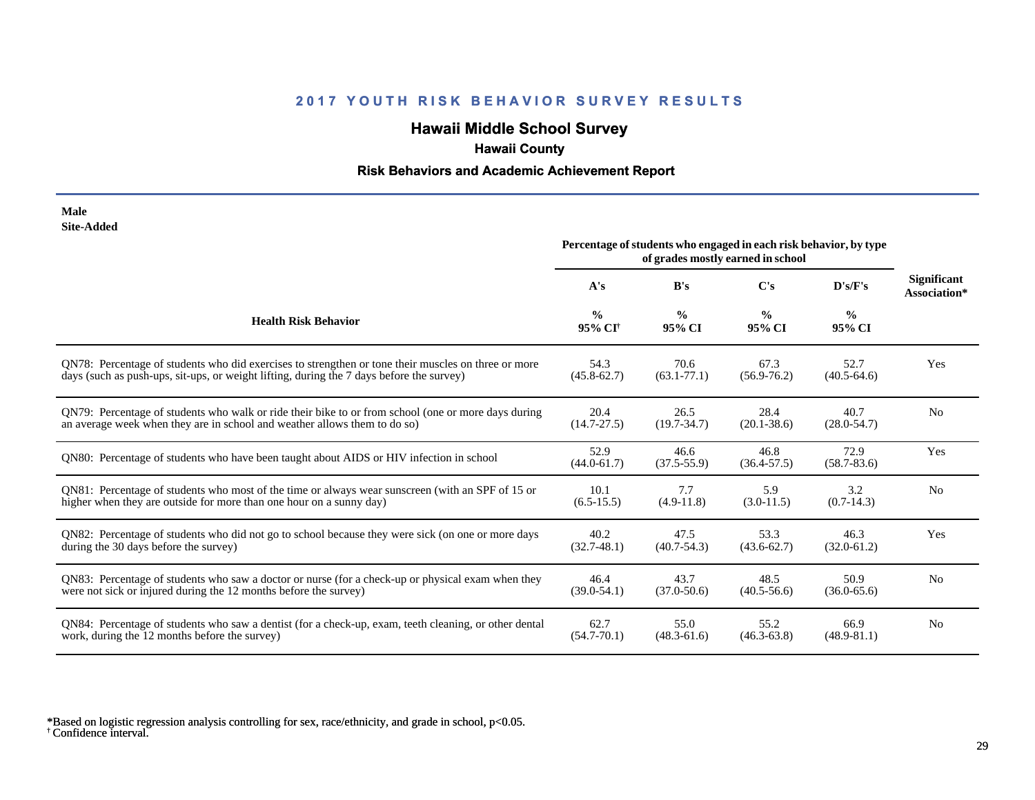## 2017 YOUTH RISK BEHAVIOR SURVEY RESULTS

## Hawaii Middle School Survey

### Hawaii County

### Risk Behaviors and Academic Achievement Report

**Male**
**Site-Added**

| Health Risk Behavior | Percentage of students who engaged in each risk behavior, by type of grades mostly earned in school | | | | Significant Association* |
|---|---|---|---|---|---|
| | A's | B's | C's | D's/F's | |
| | % 95% CI† | % 95% CI | % 95% CI | % 95% CI | |
| QN78: Percentage of students who did exercises to strengthen or tone their muscles on three or more days (such as push-ups, sit-ups, or weight lifting, during the 7 days before the survey) | 54.3 (45.8-62.7) | 70.6 (63.1-77.1) | 67.3 (56.9-76.2) | 52.7 (40.5-64.6) | Yes |
| QN79: Percentage of students who walk or ride their bike to or from school (one or more days during an average week when they are in school and weather allows them to do so) | 20.4 (14.7-27.5) | 26.5 (19.7-34.7) | 28.4 (20.1-38.6) | 40.7 (28.0-54.7) | No |
| QN80: Percentage of students who have been taught about AIDS or HIV infection in school | 52.9 (44.0-61.7) | 46.6 (37.5-55.9) | 46.8 (36.4-57.5) | 72.9 (58.7-83.6) | Yes |
| QN81: Percentage of students who most of the time or always wear sunscreen (with an SPF of 15 or higher when they are outside for more than one hour on a sunny day) | 10.1 (6.5-15.5) | 7.7 (4.9-11.8) | 5.9 (3.0-11.5) | 3.2 (0.7-14.3) | No |
| QN82: Percentage of students who did not go to school because they were sick (on one or more days during the 30 days before the survey) | 40.2 (32.7-48.1) | 47.5 (40.7-54.3) | 53.3 (43.6-62.7) | 46.3 (32.0-61.2) | Yes |
| QN83: Percentage of students who saw a doctor or nurse (for a check-up or physical exam when they were not sick or injured during the 12 months before the survey) | 46.4 (39.0-54.1) | 43.7 (37.0-50.6) | 48.5 (40.5-56.6) | 50.9 (36.0-65.6) | No |
| QN84: Percentage of students who saw a dentist (for a check-up, exam, teeth cleaning, or other dental work, during the 12 months before the survey) | 62.7 (54.7-70.1) | 55.0 (48.3-61.6) | 55.2 (46.3-63.8) | 66.9 (48.9-81.1) | No |

*Based on logistic regression analysis controlling for sex, race/ethnicity, and grade in school, $p<0.05$.
† Confidence interval.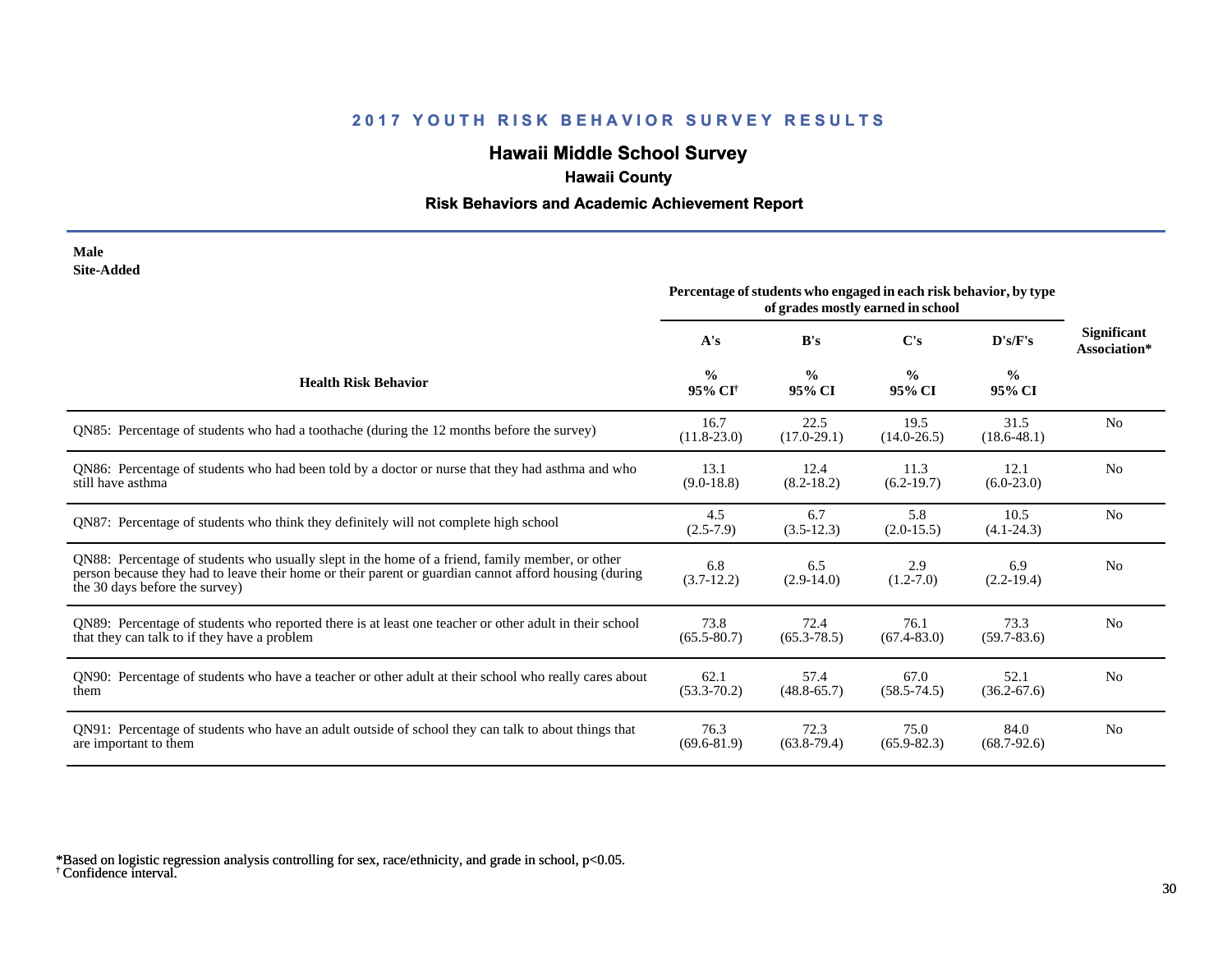## 2017 YOUTH RISK BEHAVIOR SURVEY RESULTS

## Hawaii Middle School Survey

### Hawaii County

### Risk Behaviors and Academic Achievement Report

**Male**
**Site-Added**

| Health Risk Behavior | A's % 95% CI[†] | B's % 95% CI | C's % 95% CI | D's/F's % 95% CI | Significant Association* |
|---|---|---|---|---|---|
| | *Percentage of students who engaged in each risk behavior, by type of grades mostly earned in school* | | | | |
| QN85: Percentage of students who had a toothache (during the 12 months before the survey) | 16.7 (11.8-23.0) | 22.5 (17.0-29.1) | 19.5 (14.0-26.5) | 31.5 (18.6-48.1) | No |
| QN86: Percentage of students who had been told by a doctor or nurse that they had asthma and who still have asthma | 13.1 (9.0-18.8) | 12.4 (8.2-18.2) | 11.3 (6.2-19.7) | 12.1 (6.0-23.0) | No |
| QN87: Percentage of students who think they definitely will not complete high school | 4.5 (2.5-7.9) | 6.7 (3.5-12.3) | 5.8 (2.0-15.5) | 10.5 (4.1-24.3) | No |
| QN88: Percentage of students who usually slept in the home of a friend, family member, or other person because they had to leave their home or their parent or guardian cannot afford housing (during the 30 days before the survey) | 6.8 (3.7-12.2) | 6.5 (2.9-14.0) | 2.9 (1.2-7.0) | 6.9 (2.2-19.4) | No |
| QN89: Percentage of students who reported there is at least one teacher or other adult in their school that they can talk to if they have a problem | 73.8 (65.5-80.7) | 72.4 (65.3-78.5) | 76.1 (67.4-83.0) | 73.3 (59.7-83.6) | No |
| QN90: Percentage of students who have a teacher or other adult at their school who really cares about them | 62.1 (53.3-70.2) | 57.4 (48.8-65.7) | 67.0 (58.5-74.5) | 52.1 (36.2-67.6) | No |
| QN91: Percentage of students who have an adult outside of school they can talk to about things that are important to them | 76.3 (69.6-81.9) | 72.3 (63.8-79.4) | 75.0 (65.9-82.3) | 84.0 (68.7-92.6) | No |

*Based on logistic regression analysis controlling for sex, race/ethnicity, and grade in school, $p<0.05$.
[†] Confidence interval.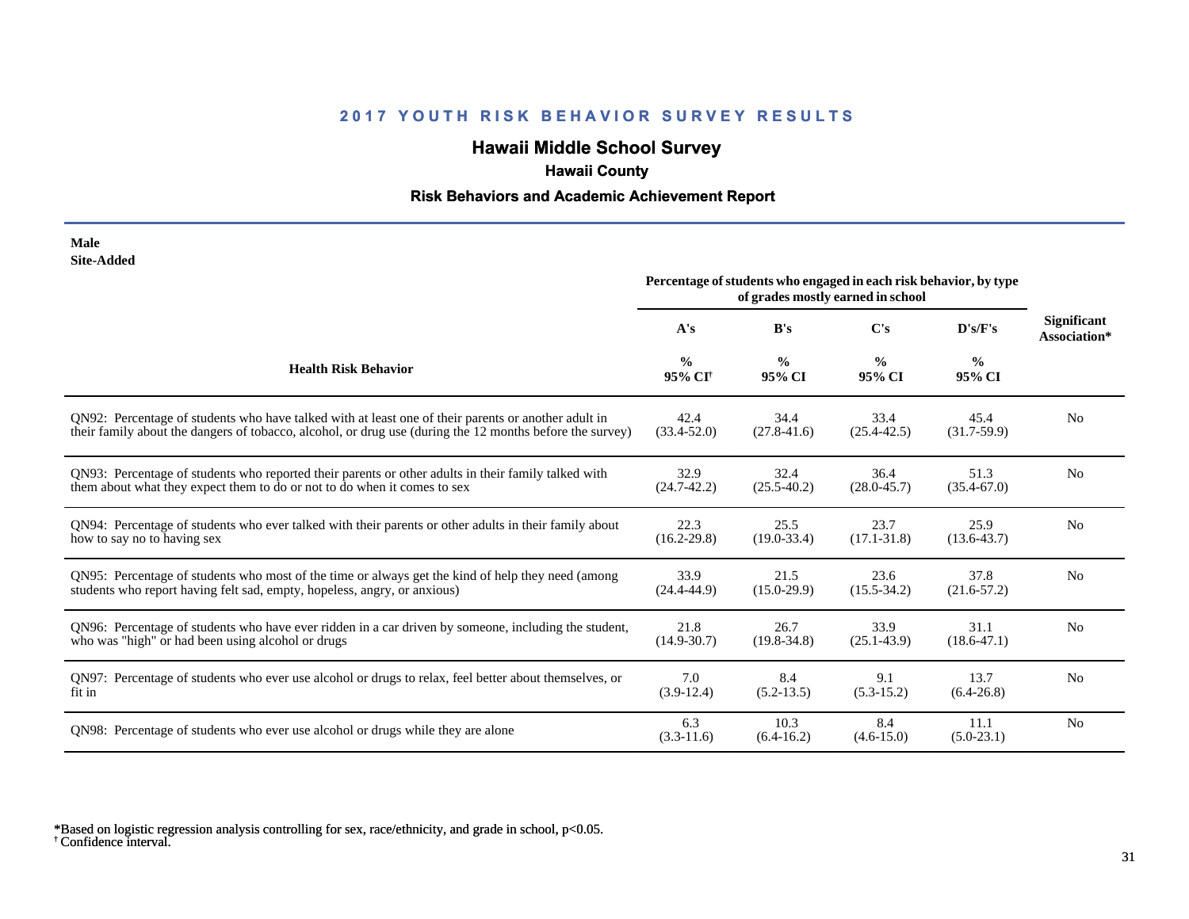## 2017 YOUTH RISK BEHAVIOR SURVEY RESULTS

# Hawaii Middle School Survey

### Hawaii County

### Risk Behaviors and Academic Achievement Report

**Male**
**Site-Added**

| Health Risk Behavior | A's % 95% CI[†] | B's % 95% CI | C's % 95% CI | D's/F's % 95% CI | Significant Association* |
|---|---|---|---|---|---|
| | Percentage of students who engaged in each risk behavior, by type of grades mostly earned in school | | | | |
| QN92: Percentage of students who have talked with at least one of their parents or another adult in their family about the dangers of tobacco, alcohol, or drug use (during the 12 months before the survey) | 42.4 (33.4-52.0) | 34.4 (27.8-41.6) | 33.4 (25.4-42.5) | 45.4 (31.7-59.9) | No |
| QN93: Percentage of students who reported their parents or other adults in their family talked with them about what they expect them to do or not to do when it comes to sex | 32.9 (24.7-42.2) | 32.4 (25.5-40.2) | 36.4 (28.0-45.7) | 51.3 (35.4-67.0) | No |
| QN94: Percentage of students who ever talked with their parents or other adults in their family about how to say no to having sex | 22.3 (16.2-29.8) | 25.5 (19.0-33.4) | 23.7 (17.1-31.8) | 25.9 (13.6-43.7) | No |
| QN95: Percentage of students who most of the time or always get the kind of help they need (among students who report having felt sad, empty, hopeless, angry, or anxious) | 33.9 (24.4-44.9) | 21.5 (15.0-29.9) | 23.6 (15.5-34.2) | 37.8 (21.6-57.2) | No |
| QN96: Percentage of students who have ever ridden in a car driven by someone, including the student, who was "high" or had been using alcohol or drugs | 21.8 (14.9-30.7) | 26.7 (19.8-34.8) | 33.9 (25.1-43.9) | 31.1 (18.6-47.1) | No |
| QN97: Percentage of students who ever use alcohol or drugs to relax, feel better about themselves, or fit in | 7.0 (3.9-12.4) | 8.4 (5.2-13.5) | 9.1 (5.3-15.2) | 13.7 (6.4-26.8) | No |
| QN98: Percentage of students who ever use alcohol or drugs while they are alone | 6.3 (3.3-11.6) | 10.3 (6.4-16.2) | 8.4 (4.6-15.0) | 11.1 (5.0-23.1) | No |

*Based on logistic regression analysis controlling for sex, race/ethnicity, and grade in school, $p<0.05$.
[†] Confidence interval.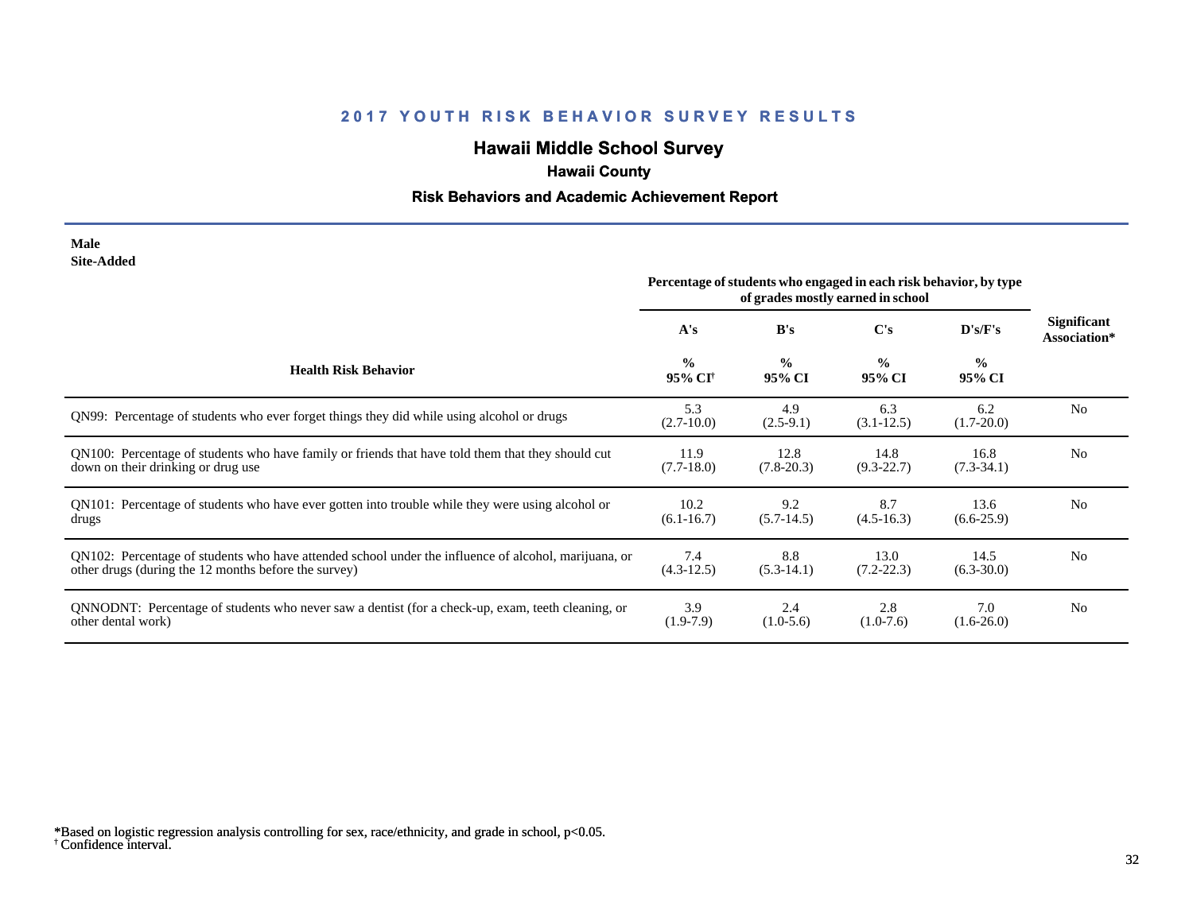## 2017 YOUTH RISK BEHAVIOR SURVEY RESULTS

# Hawaii Middle School Survey

### Hawaii County

### Risk Behaviors and Academic Achievement Report

**Male**
**Site-Added**

| Health Risk Behavior | Percentage of students who engaged in each risk behavior, by type of grades mostly earned in school | | | | Significant Association* |
|---|---|---|---|---|---|
| | A's | B's | C's | D's/F's | |
| | % 95% CI[†] | % 95% CI | % 95% CI | % 95% CI | |
| QN99: Percentage of students who ever forget things they did while using alcohol or drugs | 5.3 (2.7-10.0) | 4.9 (2.5-9.1) | 6.3 (3.1-12.5) | 6.2 (1.7-20.0) | No |
| QN100: Percentage of students who have family or friends that have told them that they should cut down on their drinking or drug use | 11.9 (7.7-18.0) | 12.8 (7.8-20.3) | 14.8 (9.3-22.7) | 16.8 (7.3-34.1) | No |
| QN101: Percentage of students who have ever gotten into trouble while they were using alcohol or drugs | 10.2 (6.1-16.7) | 9.2 (5.7-14.5) | 8.7 (4.5-16.3) | 13.6 (6.6-25.9) | No |
| QN102: Percentage of students who have attended school under the influence of alcohol, marijuana, or other drugs (during the 12 months before the survey) | 7.4 (4.3-12.5) | 8.8 (5.3-14.1) | 13.0 (7.2-22.3) | 14.5 (6.3-30.0) | No |
| QNNODNT: Percentage of students who never saw a dentist (for a check-up, exam, teeth cleaning, or other dental work) | 3.9 (1.9-7.9) | 2.4 (1.0-5.6) | 2.8 (1.0-7.6) | 7.0 (1.6-26.0) | No |

*Based on logistic regression analysis controlling for sex, race/ethnicity, and grade in school, $p<0.05$.
[†] Confidence interval.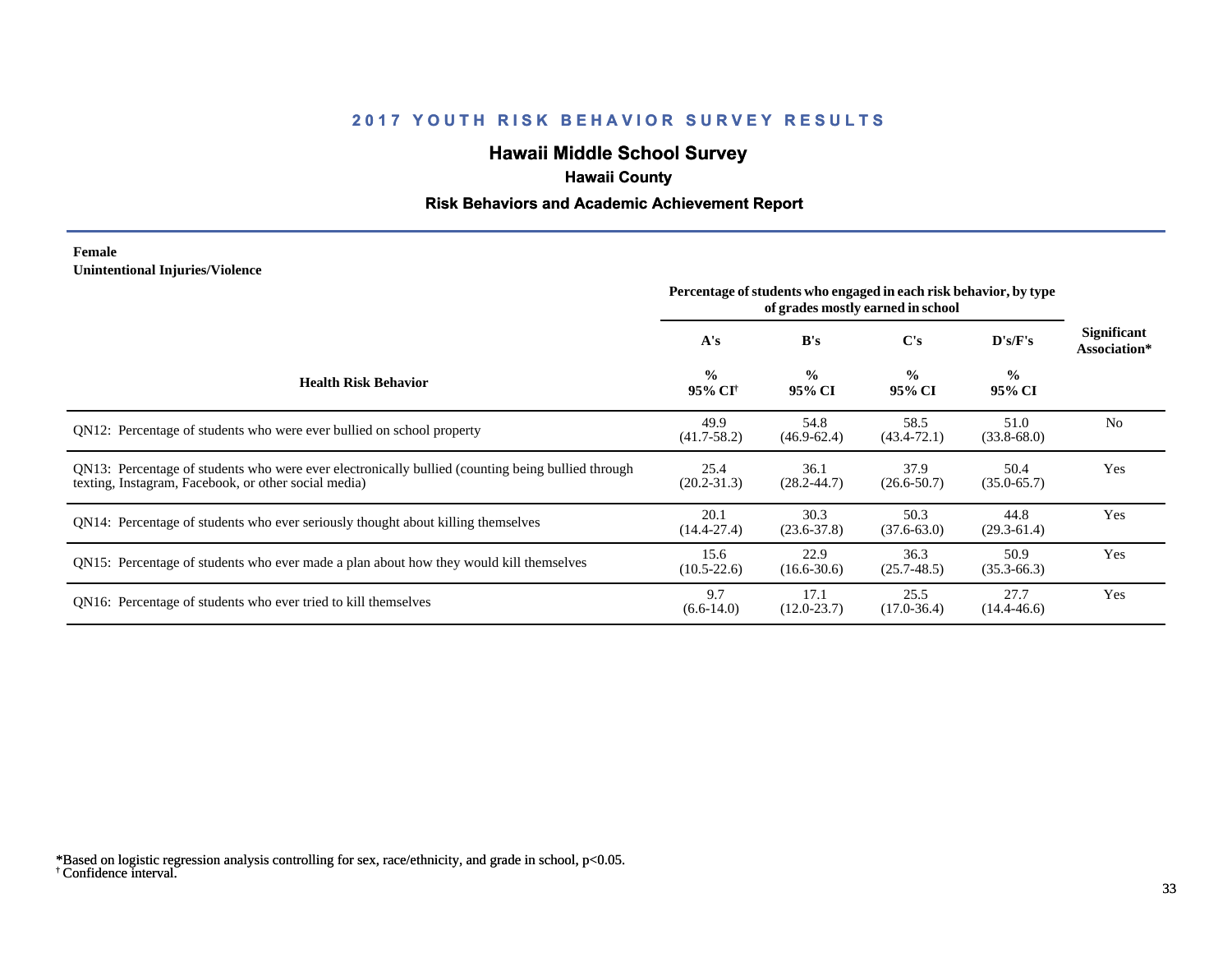## 2017 YOUTH RISK BEHAVIOR SURVEY RESULTS

### Hawaii Middle School Survey

**Hawaii County**

**Risk Behaviors and Academic Achievement Report**

**Female**
**Unintentional Injuries/Violence**

| Health Risk Behavior | Percentage of students who engaged in each risk behavior, by type of grades mostly earned in school | | | | Significant Association* |
|---|---|---|---|---|---|
| | A's | B's | C's | D's/F's | |
| | % 95% CI[†] | % 95% CI | % 95% CI | % 95% CI | |
| QN12: Percentage of students who were ever bullied on school property | 49.9 (41.7-58.2) | 54.8 (46.9-62.4) | 58.5 (43.4-72.1) | 51.0 (33.8-68.0) | No |
| QN13: Percentage of students who were ever electronically bullied (counting being bullied through texting, Instagram, Facebook, or other social media) | 25.4 (20.2-31.3) | 36.1 (28.2-44.7) | 37.9 (26.6-50.7) | 50.4 (35.0-65.7) | Yes |
| QN14: Percentage of students who ever seriously thought about killing themselves | 20.1 (14.4-27.4) | 30.3 (23.6-37.8) | 50.3 (37.6-63.0) | 44.8 (29.3-61.4) | Yes |
| QN15: Percentage of students who ever made a plan about how they would kill themselves | 15.6 (10.5-22.6) | 22.9 (16.6-30.6) | 36.3 (25.7-48.5) | 50.9 (35.3-66.3) | Yes |
| QN16: Percentage of students who ever tried to kill themselves | 9.7 (6.6-14.0) | 17.1 (12.0-23.7) | 25.5 (17.0-36.4) | 27.7 (14.4-46.6) | Yes |

*Based on logistic regression analysis controlling for sex, race/ethnicity, and grade in school, $p<0.05$.
[†] Confidence interval.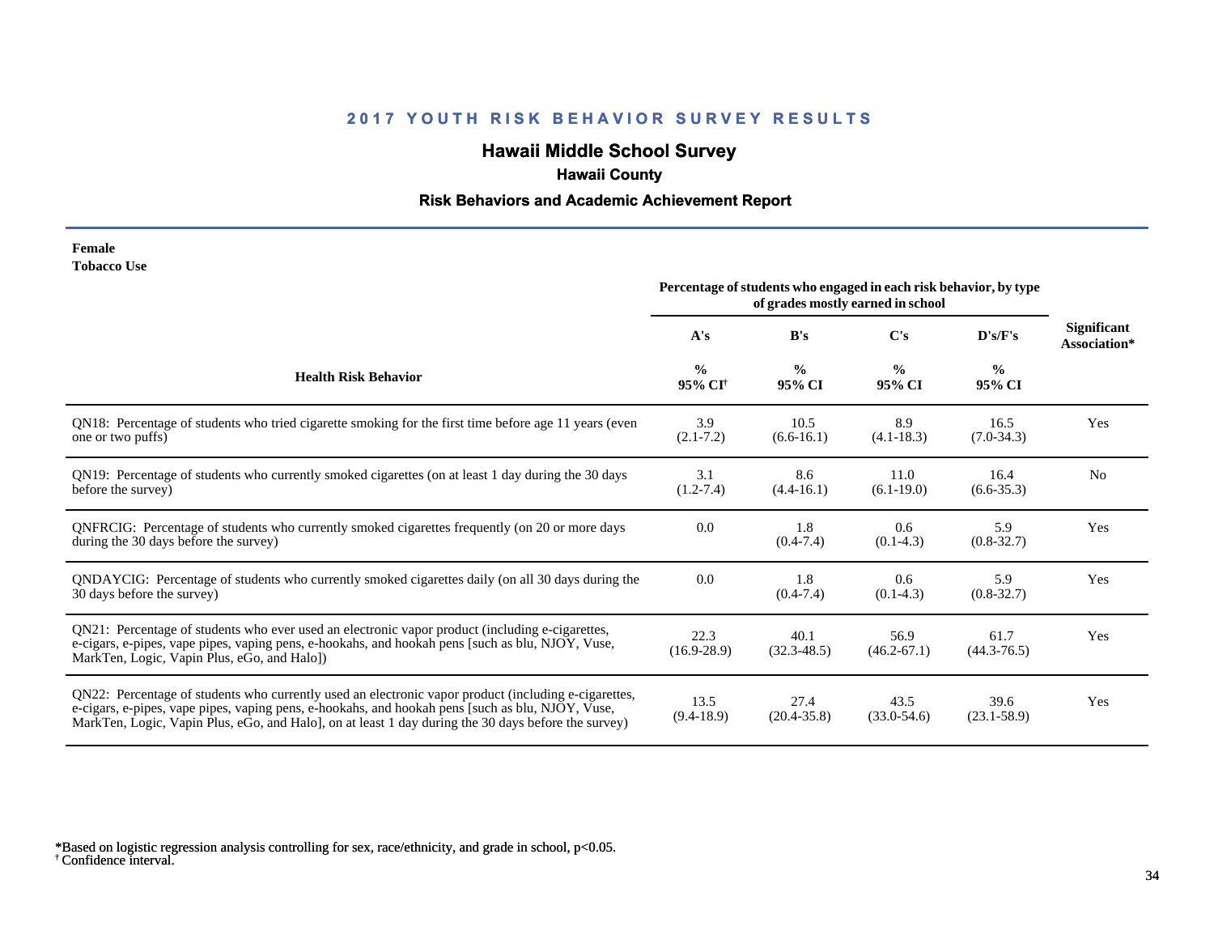## 2017 YOUTH RISK BEHAVIOR SURVEY RESULTS

# Hawaii Middle School Survey

### Hawaii County

### Risk Behaviors and Academic Achievement Report

**Female**
**Tobacco Use**

| Health Risk Behavior | Percentage of students who engaged in each risk behavior, by type of grades mostly earned in school | | | | Significant Association* |
|---|---|---|---|---|---|
| | A's | B's | C's | D's/F's | |
| | % 95% CI[†] | % 95% CI | % 95% CI | % 95% CI | |
| QN18: Percentage of students who tried cigarette smoking for the first time before age 11 years (even one or two puffs) | 3.9 (2.1-7.2) | 10.5 (6.6-16.1) | 8.9 (4.1-18.3) | 16.5 (7.0-34.3) | Yes |
| QN19: Percentage of students who currently smoked cigarettes (on at least 1 day during the 30 days before the survey) | 3.1 (1.2-7.4) | 8.6 (4.4-16.1) | 11.0 (6.1-19.0) | 16.4 (6.6-35.3) | No |
| QNFRCIG: Percentage of students who currently smoked cigarettes frequently (on 20 or more days during the 30 days before the survey) | 0.0 | 1.8 (0.4-7.4) | 0.6 (0.1-4.3) | 5.9 (0.8-32.7) | Yes |
| QNDAYCIG: Percentage of students who currently smoked cigarettes daily (on all 30 days during the 30 days before the survey) | 0.0 | 1.8 (0.4-7.4) | 0.6 (0.1-4.3) | 5.9 (0.8-32.7) | Yes |
| QN21: Percentage of students who ever used an electronic vapor product (including e-cigarettes, e-cigars, e-pipes, vape pipes, vaping pens, e-hookahs, and hookah pens [such as blu, NJOY, Vuse, MarkTen, Logic, Vapin Plus, eGo, and Halo]) | 22.3 (16.9-28.9) | 40.1 (32.3-48.5) | 56.9 (46.2-67.1) | 61.7 (44.3-76.5) | Yes |
| QN22: Percentage of students who currently used an electronic vapor product (including e-cigarettes, e-cigars, e-pipes, vape pipes, vaping pens, e-hookahs, and hookah pens [such as blu, NJOY, Vuse, MarkTen, Logic, Vapin Plus, eGo, and Halo], on at least 1 day during the 30 days before the survey) | 13.5 (9.4-18.9) | 27.4 (20.4-35.8) | 43.5 (33.0-54.6) | 39.6 (23.1-58.9) | Yes |

*Based on logistic regression analysis controlling for sex, race/ethnicity, and grade in school, $p<0.05$.
† Confidence interval.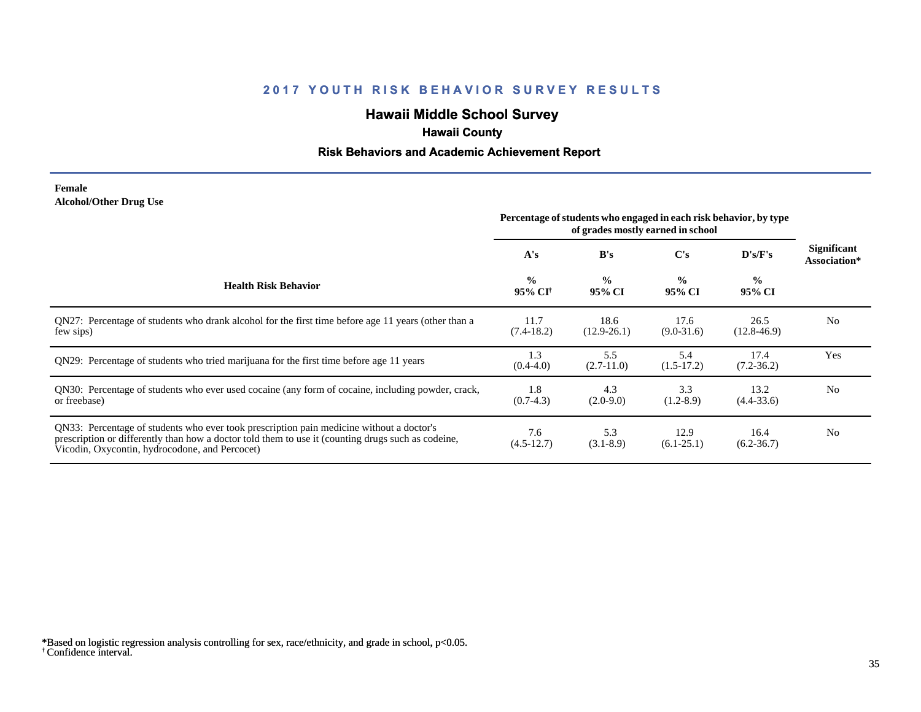# 2017 YOUTH RISK BEHAVIOR SURVEY RESULTS

## Hawaii Middle School Survey

### Hawaii County

### Risk Behaviors and Academic Achievement Report

**Female**
**Alcohol/Other Drug Use**

| Health Risk Behavior | Percentage of students who engaged in each risk behavior, by type of grades mostly earned in school | | | | Significant Association* |
|---|---|---|---|---|---|
| | A's | B's | C's | D's/F's | |
| | % 95% CI[†] | % 95% CI | % 95% CI | % 95% CI | |
| QN27: Percentage of students who drank alcohol for the first time before age 11 years (other than a few sips) | 11.7 (7.4-18.2) | 18.6 (12.9-26.1) | 17.6 (9.0-31.6) | 26.5 (12.8-46.9) | No |
| QN29: Percentage of students who tried marijuana for the first time before age 11 years | 1.3 (0.4-4.0) | 5.5 (2.7-11.0) | 5.4 (1.5-17.2) | 17.4 (7.2-36.2) | Yes |
| QN30: Percentage of students who ever used cocaine (any form of cocaine, including powder, crack, or freebase) | 1.8 (0.7-4.3) | 4.3 (2.0-9.0) | 3.3 (1.2-8.9) | 13.2 (4.4-33.6) | No |
| QN33: Percentage of students who ever took prescription pain medicine without a doctor's prescription or differently than how a doctor told them to use it (counting drugs such as codeine, Vicodin, Oxycontin, hydrocodone, and Percocet) | 7.6 (4.5-12.7) | 5.3 (3.1-8.9) | 12.9 (6.1-25.1) | 16.4 (6.2-36.7) | No |

*Based on logistic regression analysis controlling for sex, race/ethnicity, and grade in school, $p<0.05$.
[†] Confidence interval.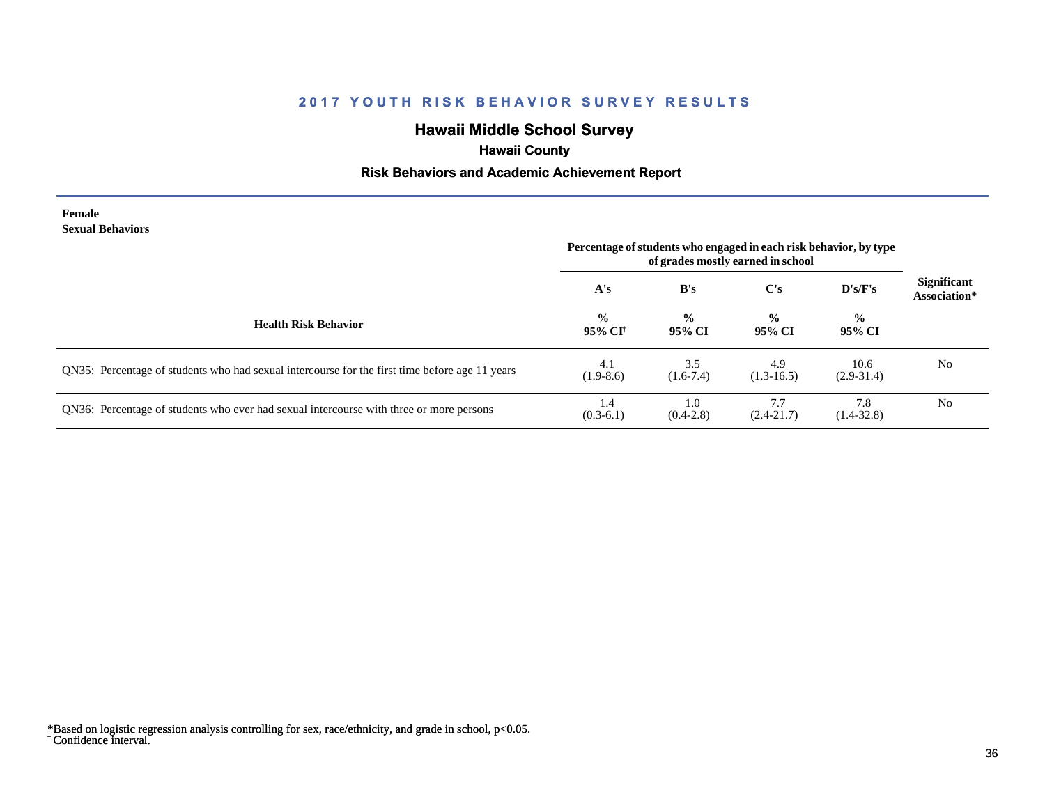## 2017 YOUTH RISK BEHAVIOR SURVEY RESULTS

### Hawaii Middle School Survey

**Hawaii County**

**Risk Behaviors and Academic Achievement Report**

**Female**
**Sexual Behaviors**

| Health Risk Behavior | Percentage of students who engaged in each risk behavior, by type of grades mostly earned in school | | | | Significant Association* |
|---|---|---|---|---|---|
| | A's | B's | C's | D's/F's | |
| | % 95% CI† | % 95% CI | % 95% CI | % 95% CI | |
| QN35: Percentage of students who had sexual intercourse for the first time before age 11 years | 4.1 (1.9-8.6) | 3.5 (1.6-7.4) | 4.9 (1.3-16.5) | 10.6 (2.9-31.4) | No |
| QN36: Percentage of students who ever had sexual intercourse with three or more persons | 1.4 (0.3-6.1) | 1.0 (0.4-2.8) | 7.7 (2.4-21.7) | 7.8 (1.4-32.8) | No |

*Based on logistic regression analysis controlling for sex, race/ethnicity, and grade in school, $p<0.05$.
† Confidence interval.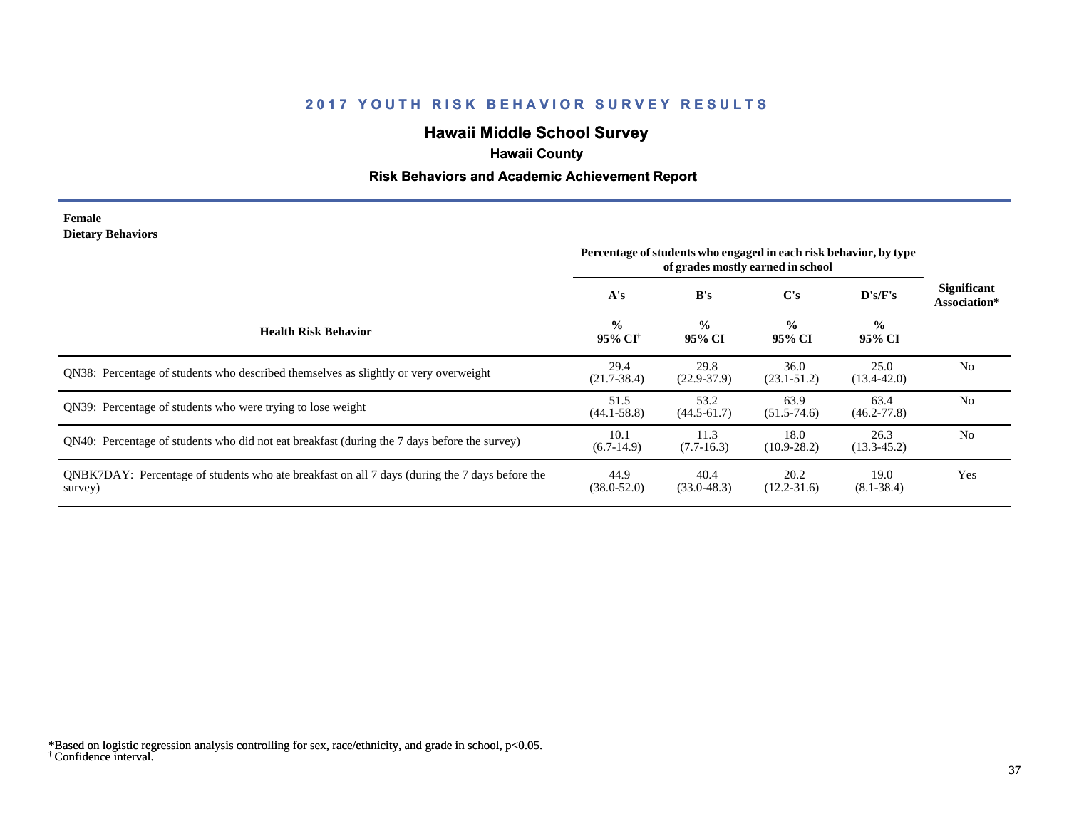## 2017 YOUTH RISK BEHAVIOR SURVEY RESULTS

## Hawaii Middle School Survey

### Hawaii County

### Risk Behaviors and Academic Achievement Report

**Female**
**Dietary Behaviors**

| Health Risk Behavior | Percentage of students who engaged in each risk behavior, by type of grades mostly earned in school | | | | Significant Association* |
|---|---|---|---|---|---|
| | A's | B's | C's | D's/F's | |
| | % 95% CI[†] | % 95% CI | % 95% CI | % 95% CI | |
| QN38: Percentage of students who described themselves as slightly or very overweight | 29.4 (21.7-38.4) | 29.8 (22.9-37.9) | 36.0 (23.1-51.2) | 25.0 (13.4-42.0) | No |
| QN39: Percentage of students who were trying to lose weight | 51.5 (44.1-58.8) | 53.2 (44.5-61.7) | 63.9 (51.5-74.6) | 63.4 (46.2-77.8) | No |
| QN40: Percentage of students who did not eat breakfast (during the 7 days before the survey) | 10.1 (6.7-14.9) | 11.3 (7.7-16.3) | 18.0 (10.9-28.2) | 26.3 (13.3-45.2) | No |
| QNBK7DAY: Percentage of students who ate breakfast on all 7 days (during the 7 days before the survey) | 44.9 (38.0-52.0) | 40.4 (33.0-48.3) | 20.2 (12.2-31.6) | 19.0 (8.1-38.4) | Yes |

*Based on logistic regression analysis controlling for sex, race/ethnicity, and grade in school, $p<0.05$.
[†] Confidence interval.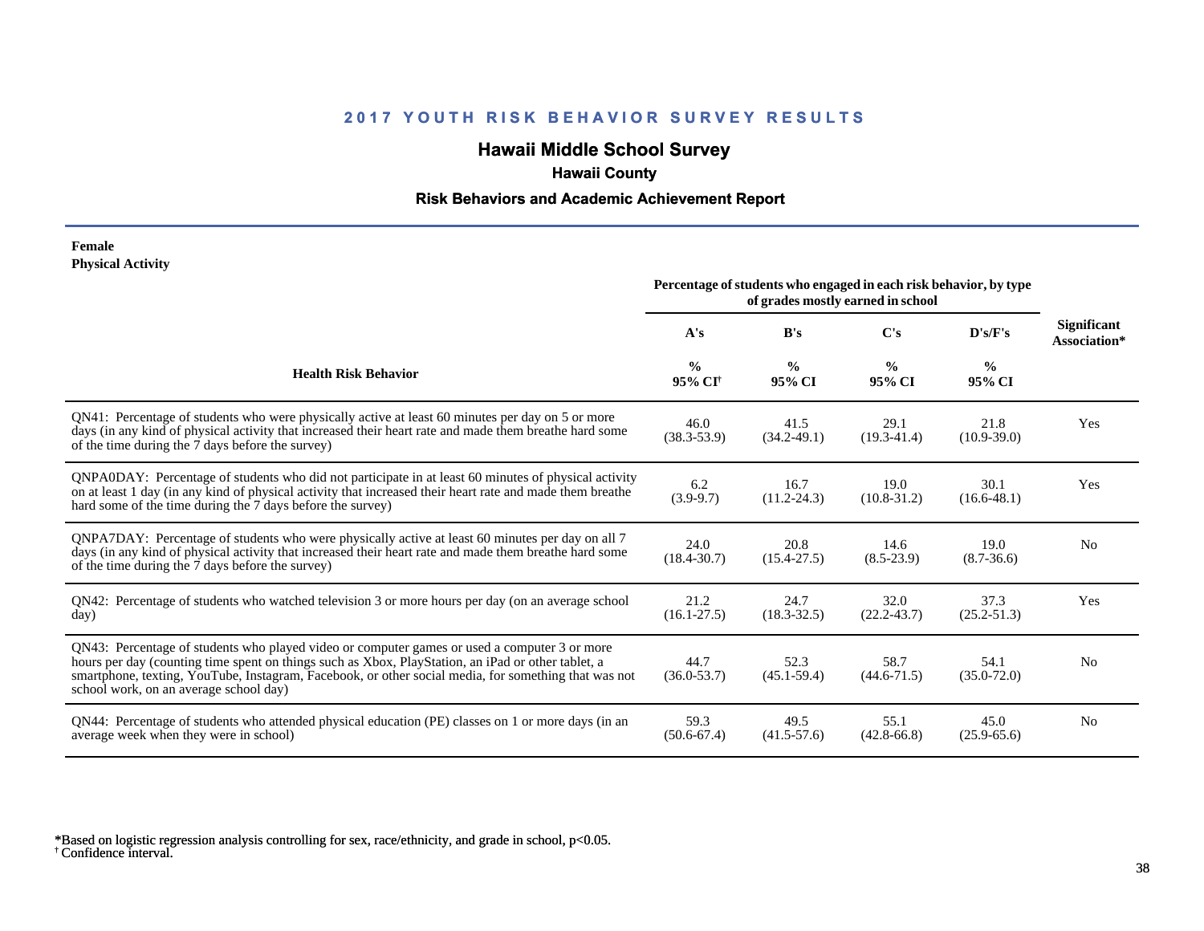# 2017 YOUTH RISK BEHAVIOR SURVEY RESULTS

## Hawaii Middle School Survey

### Hawaii County

### Risk Behaviors and Academic Achievement Report

**Female**
**Physical Activity**

| Health Risk Behavior | Percentage of students who engaged in each risk behavior, by type of grades mostly earned in school | | | | Significant Association* |
|---|---|---|---|---|---|
| | A's | B's | C's | D's/F's | |
| | % 95% CI[†] | % 95% CI | % 95% CI | % 95% CI | |
| QN41: Percentage of students who were physically active at least 60 minutes per day on 5 or more days (in any kind of physical activity that increased their heart rate and made them breathe hard some of the time during the 7 days before the survey) | 46.0 (38.3-53.9) | 41.5 (34.2-49.1) | 29.1 (19.3-41.4) | 21.8 (10.9-39.0) | Yes |
| QNPA0DAY: Percentage of students who did not participate in at least 60 minutes of physical activity on at least 1 day (in any kind of physical activity that increased their heart rate and made them breathe hard some of the time during the 7 days before the survey) | 6.2 (3.9-9.7) | 16.7 (11.2-24.3) | 19.0 (10.8-31.2) | 30.1 (16.6-48.1) | Yes |
| QNPA7DAY: Percentage of students who were physically active at least 60 minutes per day on all 7 days (in any kind of physical activity that increased their heart rate and made them breathe hard some of the time during the 7 days before the survey) | 24.0 (18.4-30.7) | 20.8 (15.4-27.5) | 14.6 (8.5-23.9) | 19.0 (8.7-36.6) | No |
| QN42: Percentage of students who watched television 3 or more hours per day (on an average school day) | 21.2 (16.1-27.5) | 24.7 (18.3-32.5) | 32.0 (22.2-43.7) | 37.3 (25.2-51.3) | Yes |
| QN43: Percentage of students who played video or computer games or used a computer 3 or more hours per day (counting time spent on things such as Xbox, PlayStation, an iPad or other tablet, a smartphone, texting, YouTube, Instagram, Facebook, or other social media, for something that was not school work, on an average school day) | 44.7 (36.0-53.7) | 52.3 (45.1-59.4) | 58.7 (44.6-71.5) | 54.1 (35.0-72.0) | No |
| QN44: Percentage of students who attended physical education (PE) classes on 1 or more days (in an average week when they were in school) | 59.3 (50.6-67.4) | 49.5 (41.5-57.6) | 55.1 (42.8-66.8) | 45.0 (25.9-65.6) | No |

*Based on logistic regression analysis controlling for sex, race/ethnicity, and grade in school, $p<0.05$.
[†] Confidence interval.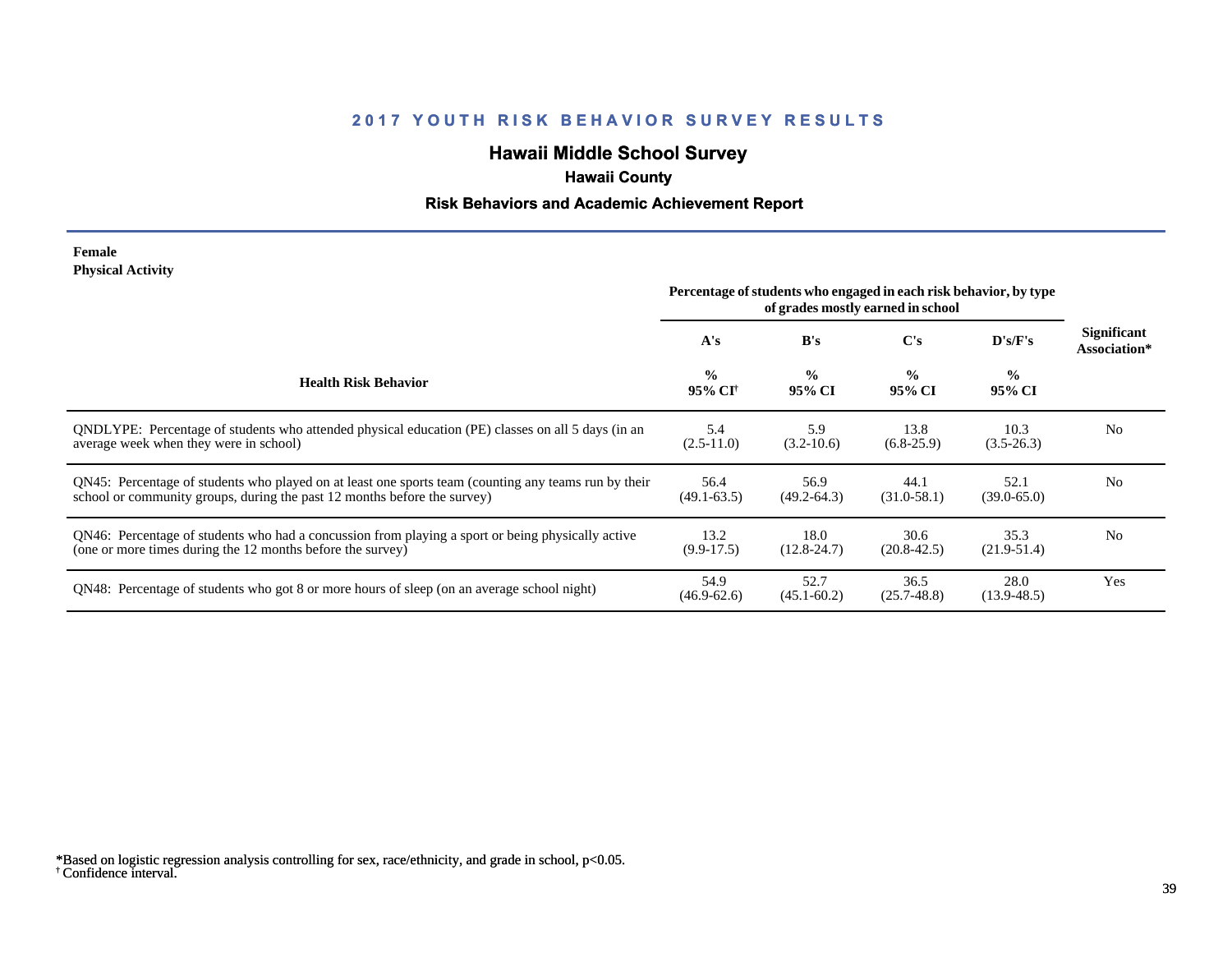## 2017 YOUTH RISK BEHAVIOR SURVEY RESULTS

### Hawaii Middle School Survey

**Hawaii County**

**Risk Behaviors and Academic Achievement Report**

**Female**
**Physical Activity**

| Health Risk Behavior | A's % 95% CI[†] | B's % 95% CI | C's % 95% CI | D's/F's % 95% CI | Significant Association* |
|---|---|---|---|---|---|
| | *Percentage of students who engaged in each risk behavior, by type of grades mostly earned in school* | | | | |
| QNDLYPE: Percentage of students who attended physical education (PE) classes on all 5 days (in an average week when they were in school) | 5.4 (2.5-11.0) | 5.9 (3.2-10.6) | 13.8 (6.8-25.9) | 10.3 (3.5-26.3) | No |
| QN45: Percentage of students who played on at least one sports team (counting any teams run by their school or community groups, during the past 12 months before the survey) | 56.4 (49.1-63.5) | 56.9 (49.2-64.3) | 44.1 (31.0-58.1) | 52.1 (39.0-65.0) | No |
| QN46: Percentage of students who had a concussion from playing a sport or being physically active (one or more times during the 12 months before the survey) | 13.2 (9.9-17.5) | 18.0 (12.8-24.7) | 30.6 (20.8-42.5) | 35.3 (21.9-51.4) | No |
| QN48: Percentage of students who got 8 or more hours of sleep (on an average school night) | 54.9 (46.9-62.6) | 52.7 (45.1-60.2) | 36.5 (25.7-48.8) | 28.0 (13.9-48.5) | Yes |

*Based on logistic regression analysis controlling for sex, race/ethnicity, and grade in school, p<0.05.
[†] Confidence interval.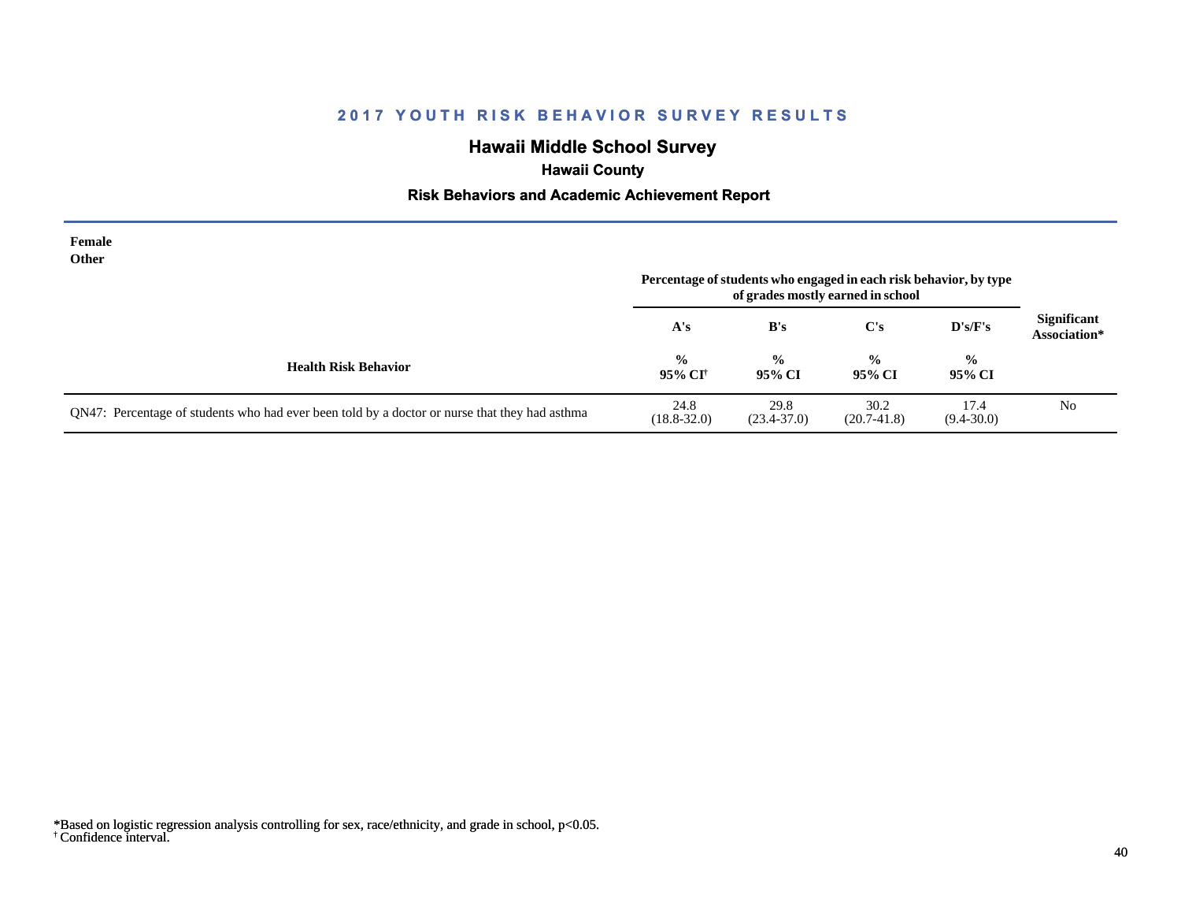# 2017 YOUTH RISK BEHAVIOR SURVEY RESULTS

## Hawaii Middle School Survey

### Hawaii County

### Risk Behaviors and Academic Achievement Report

**Female**
**Other**

| Health Risk Behavior | A's % 95% CI† | B's % 95% CI | C's % 95% CI | D's/F's % 95% CI | Significant Association* |
|---|---|---|---|---|---|
| | Percentage of students who engaged in each risk behavior, by type of grades mostly earned in school | | | | |
| QN47: Percentage of students who had ever been told by a doctor or nurse that they had asthma | 24.8 (18.8-32.0) | 29.8 (23.4-37.0) | 30.2 (20.7-41.8) | 17.4 (9.4-30.0) | No |

*Based on logistic regression analysis controlling for sex, race/ethnicity, and grade in school, $p<0.05$.
† Confidence interval.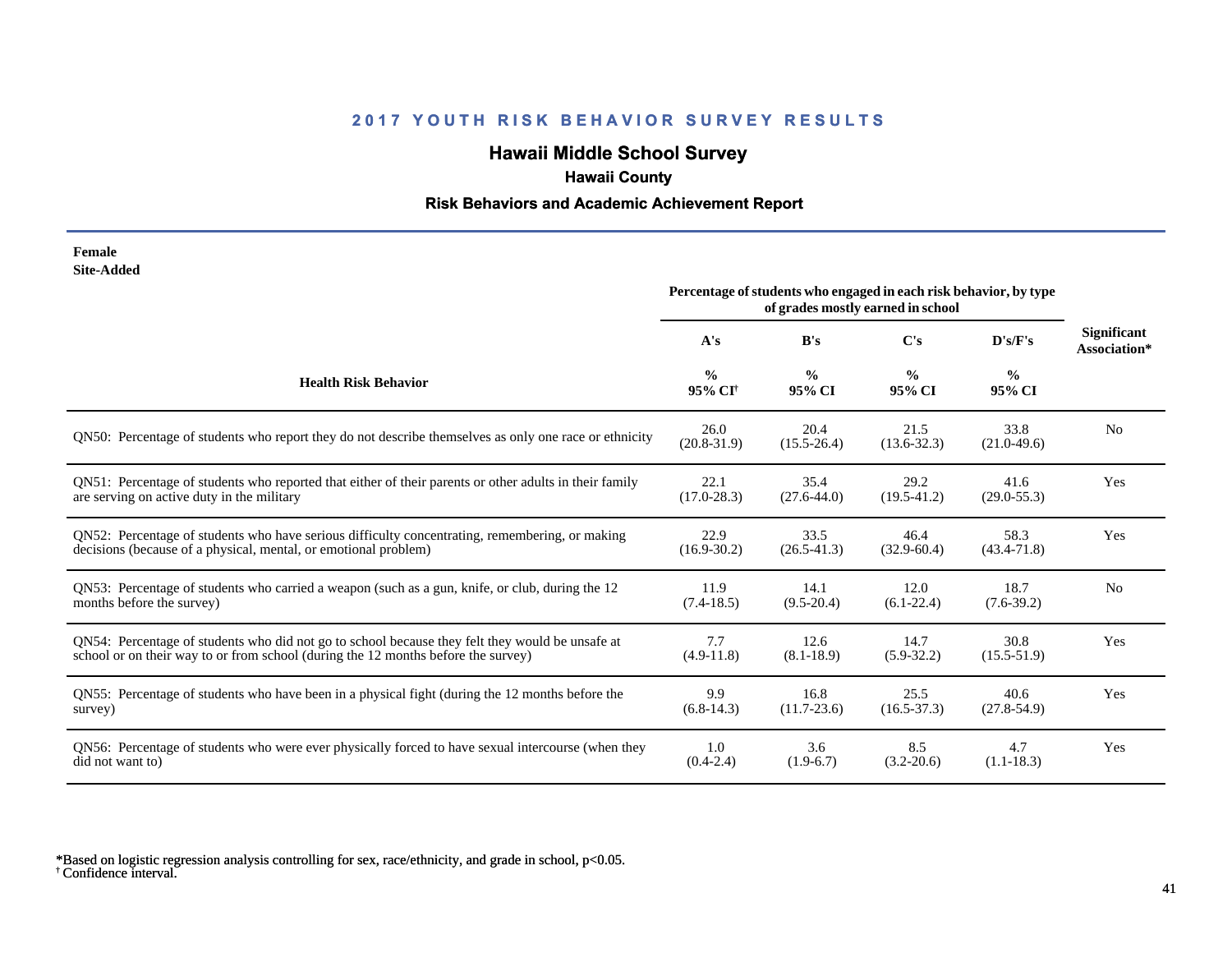## 2017 YOUTH RISK BEHAVIOR SURVEY RESULTS

# Hawaii Middle School Survey

### Hawaii County

### Risk Behaviors and Academic Achievement Report

**Female**
**Site-Added**

| Health Risk Behavior | Percentage of students who engaged in each risk behavior, by type of grades mostly earned in school | | | | Significant Association* |
|---|---|---|---|---|---|
| | A's | B's | C's | D's/F's | |
| | % 95% CI[†] | % 95% CI | % 95% CI | % 95% CI | |
| QN50: Percentage of students who report they do not describe themselves as only one race or ethnicity | 26.0 (20.8-31.9) | 20.4 (15.5-26.4) | 21.5 (13.6-32.3) | 33.8 (21.0-49.6) | No |
| QN51: Percentage of students who reported that either of their parents or other adults in their family are serving on active duty in the military | 22.1 (17.0-28.3) | 35.4 (27.6-44.0) | 29.2 (19.5-41.2) | 41.6 (29.0-55.3) | Yes |
| QN52: Percentage of students who have serious difficulty concentrating, remembering, or making decisions (because of a physical, mental, or emotional problem) | 22.9 (16.9-30.2) | 33.5 (26.5-41.3) | 46.4 (32.9-60.4) | 58.3 (43.4-71.8) | Yes |
| QN53: Percentage of students who carried a weapon (such as a gun, knife, or club, during the 12 months before the survey) | 11.9 (7.4-18.5) | 14.1 (9.5-20.4) | 12.0 (6.1-22.4) | 18.7 (7.6-39.2) | No |
| QN54: Percentage of students who did not go to school because they felt they would be unsafe at school or on their way to or from school (during the 12 months before the survey) | 7.7 (4.9-11.8) | 12.6 (8.1-18.9) | 14.7 (5.9-32.2) | 30.8 (15.5-51.9) | Yes |
| QN55: Percentage of students who have been in a physical fight (during the 12 months before the survey) | 9.9 (6.8-14.3) | 16.8 (11.7-23.6) | 25.5 (16.5-37.3) | 40.6 (27.8-54.9) | Yes |
| QN56: Percentage of students who were ever physically forced to have sexual intercourse (when they did not want to) | 1.0 (0.4-2.4) | 3.6 (1.9-6.7) | 8.5 (3.2-20.6) | 4.7 (1.1-18.3) | Yes |

*Based on logistic regression analysis controlling for sex, race/ethnicity, and grade in school, $p<0.05$.
[†] Confidence interval.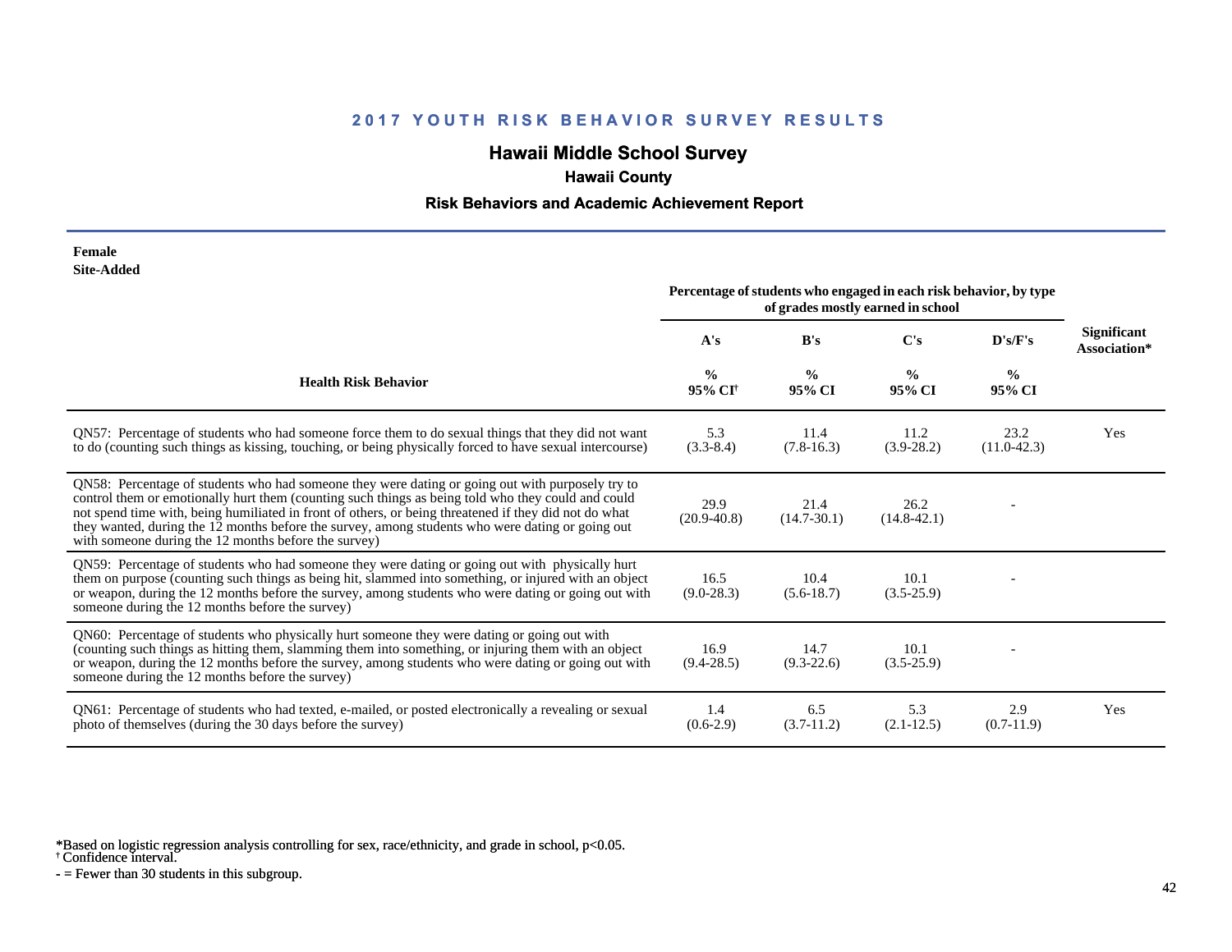## 2017 YOUTH RISK BEHAVIOR SURVEY RESULTS

## Hawaii Middle School Survey

### Hawaii County

### Risk Behaviors and Academic Achievement Report

**Female**
**Site-Added**

| Health Risk Behavior | A's % 95% CI† | B's % 95% CI | C's % 95% CI | D's/F's % 95% CI | Significant Association* |
|---|---|---|---|---|---|
| | Percentage of students who engaged in each risk behavior, by type of grades mostly earned in school | | | | |
| QN57: Percentage of students who had someone force them to do sexual things that they did not want to do (counting such things as kissing, touching, or being physically forced to have sexual intercourse) | 5.3 (3.3-8.4) | 11.4 (7.8-16.3) | 11.2 (3.9-28.2) | 23.2 (11.0-42.3) | Yes |
| QN58: Percentage of students who had someone they were dating or going out with purposely try to control them or emotionally hurt them (counting such things as being told who they could and could not spend time with, being humiliated in front of others, or being threatened if they did not do what they wanted, during the 12 months before the survey, among students who were dating or going out with someone during the 12 months before the survey) | 29.9 (20.9-40.8) | 21.4 (14.7-30.1) | 26.2 (14.8-42.1) | - | |
| QN59: Percentage of students who had someone they were dating or going out with physically hurt them on purpose (counting such things as being hit, slammed into something, or injured with an object or weapon, during the 12 months before the survey, among students who were dating or going out with someone during the 12 months before the survey) | 16.5 (9.0-28.3) | 10.4 (5.6-18.7) | 10.1 (3.5-25.9) | - | |
| QN60: Percentage of students who physically hurt someone they were dating or going out with (counting such things as hitting them, slamming them into something, or injuring them with an object or weapon, during the 12 months before the survey, among students who were dating or going out with someone during the 12 months before the survey) | 16.9 (9.4-28.5) | 14.7 (9.3-22.6) | 10.1 (3.5-25.9) | - | |
| QN61: Percentage of students who had texted, e-mailed, or posted electronically a revealing or sexual photo of themselves (during the 30 days before the survey) | 1.4 (0.6-2.9) | 6.5 (3.7-11.2) | 5.3 (2.1-12.5) | 2.9 (0.7-11.9) | Yes |

*Based on logistic regression analysis controlling for sex, race/ethnicity, and grade in school, $p<0.05$.
† Confidence interval.
- = Fewer than 30 students in this subgroup.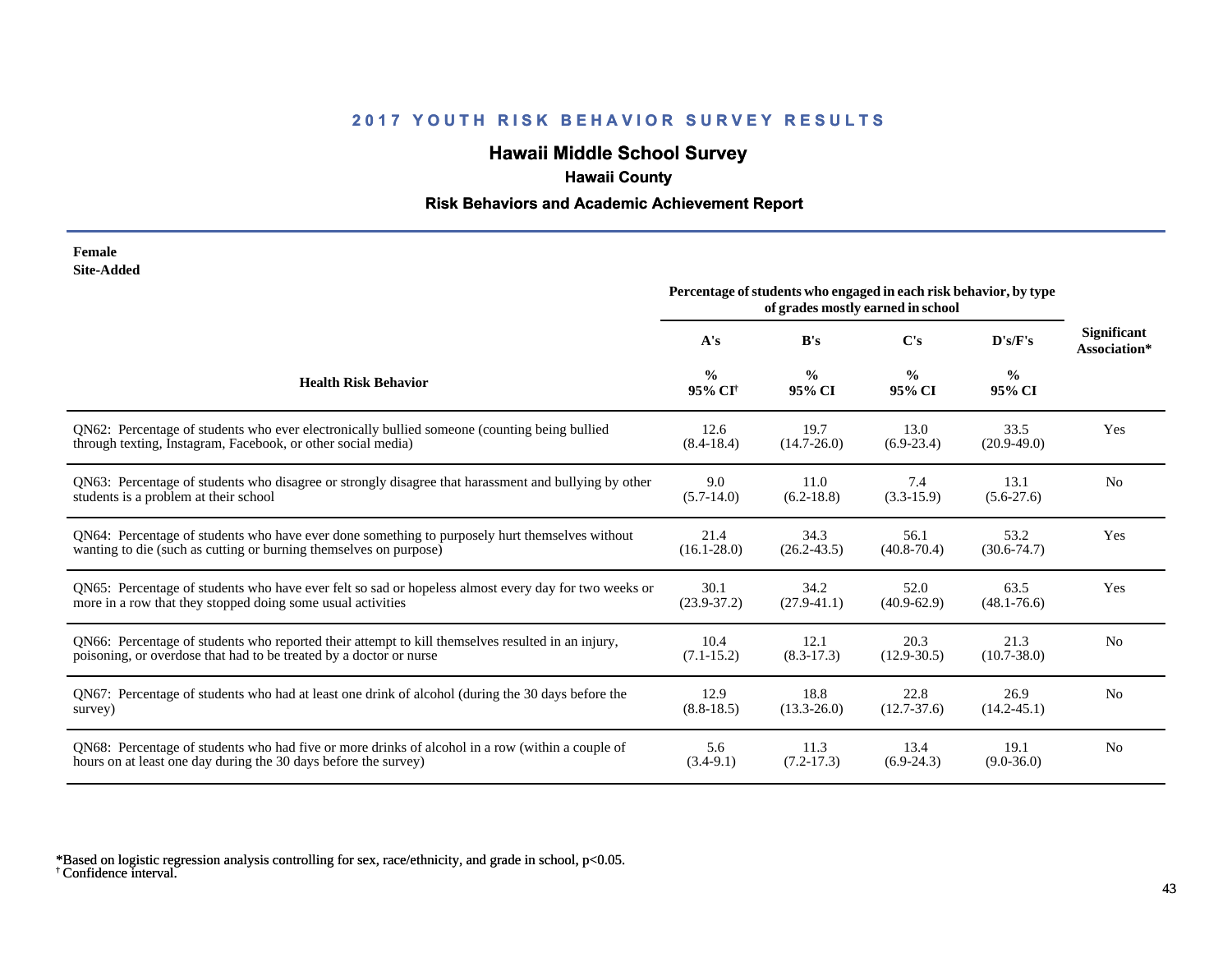## 2017 YOUTH RISK BEHAVIOR SURVEY RESULTS

### Hawaii Middle School Survey

**Hawaii County**

**Risk Behaviors and Academic Achievement Report**

**Female**
**Site-Added**

| Health Risk Behavior | Percentage of students who engaged in each risk behavior, by type of grades mostly earned in school | | | | Significant Association* |
|---|---|---|---|---|---|
| | A's | B's | C's | D's/F's | |
| | % 95% CI[†] | % 95% CI | % 95% CI | % 95% CI | |
| QN62: Percentage of students who ever electronically bullied someone (counting being bullied through texting, Instagram, Facebook, or other social media) | 12.6 (8.4-18.4) | 19.7 (14.7-26.0) | 13.0 (6.9-23.4) | 33.5 (20.9-49.0) | Yes |
| QN63: Percentage of students who disagree or strongly disagree that harassment and bullying by other students is a problem at their school | 9.0 (5.7-14.0) | 11.0 (6.2-18.8) | 7.4 (3.3-15.9) | 13.1 (5.6-27.6) | No |
| QN64: Percentage of students who have ever done something to purposely hurt themselves without wanting to die (such as cutting or burning themselves on purpose) | 21.4 (16.1-28.0) | 34.3 (26.2-43.5) | 56.1 (40.8-70.4) | 53.2 (30.6-74.7) | Yes |
| QN65: Percentage of students who have ever felt so sad or hopeless almost every day for two weeks or more in a row that they stopped doing some usual activities | 30.1 (23.9-37.2) | 34.2 (27.9-41.1) | 52.0 (40.9-62.9) | 63.5 (48.1-76.6) | Yes |
| QN66: Percentage of students who reported their attempt to kill themselves resulted in an injury, poisoning, or overdose that had to be treated by a doctor or nurse | 10.4 (7.1-15.2) | 12.1 (8.3-17.3) | 20.3 (12.9-30.5) | 21.3 (10.7-38.0) | No |
| QN67: Percentage of students who had at least one drink of alcohol (during the 30 days before the survey) | 12.9 (8.8-18.5) | 18.8 (13.3-26.0) | 22.8 (12.7-37.6) | 26.9 (14.2-45.1) | No |
| QN68: Percentage of students who had five or more drinks of alcohol in a row (within a couple of hours on at least one day during the 30 days before the survey) | 5.6 (3.4-9.1) | 11.3 (7.2-17.3) | 13.4 (6.9-24.3) | 19.1 (9.0-36.0) | No |

*Based on logistic regression analysis controlling for sex, race/ethnicity, and grade in school, $p<0.05$.
[†] Confidence interval.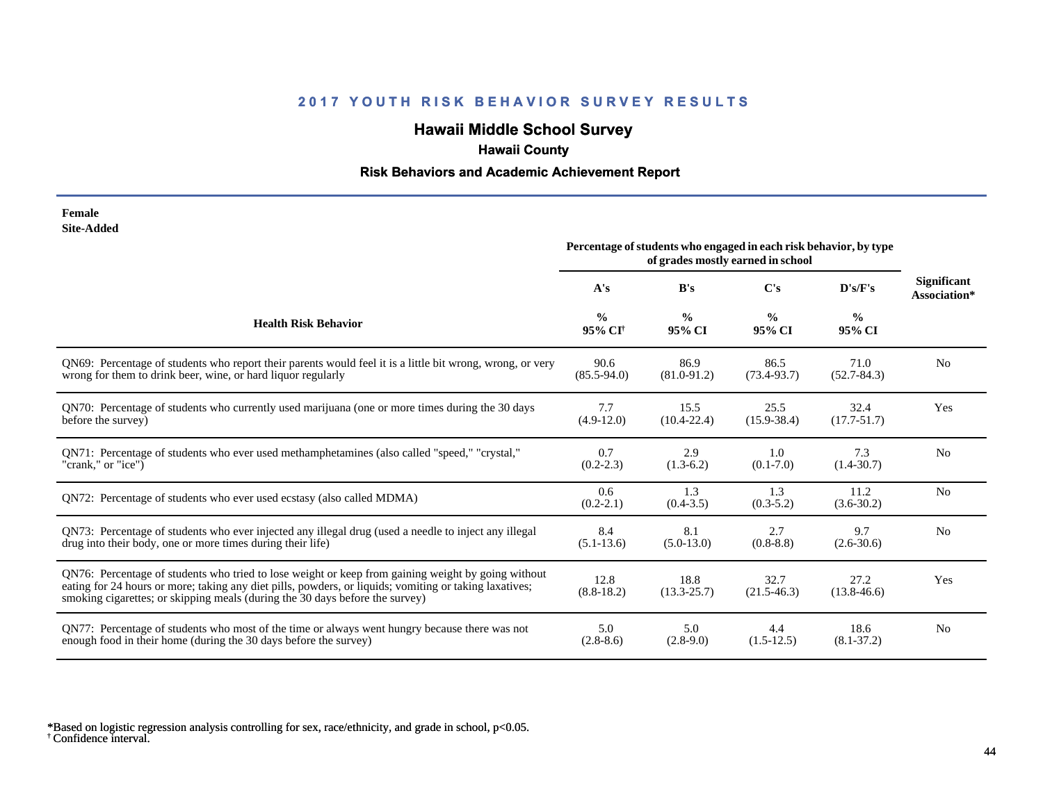## 2017 YOUTH RISK BEHAVIOR SURVEY RESULTS

# Hawaii Middle School Survey

### Hawaii County

### Risk Behaviors and Academic Achievement Report

**Female**
**Site-Added**

| Health Risk Behavior | A's % 95% CI[†] | B's % 95% CI | C's % 95% CI | D's/F's % 95% CI | Significant Association* |
|---|---|---|---|---|---|
| | Percentage of students who engaged in each risk behavior, by type of grades mostly earned in school | | | | |
| QN69: Percentage of students who report their parents would feel it is a little bit wrong, wrong, or very wrong for them to drink beer, wine, or hard liquor regularly | 90.6 (85.5-94.0) | 86.9 (81.0-91.2) | 86.5 (73.4-93.7) | 71.0 (52.7-84.3) | No |
| QN70: Percentage of students who currently used marijuana (one or more times during the 30 days before the survey) | 7.7 (4.9-12.0) | 15.5 (10.4-22.4) | 25.5 (15.9-38.4) | 32.4 (17.7-51.7) | Yes |
| QN71: Percentage of students who ever used methamphetamines (also called "speed," "crystal," "crank," or "ice") | 0.7 (0.2-2.3) | 2.9 (1.3-6.2) | 1.0 (0.1-7.0) | 7.3 (1.4-30.7) | No |
| QN72: Percentage of students who ever used ecstasy (also called MDMA) | 0.6 (0.2-2.1) | 1.3 (0.4-3.5) | 1.3 (0.3-5.2) | 11.2 (3.6-30.2) | No |
| QN73: Percentage of students who ever injected any illegal drug (used a needle to inject any illegal drug into their body, one or more times during their life) | 8.4 (5.1-13.6) | 8.1 (5.0-13.0) | 2.7 (0.8-8.8) | 9.7 (2.6-30.6) | No |
| QN76: Percentage of students who tried to lose weight or keep from gaining weight by going without eating for 24 hours or more; taking any diet pills, powders, or liquids; vomiting or taking laxatives; smoking cigarettes; or skipping meals (during the 30 days before the survey) | 12.8 (8.8-18.2) | 18.8 (13.3-25.7) | 32.7 (21.5-46.3) | 27.2 (13.8-46.6) | Yes |
| QN77: Percentage of students who most of the time or always went hungry because there was not enough food in their home (during the 30 days before the survey) | 5.0 (2.8-8.6) | 5.0 (2.8-9.0) | 4.4 (1.5-12.5) | 18.6 (8.1-37.2) | No |

*Based on logistic regression analysis controlling for sex, race/ethnicity, and grade in school, $p<0.05$.
[†] Confidence interval.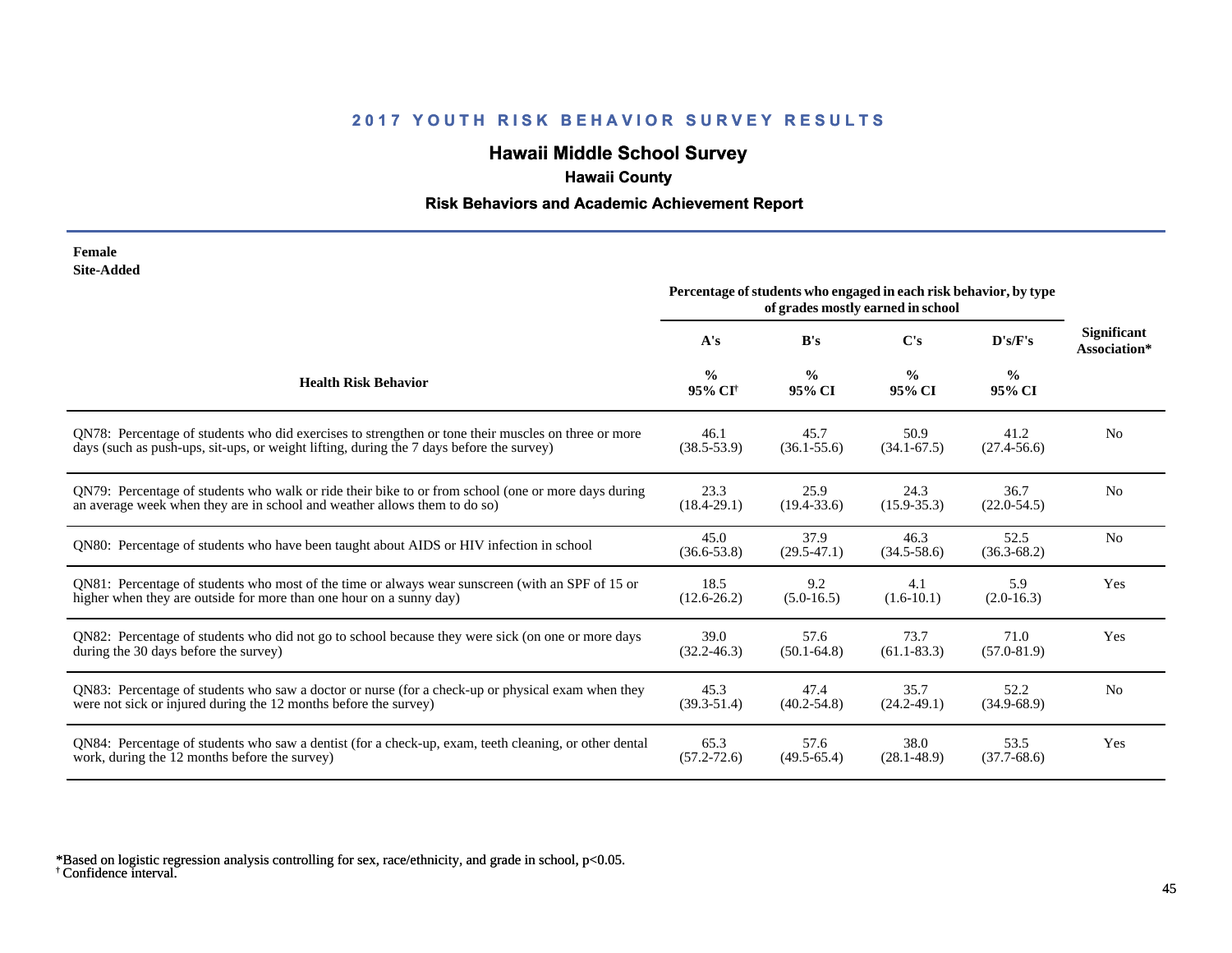## 2017 YOUTH RISK BEHAVIOR SURVEY RESULTS

# Hawaii Middle School Survey

### Hawaii County

### Risk Behaviors and Academic Achievement Report

**Female**
**Site-Added**

| Health Risk Behavior | A's % 95% CI† | B's % 95% CI | C's % 95% CI | D's/F's % 95% CI | Significant Association* |
|---|---|---|---|---|---|
| | Percentage of students who engaged in each risk behavior, by type of grades mostly earned in school | | | | |
| QN78: Percentage of students who did exercises to strengthen or tone their muscles on three or more days (such as push-ups, sit-ups, or weight lifting, during the 7 days before the survey) | 46.1 (38.5-53.9) | 45.7 (36.1-55.6) | 50.9 (34.1-67.5) | 41.2 (27.4-56.6) | No |
| QN79: Percentage of students who walk or ride their bike to or from school (one or more days during an average week when they are in school and weather allows them to do so) | 23.3 (18.4-29.1) | 25.9 (19.4-33.6) | 24.3 (15.9-35.3) | 36.7 (22.0-54.5) | No |
| QN80: Percentage of students who have been taught about AIDS or HIV infection in school | 45.0 (36.6-53.8) | 37.9 (29.5-47.1) | 46.3 (34.5-58.6) | 52.5 (36.3-68.2) | No |
| QN81: Percentage of students who most of the time or always wear sunscreen (with an SPF of 15 or higher when they are outside for more than one hour on a sunny day) | 18.5 (12.6-26.2) | 9.2 (5.0-16.5) | 4.1 (1.6-10.1) | 5.9 (2.0-16.3) | Yes |
| QN82: Percentage of students who did not go to school because they were sick (on one or more days during the 30 days before the survey) | 39.0 (32.2-46.3) | 57.6 (50.1-64.8) | 73.7 (61.1-83.3) | 71.0 (57.0-81.9) | Yes |
| QN83: Percentage of students who saw a doctor or nurse (for a check-up or physical exam when they were not sick or injured during the 12 months before the survey) | 45.3 (39.3-51.4) | 47.4 (40.2-54.8) | 35.7 (24.2-49.1) | 52.2 (34.9-68.9) | No |
| QN84: Percentage of students who saw a dentist (for a check-up, exam, teeth cleaning, or other dental work, during the 12 months before the survey) | 65.3 (57.2-72.6) | 57.6 (49.5-65.4) | 38.0 (28.1-48.9) | 53.5 (37.7-68.6) | Yes |

*Based on logistic regression analysis controlling for sex, race/ethnicity, and grade in school, p<0.05.
† Confidence interval.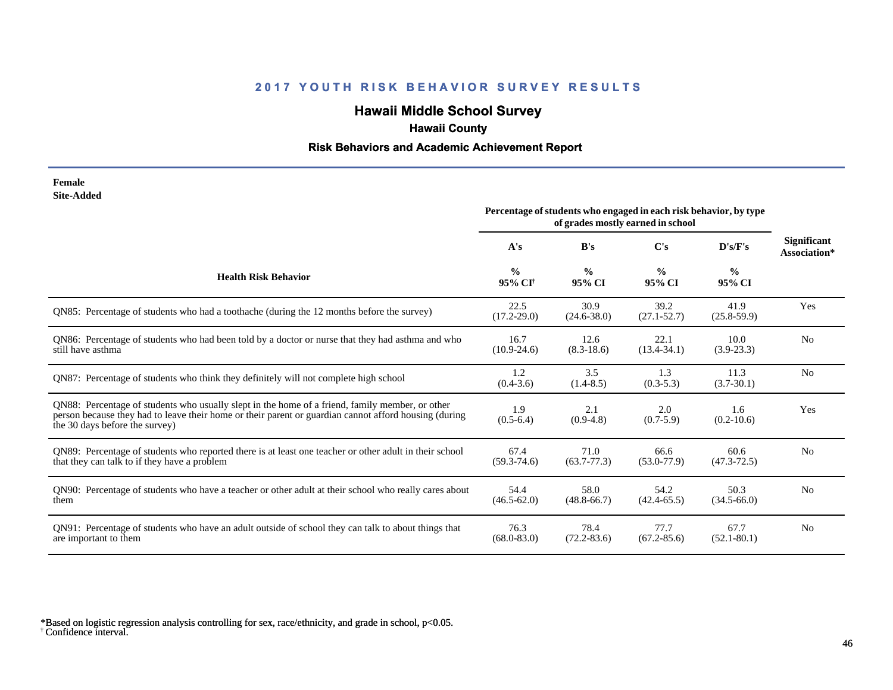# 2017 YOUTH RISK BEHAVIOR SURVEY RESULTS

## Hawaii Middle School Survey

### Hawaii County

### Risk Behaviors and Academic Achievement Report

**Female**
**Site-Added**

| Health Risk Behavior | Percentage of students who engaged in each risk behavior, by type of grades mostly earned in school | | | | Significant Association* |
|---|---|---|---|---|---|
| | A's | B's | C's | D's/F's | |
| | % 95% CI[†] | % 95% CI | % 95% CI | % 95% CI | |
| QN85: Percentage of students who had a toothache (during the 12 months before the survey) | 22.5 (17.2-29.0) | 30.9 (24.6-38.0) | 39.2 (27.1-52.7) | 41.9 (25.8-59.9) | Yes |
| QN86: Percentage of students who had been told by a doctor or nurse that they had asthma and who still have asthma | 16.7 (10.9-24.6) | 12.6 (8.3-18.6) | 22.1 (13.4-34.1) | 10.0 (3.9-23.3) | No |
| QN87: Percentage of students who think they definitely will not complete high school | 1.2 (0.4-3.6) | 3.5 (1.4-8.5) | 1.3 (0.3-5.3) | 11.3 (3.7-30.1) | No |
| QN88: Percentage of students who usually slept in the home of a friend, family member, or other person because they had to leave their home or their parent or guardian cannot afford housing (during the 30 days before the survey) | 1.9 (0.5-6.4) | 2.1 (0.9-4.8) | 2.0 (0.7-5.9) | 1.6 (0.2-10.6) | Yes |
| QN89: Percentage of students who reported there is at least one teacher or other adult in their school that they can talk to if they have a problem | 67.4 (59.3-74.6) | 71.0 (63.7-77.3) | 66.6 (53.0-77.9) | 60.6 (47.3-72.5) | No |
| QN90: Percentage of students who have a teacher or other adult at their school who really cares about them | 54.4 (46.5-62.0) | 58.0 (48.8-66.7) | 54.2 (42.4-65.5) | 50.3 (34.5-66.0) | No |
| QN91: Percentage of students who have an adult outside of school they can talk to about things that are important to them | 76.3 (68.0-83.0) | 78.4 (72.2-83.6) | 77.7 (67.2-85.6) | 67.7 (52.1-80.1) | No |

*Based on logistic regression analysis controlling for sex, race/ethnicity, and grade in school, $p<0.05$.
[†] Confidence interval.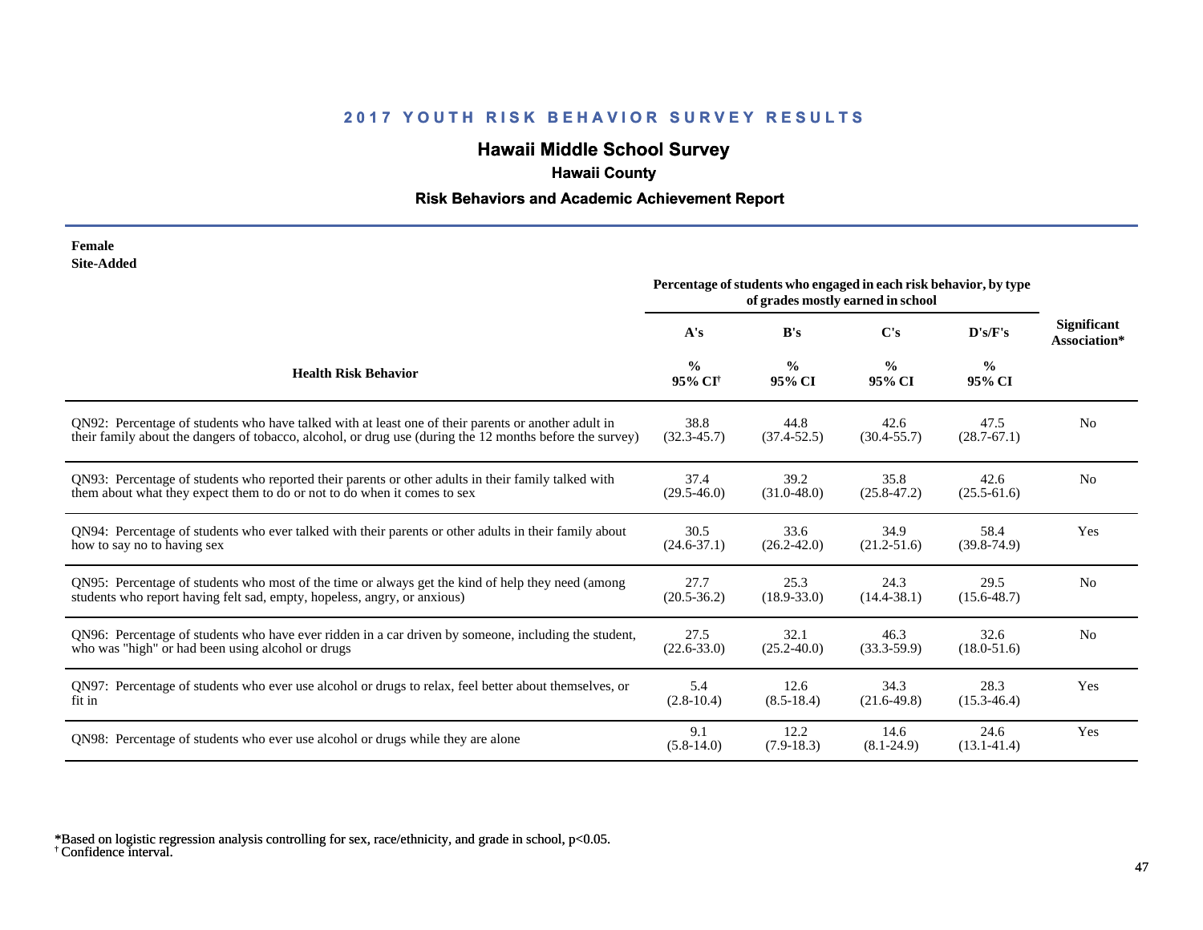## 2017 YOUTH RISK BEHAVIOR SURVEY RESULTS

# Hawaii Middle School Survey

### Hawaii County

### Risk Behaviors and Academic Achievement Report

**Female**
**Site-Added**

| Health Risk Behavior | A's % 95% CI† | B's % 95% CI | C's % 95% CI | D's/F's % 95% CI | Significant Association* |
|---|---|---|---|---|---|
| | Percentage of students who engaged in each risk behavior, by type of grades mostly earned in school | | | | |
| QN92: Percentage of students who have talked with at least one of their parents or another adult in their family about the dangers of tobacco, alcohol, or drug use (during the 12 months before the survey) | 38.8 (32.3-45.7) | 44.8 (37.4-52.5) | 42.6 (30.4-55.7) | 47.5 (28.7-67.1) | No |
| QN93: Percentage of students who reported their parents or other adults in their family talked with them about what they expect them to do or not to do when it comes to sex | 37.4 (29.5-46.0) | 39.2 (31.0-48.0) | 35.8 (25.8-47.2) | 42.6 (25.5-61.6) | No |
| QN94: Percentage of students who ever talked with their parents or other adults in their family about how to say no to having sex | 30.5 (24.6-37.1) | 33.6 (26.2-42.0) | 34.9 (21.2-51.6) | 58.4 (39.8-74.9) | Yes |
| QN95: Percentage of students who most of the time or always get the kind of help they need (among students who report having felt sad, empty, hopeless, angry, or anxious) | 27.7 (20.5-36.2) | 25.3 (18.9-33.0) | 24.3 (14.4-38.1) | 29.5 (15.6-48.7) | No |
| QN96: Percentage of students who have ever ridden in a car driven by someone, including the student, who was "high" or had been using alcohol or drugs | 27.5 (22.6-33.0) | 32.1 (25.2-40.0) | 46.3 (33.3-59.9) | 32.6 (18.0-51.6) | No |
| QN97: Percentage of students who ever use alcohol or drugs to relax, feel better about themselves, or fit in | 5.4 (2.8-10.4) | 12.6 (8.5-18.4) | 34.3 (21.6-49.8) | 28.3 (15.3-46.4) | Yes |
| QN98: Percentage of students who ever use alcohol or drugs while they are alone | 9.1 (5.8-14.0) | 12.2 (7.9-18.3) | 14.6 (8.1-24.9) | 24.6 (13.1-41.4) | Yes |

*Based on logistic regression analysis controlling for sex, race/ethnicity, and grade in school, $p<0.05$.
† Confidence interval.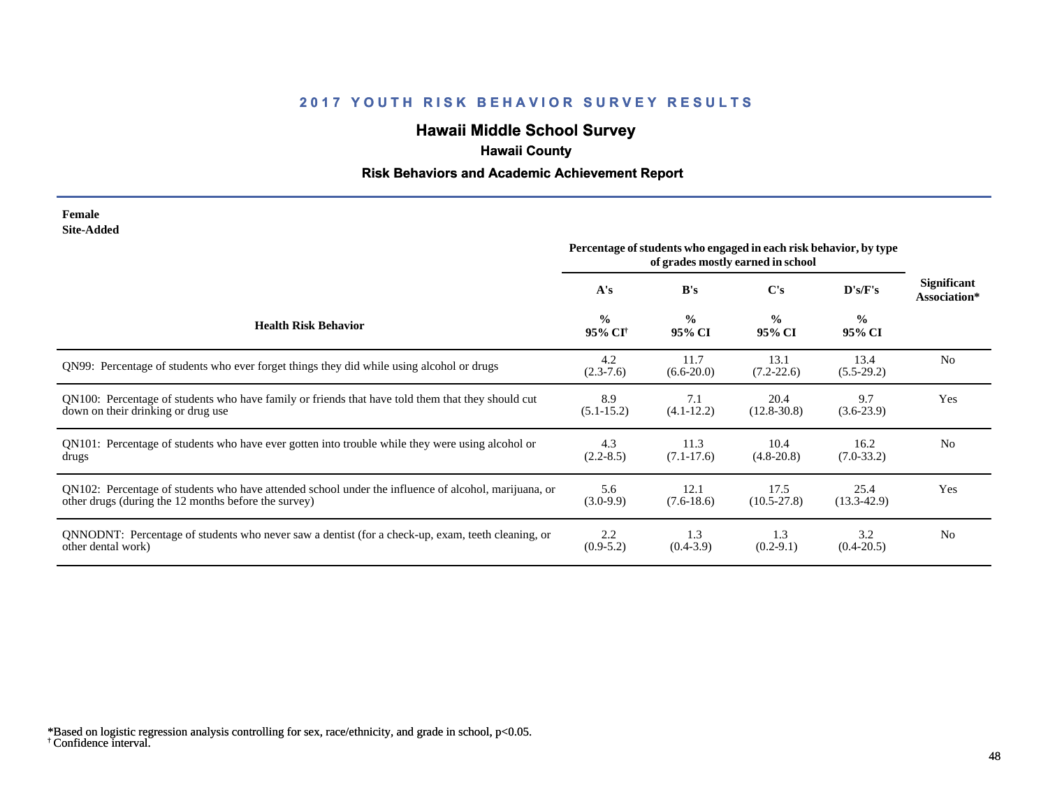## 2017 YOUTH RISK BEHAVIOR SURVEY RESULTS

# Hawaii Middle School Survey

### Hawaii County

### Risk Behaviors and Academic Achievement Report

**Female**
**Site-Added**

| Health Risk Behavior | Percentage of students who engaged in each risk behavior, by type of grades mostly earned in school | | | | Significant Association* |
|---|---|---|---|---|---|
| | A's | B's | C's | D's/F's | |
| | % 95% CI[†] | % 95% CI | % 95% CI | % 95% CI | |
| QN99: Percentage of students who ever forget things they did while using alcohol or drugs | 4.2 (2.3-7.6) | 11.7 (6.6-20.0) | 13.1 (7.2-22.6) | 13.4 (5.5-29.2) | No |
| QN100: Percentage of students who have family or friends that have told them that they should cut down on their drinking or drug use | 8.9 (5.1-15.2) | 7.1 (4.1-12.2) | 20.4 (12.8-30.8) | 9.7 (3.6-23.9) | Yes |
| QN101: Percentage of students who have ever gotten into trouble while they were using alcohol or drugs | 4.3 (2.2-8.5) | 11.3 (7.1-17.6) | 10.4 (4.8-20.8) | 16.2 (7.0-33.2) | No |
| QN102: Percentage of students who have attended school under the influence of alcohol, marijuana, or other drugs (during the 12 months before the survey) | 5.6 (3.0-9.9) | 12.1 (7.6-18.6) | 17.5 (10.5-27.8) | 25.4 (13.3-42.9) | Yes |
| QNNODNT: Percentage of students who never saw a dentist (for a check-up, exam, teeth cleaning, or other dental work) | 2.2 (0.9-5.2) | 1.3 (0.4-3.9) | 1.3 (0.2-9.1) | 3.2 (0.4-20.5) | No |

*Based on logistic regression analysis controlling for sex, race/ethnicity, and grade in school, $p<0.05$.
[†] Confidence interval.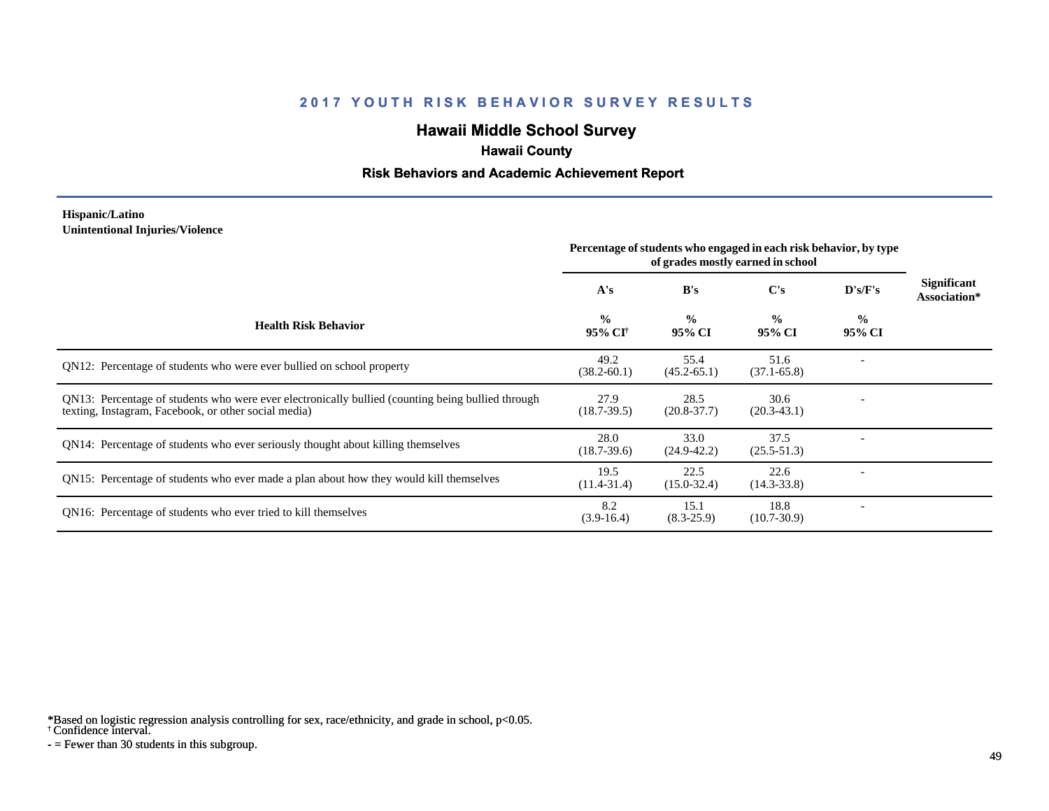# 2017 YOUTH RISK BEHAVIOR SURVEY RESULTS

## Hawaii Middle School Survey

### Hawaii County

### Risk Behaviors and Academic Achievement Report

**Hispanic/Latino**
**Unintentional Injuries/Violence**

| Health Risk Behavior | Percentage of students who engaged in each risk behavior, by type of grades mostly earned in school | | | | Significant Association* |
|---|---|---|---|---|---|
| | A's | B's | C's | D's/F's | |
| | % 95% CI[†] | % 95% CI | % 95% CI | % 95% CI | |
| QN12: Percentage of students who were ever bullied on school property | 49.2 (38.2-60.1) | 55.4 (45.2-65.1) | 51.6 (37.1-65.8) | - | |
| QN13: Percentage of students who were ever electronically bullied (counting being bullied through texting, Instagram, Facebook, or other social media) | 27.9 (18.7-39.5) | 28.5 (20.8-37.7) | 30.6 (20.3-43.1) | - | |
| QN14: Percentage of students who ever seriously thought about killing themselves | 28.0 (18.7-39.6) | 33.0 (24.9-42.2) | 37.5 (25.5-51.3) | - | |
| QN15: Percentage of students who ever made a plan about how they would kill themselves | 19.5 (11.4-31.4) | 22.5 (15.0-32.4) | 22.6 (14.3-33.8) | - | |
| QN16: Percentage of students who ever tried to kill themselves | 8.2 (3.9-16.4) | 15.1 (8.3-25.9) | 18.8 (10.7-30.9) | - | |

*Based on logistic regression analysis controlling for sex, race/ethnicity, and grade in school, p<0.05.
[†] Confidence interval.
- = Fewer than 30 students in this subgroup.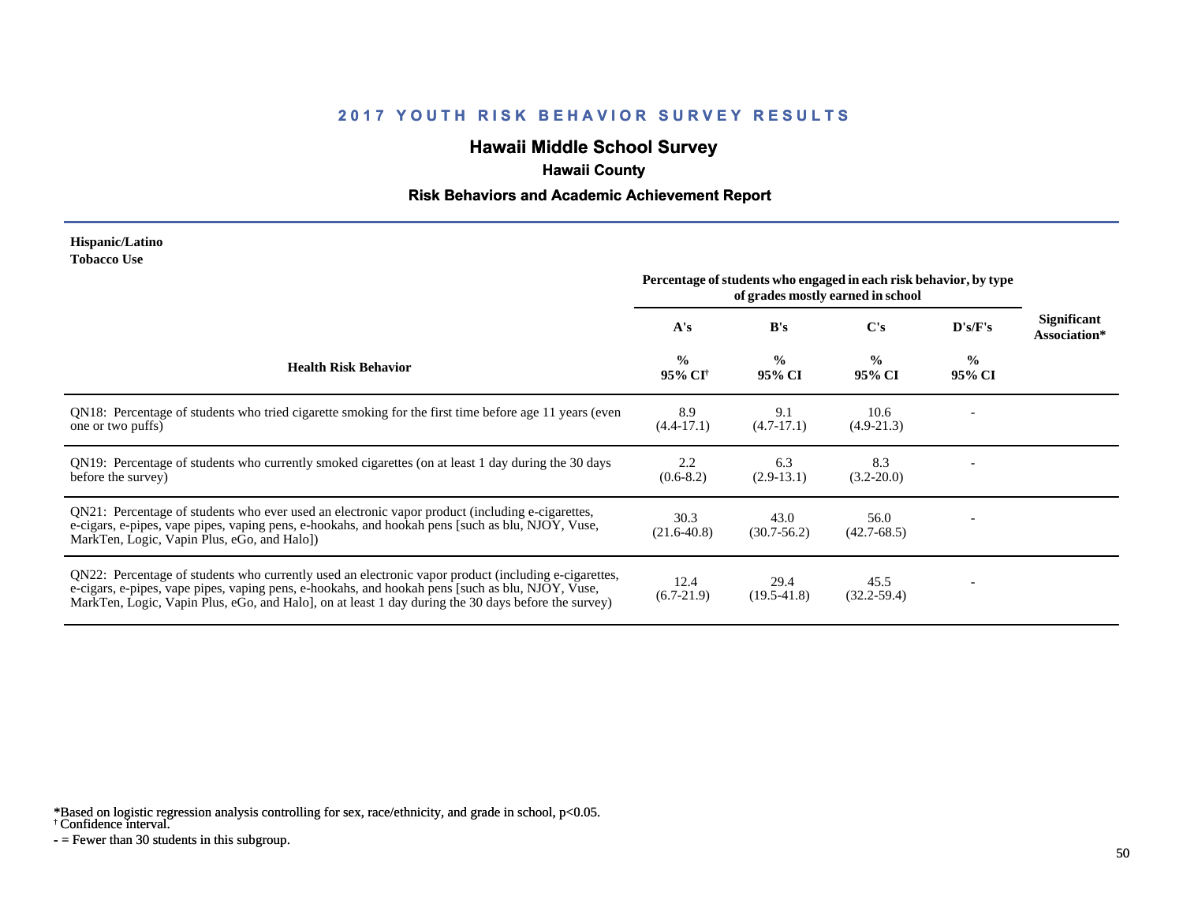## 2017 YOUTH RISK BEHAVIOR SURVEY RESULTS

### Hawaii Middle School Survey

**Hawaii County**

**Risk Behaviors and Academic Achievement Report**

**Hispanic/Latino**
**Tobacco Use**

| Health Risk Behavior | A's % 95% CI† | B's % 95% CI | C's % 95% CI | D's/F's % 95% CI | Significant Association* |
|---|---|---|---|---|---|
| | Percentage of students who engaged in each risk behavior, by type of grades mostly earned in school | | | | |
| QN18: Percentage of students who tried cigarette smoking for the first time before age 11 years (even one or two puffs) | 8.9 (4.4-17.1) | 9.1 (4.7-17.1) | 10.6 (4.9-21.3) | - | |
| QN19: Percentage of students who currently smoked cigarettes (on at least 1 day during the 30 days before the survey) | 2.2 (0.6-8.2) | 6.3 (2.9-13.1) | 8.3 (3.2-20.0) | - | |
| QN21: Percentage of students who ever used an electronic vapor product (including e-cigarettes, e-cigars, e-pipes, vape pipes, vaping pens, e-hookahs, and hookah pens [such as blu, NJOY, Vuse, MarkTen, Logic, Vapin Plus, eGo, and Halo]) | 30.3 (21.6-40.8) | 43.0 (30.7-56.2) | 56.0 (42.7-68.5) | - | |
| QN22: Percentage of students who currently used an electronic vapor product (including e-cigarettes, e-cigars, e-pipes, vape pipes, vaping pens, e-hookahs, and hookah pens [such as blu, NJOY, Vuse, MarkTen, Logic, Vapin Plus, eGo, and Halo], on at least 1 day during the 30 days before the survey) | 12.4 (6.7-21.9) | 29.4 (19.5-41.8) | 45.5 (32.2-59.4) | - | |

*Based on logistic regression analysis controlling for sex, race/ethnicity, and grade in school, $p<0.05$.
† Confidence interval.
- = Fewer than 30 students in this subgroup.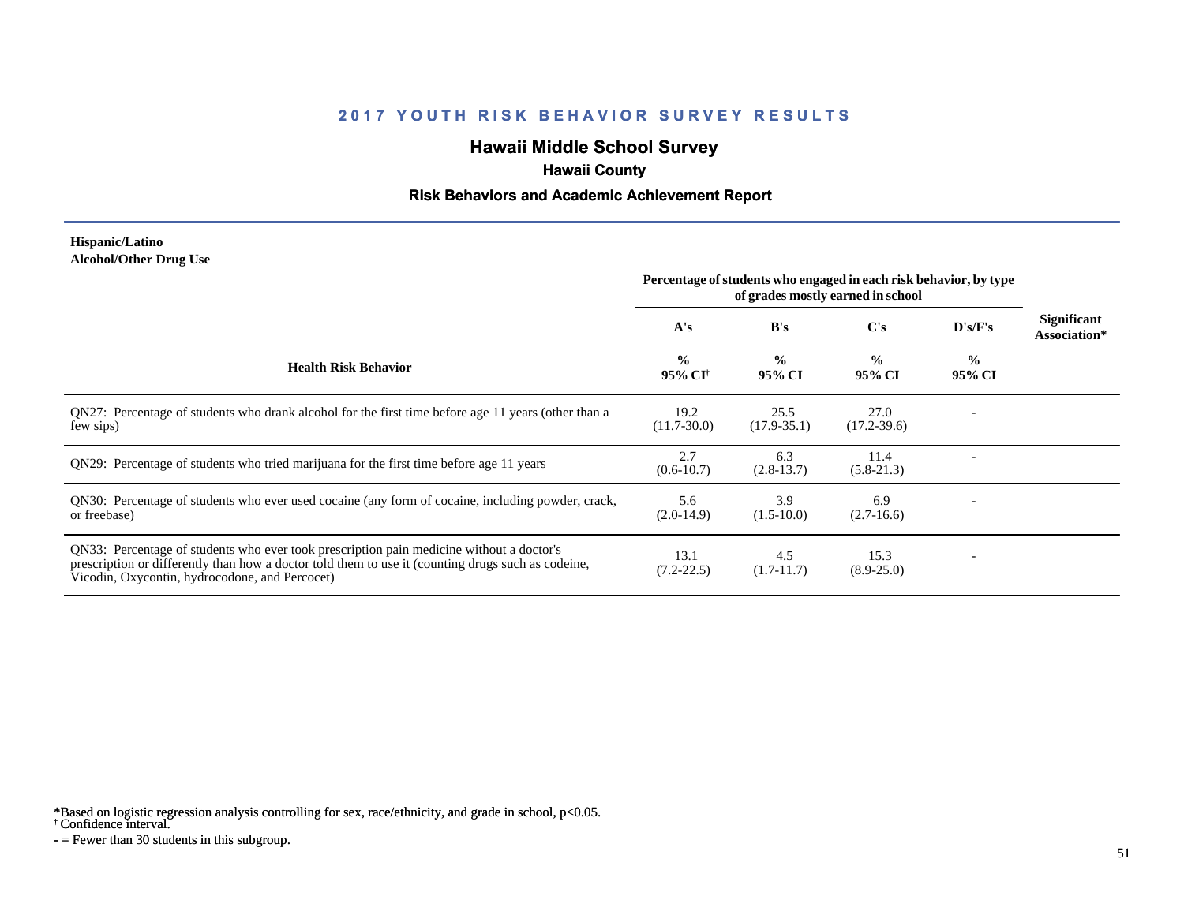## 2017 YOUTH RISK BEHAVIOR SURVEY RESULTS

# Hawaii Middle School Survey

### Hawaii County

### Risk Behaviors and Academic Achievement Report

**Hispanic/Latino**
**Alcohol/Other Drug Use**

| Health Risk Behavior | Percentage of students who engaged in each risk behavior, by type of grades mostly earned in school | | | | Significant Association* |
|---|---|---|---|---|---|
| | A's | B's | C's | D's/F's | |
| | % 95% CI† | % 95% CI | % 95% CI | % 95% CI | |
| QN27: Percentage of students who drank alcohol for the first time before age 11 years (other than a few sips) | 19.2 (11.7-30.0) | 25.5 (17.9-35.1) | 27.0 (17.2-39.6) | - | |
| QN29: Percentage of students who tried marijuana for the first time before age 11 years | 2.7 (0.6-10.7) | 6.3 (2.8-13.7) | 11.4 (5.8-21.3) | - | |
| QN30: Percentage of students who ever used cocaine (any form of cocaine, including powder, crack, or freebase) | 5.6 (2.0-14.9) | 3.9 (1.5-10.0) | 6.9 (2.7-16.6) | - | |
| QN33: Percentage of students who ever took prescription pain medicine without a doctor's prescription or differently than how a doctor told them to use it (counting drugs such as codeine, Vicodin, Oxycontin, hydrocodone, and Percocet) | 13.1 (7.2-22.5) | 4.5 (1.7-11.7) | 15.3 (8.9-25.0) | - | |

*Based on logistic regression analysis controlling for sex, race/ethnicity, and grade in school, $p<0.05$.
† Confidence interval.
- = Fewer than 30 students in this subgroup.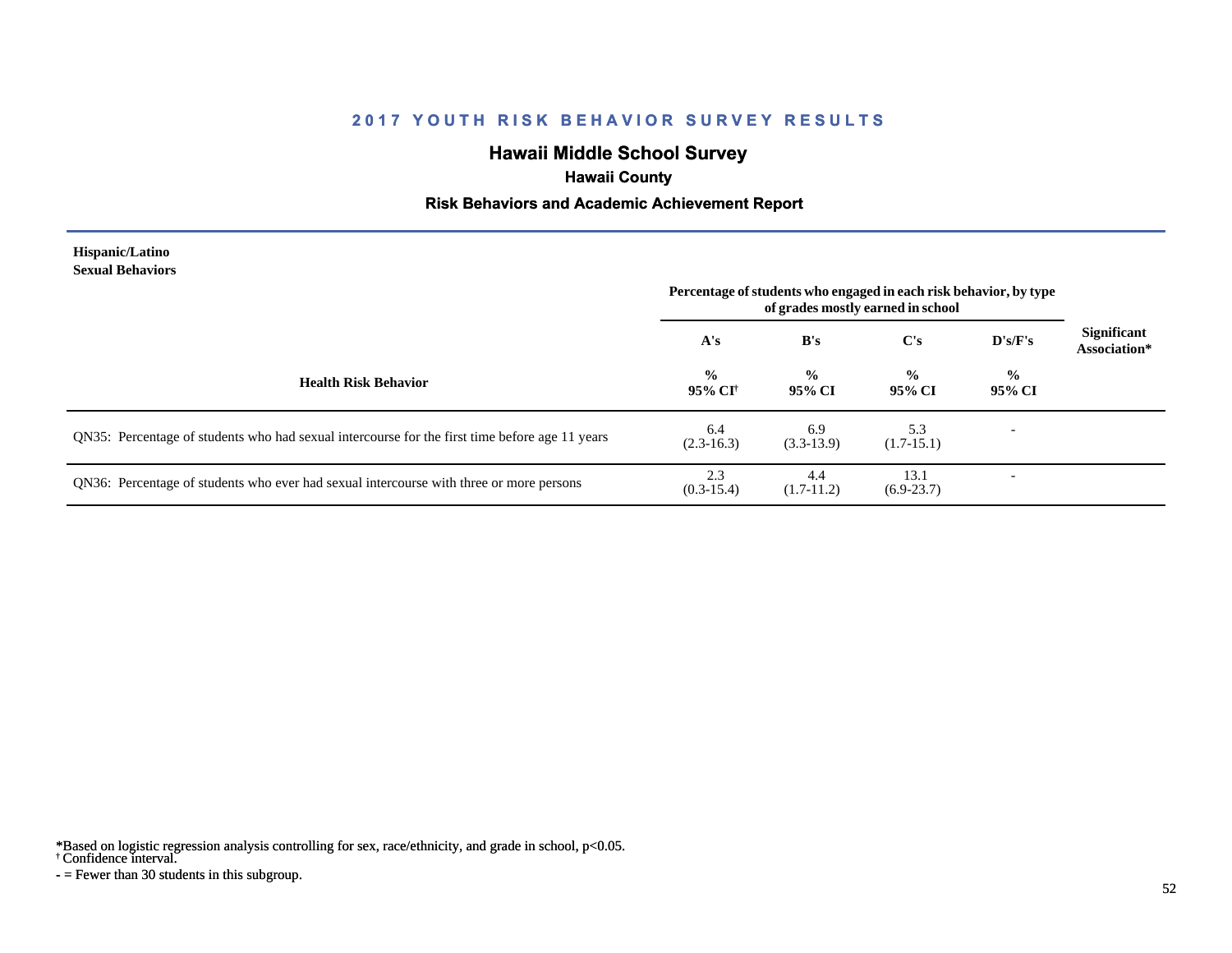## 2017 YOUTH RISK BEHAVIOR SURVEY RESULTS

## Hawaii Middle School Survey

### Hawaii County

### Risk Behaviors and Academic Achievement Report

**Hispanic/Latino**
**Sexual Behaviors**

| Health Risk Behavior | A's<br>%<br>95% CI† | B's<br>%<br>95% CI | C's<br>%<br>95% CI | D's/F's<br>%<br>95% CI | Significant Association* |
|---|---|---|---|---|---|
| | *Percentage of students who engaged in each risk behavior, by type of grades mostly earned in school* | | | | |
| QN35: Percentage of students who had sexual intercourse for the first time before age 11 years | 6.4<br>(2.3-16.3) | 6.9<br>(3.3-13.9) | 5.3<br>(1.7-15.1) | - | |
| QN36: Percentage of students who ever had sexual intercourse with three or more persons | 2.3<br>(0.3-15.4) | 4.4<br>(1.7-11.2) | 13.1<br>(6.9-23.7) | - | |

*Based on logistic regression analysis controlling for sex, race/ethnicity, and grade in school, $p<0.05$.
† Confidence interval.
- = Fewer than 30 students in this subgroup.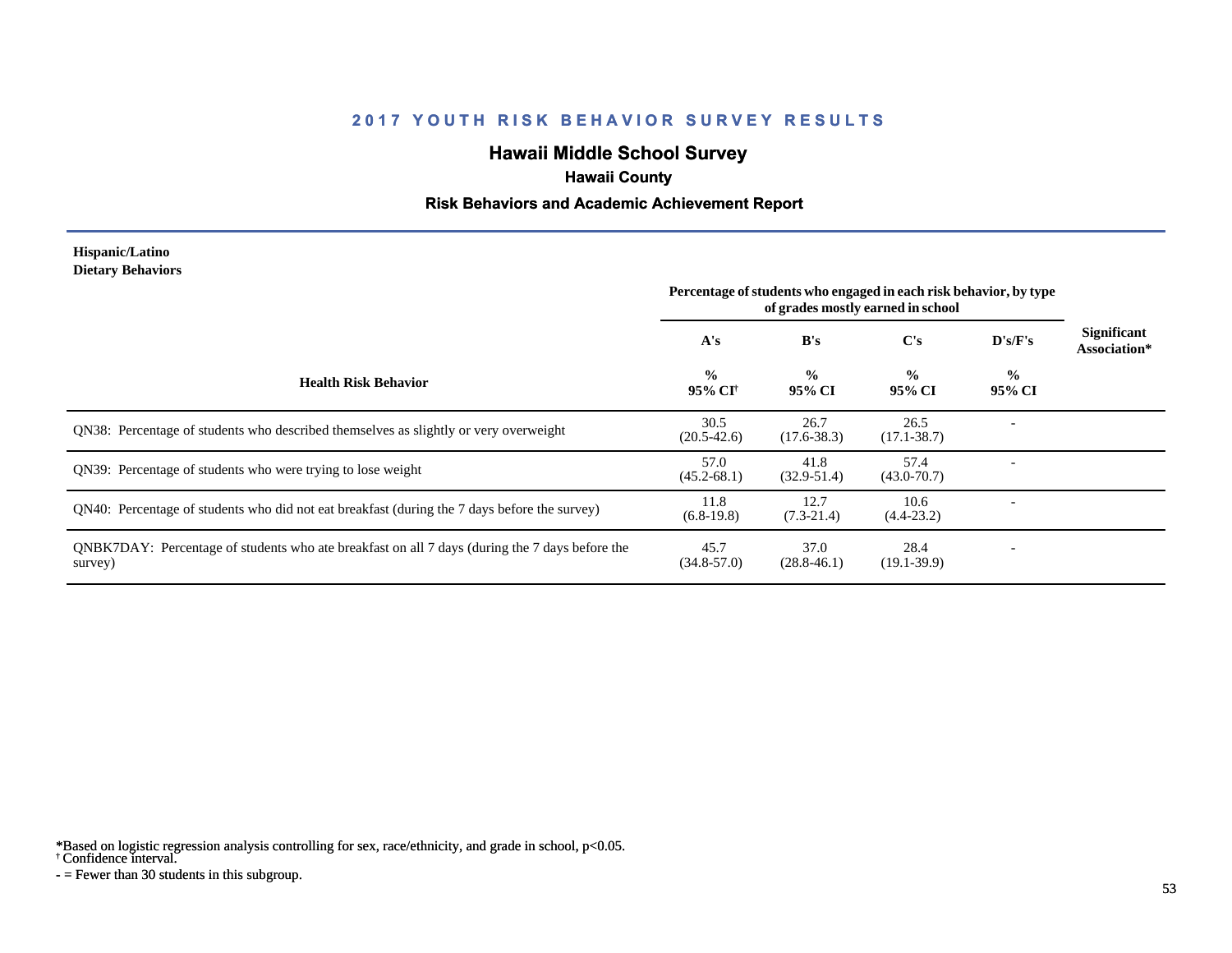## 2017 YOUTH RISK BEHAVIOR SURVEY RESULTS

### Hawaii Middle School Survey

**Hawaii County**

**Risk Behaviors and Academic Achievement Report**

**Hispanic/Latino**
**Dietary Behaviors**

| Health Risk Behavior | A's % 95% CI[†] | B's % 95% CI | C's % 95% CI | D's/F's % 95% CI | Significant Association* |
|---|---|---|---|---|---|
| | Percentage of students who engaged in each risk behavior, by type of grades mostly earned in school | | | | |
| QN38: Percentage of students who described themselves as slightly or very overweight | 30.5 (20.5-42.6) | 26.7 (17.6-38.3) | 26.5 (17.1-38.7) | - | |
| QN39: Percentage of students who were trying to lose weight | 57.0 (45.2-68.1) | 41.8 (32.9-51.4) | 57.4 (43.0-70.7) | - | |
| QN40: Percentage of students who did not eat breakfast (during the 7 days before the survey) | 11.8 (6.8-19.8) | 12.7 (7.3-21.4) | 10.6 (4.4-23.2) | - | |
| QNBK7DAY: Percentage of students who ate breakfast on all 7 days (during the 7 days before the survey) | 45.7 (34.8-57.0) | 37.0 (28.8-46.1) | 28.4 (19.1-39.9) | - | |

*Based on logistic regression analysis controlling for sex, race/ethnicity, and grade in school, p<0.05.
† Confidence interval.
- = Fewer than 30 students in this subgroup.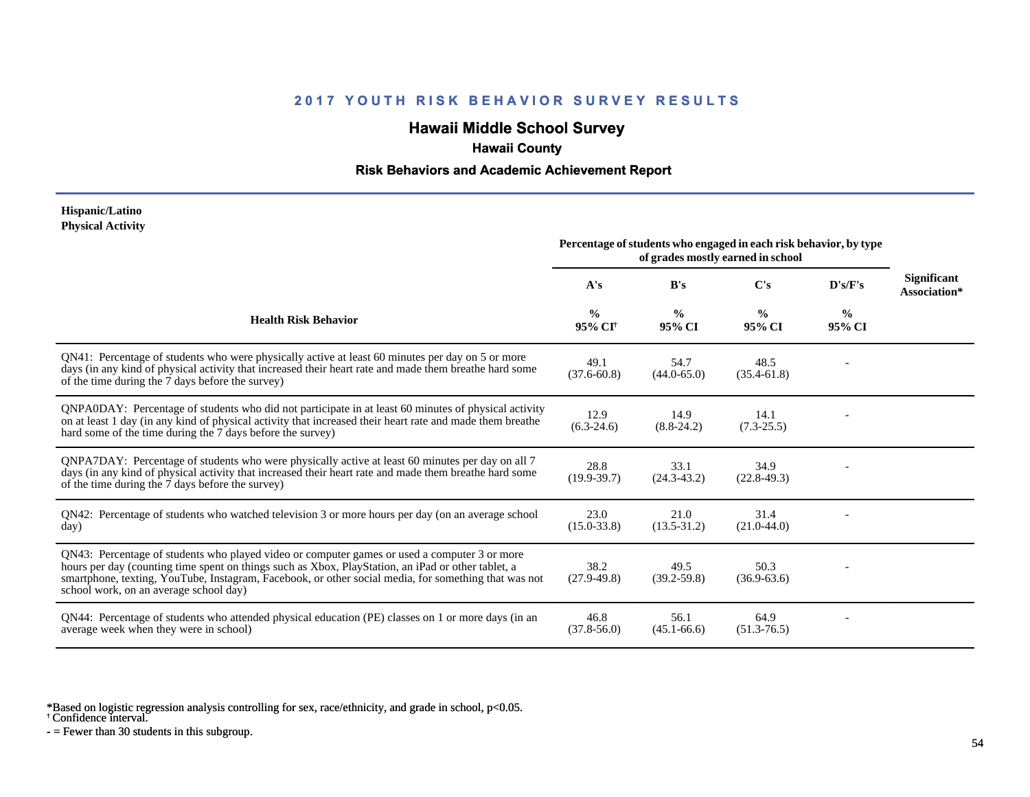## 2017 YOUTH RISK BEHAVIOR SURVEY RESULTS

# Hawaii Middle School Survey

### Hawaii County

### Risk Behaviors and Academic Achievement Report

**Hispanic/Latino**
**Physical Activity**

| Health Risk Behavior | Percentage of students who engaged in each risk behavior, by type of grades mostly earned in school | | | | Significant Association* |
|---|---|---|---|---|---|
| | A's | B's | C's | D's/F's | |
| | % 95% CI[†] | % 95% CI | % 95% CI | % 95% CI | |
| QN41: Percentage of students who were physically active at least 60 minutes per day on 5 or more days (in any kind of physical activity that increased their heart rate and made them breathe hard some of the time during the 7 days before the survey) | 49.1 (37.6-60.8) | 54.7 (44.0-65.0) | 48.5 (35.4-61.8) | - | |
| QNPA0DAY: Percentage of students who did not participate in at least 60 minutes of physical activity on at least 1 day (in any kind of physical activity that increased their heart rate and made them breathe hard some of the time during the 7 days before the survey) | 12.9 (6.3-24.6) | 14.9 (8.8-24.2) | 14.1 (7.3-25.5) | - | |
| QNPA7DAY: Percentage of students who were physically active at least 60 minutes per day on all 7 days (in any kind of physical activity that increased their heart rate and made them breathe hard some of the time during the 7 days before the survey) | 28.8 (19.9-39.7) | 33.1 (24.3-43.2) | 34.9 (22.8-49.3) | - | |
| QN42: Percentage of students who watched television 3 or more hours per day (on an average school day) | 23.0 (15.0-33.8) | 21.0 (13.5-31.2) | 31.4 (21.0-44.0) | - | |
| QN43: Percentage of students who played video or computer games or used a computer 3 or more hours per day (counting time spent on things such as Xbox, PlayStation, an iPad or other tablet, a smartphone, texting, YouTube, Instagram, Facebook, or other social media, for something that was not school work, on an average school day) | 38.2 (27.9-49.8) | 49.5 (39.2-59.8) | 50.3 (36.9-63.6) | - | |
| QN44: Percentage of students who attended physical education (PE) classes on 1 or more days (in an average week when they were in school) | 46.8 (37.8-56.0) | 56.1 (45.1-66.6) | 64.9 (51.3-76.5) | - | |

*Based on logistic regression analysis controlling for sex, race/ethnicity, and grade in school, $p<0.05$.
† Confidence interval.
- = Fewer than 30 students in this subgroup.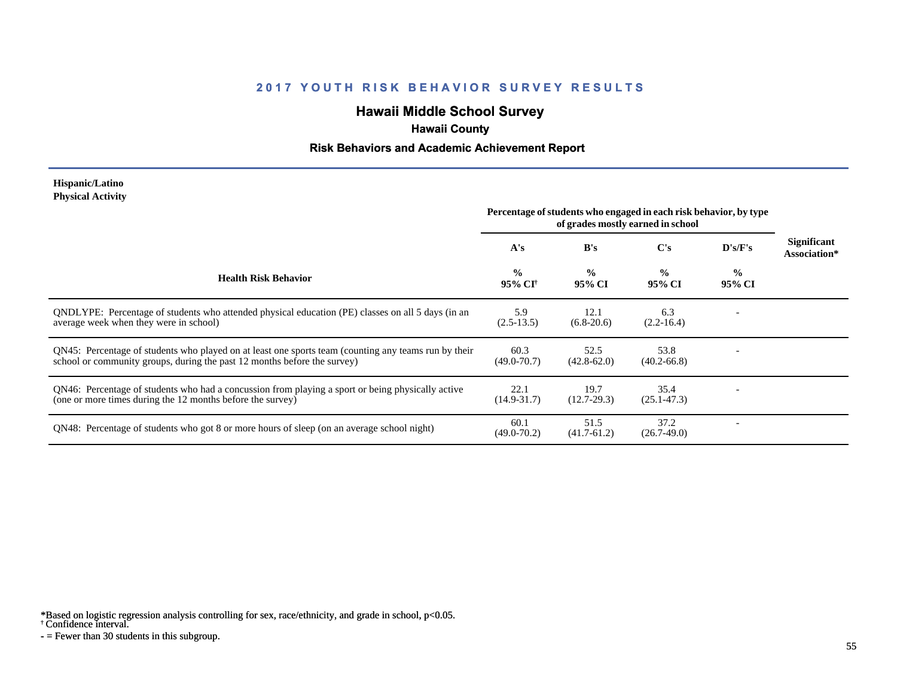## 2017 YOUTH RISK BEHAVIOR SURVEY RESULTS

# Hawaii Middle School Survey

### Hawaii County

### Risk Behaviors and Academic Achievement Report

**Hispanic/Latino**
**Physical Activity**

| Health Risk Behavior | Percentage of students who engaged in each risk behavior, by type of grades mostly earned in school | | | | Significant Association* |
|---|---|---|---|---|---|
| | A's | B's | C's | D's/F's | |
| | % 95% CI[†] | % 95% CI | % 95% CI | % 95% CI | |
| QNDLYPE: Percentage of students who attended physical education (PE) classes on all 5 days (in an average week when they were in school) | 5.9 (2.5-13.5) | 12.1 (6.8-20.6) | 6.3 (2.2-16.4) | - | |
| QN45: Percentage of students who played on at least one sports team (counting any teams run by their school or community groups, during the past 12 months before the survey) | 60.3 (49.0-70.7) | 52.5 (42.8-62.0) | 53.8 (40.2-66.8) | - | |
| QN46: Percentage of students who had a concussion from playing a sport or being physically active (one or more times during the 12 months before the survey) | 22.1 (14.9-31.7) | 19.7 (12.7-29.3) | 35.4 (25.1-47.3) | - | |
| QN48: Percentage of students who got 8 or more hours of sleep (on an average school night) | 60.1 (49.0-70.2) | 51.5 (41.7-61.2) | 37.2 (26.7-49.0) | - | |

*Based on logistic regression analysis controlling for sex, race/ethnicity, and grade in school, p<0.05.
† Confidence interval.
- = Fewer than 30 students in this subgroup.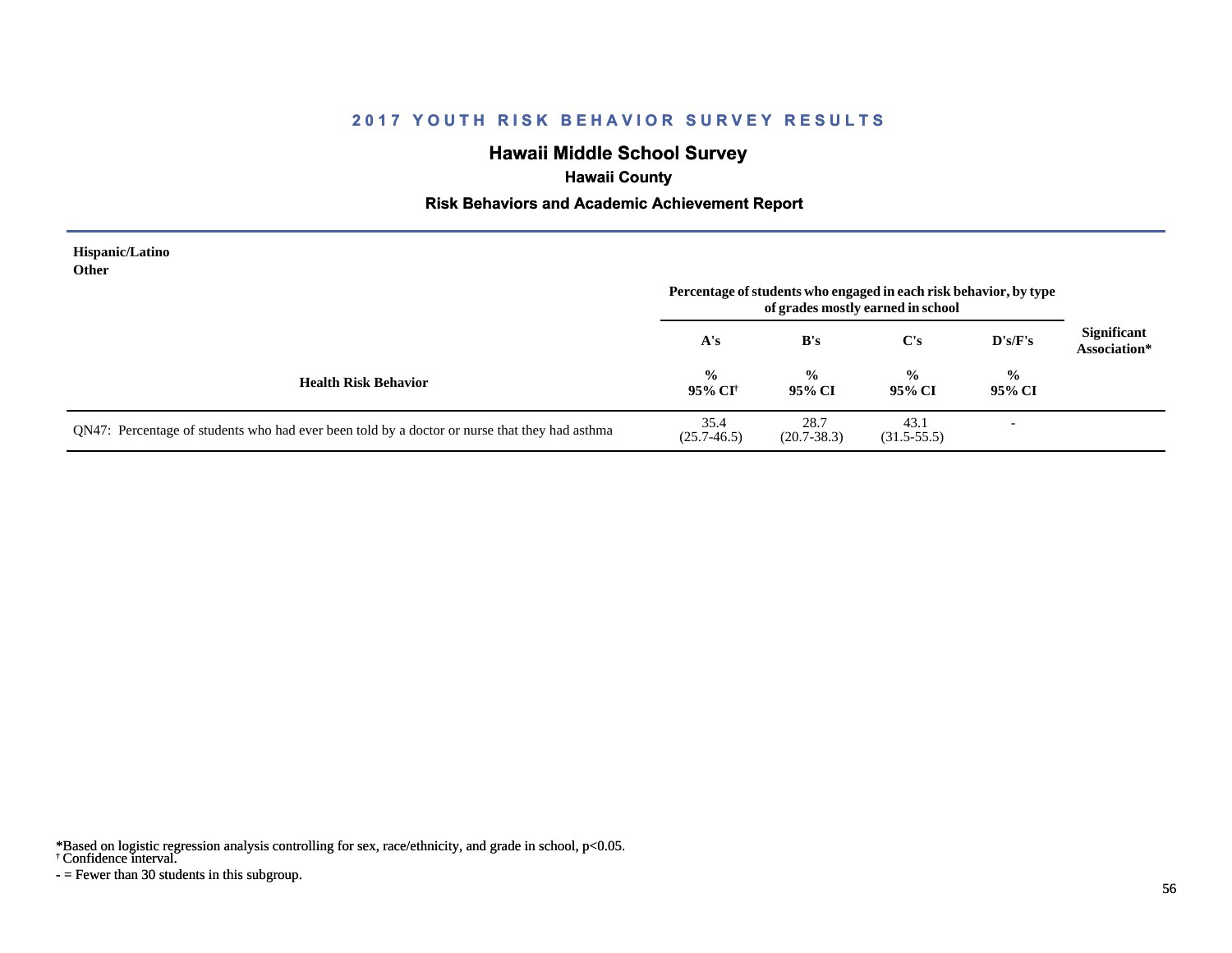## 2017 YOUTH RISK BEHAVIOR SURVEY RESULTS

### Hawaii Middle School Survey

**Hawaii County**

**Risk Behaviors and Academic Achievement Report**

**Hispanic/Latino**
**Other**

| Health Risk Behavior | A's<br>%<br>95% CI† | B's<br>%<br>95% CI | C's<br>%<br>95% CI | D's/F's<br>%<br>95% CI | Significant Association* |
|---|---|---|---|---|---|
| | Percentage of students who engaged in each risk behavior, by type of grades mostly earned in school | | | | |
| QN47: Percentage of students who had ever been told by a doctor or nurse that they had asthma | 35.4<br>(25.7-46.5) | 28.7<br>(20.7-38.3) | 43.1<br>(31.5-55.5) | - | |

*Based on logistic regression analysis controlling for sex, race/ethnicity, and grade in school, $p<0.05$.
† Confidence interval.
- = Fewer than 30 students in this subgroup.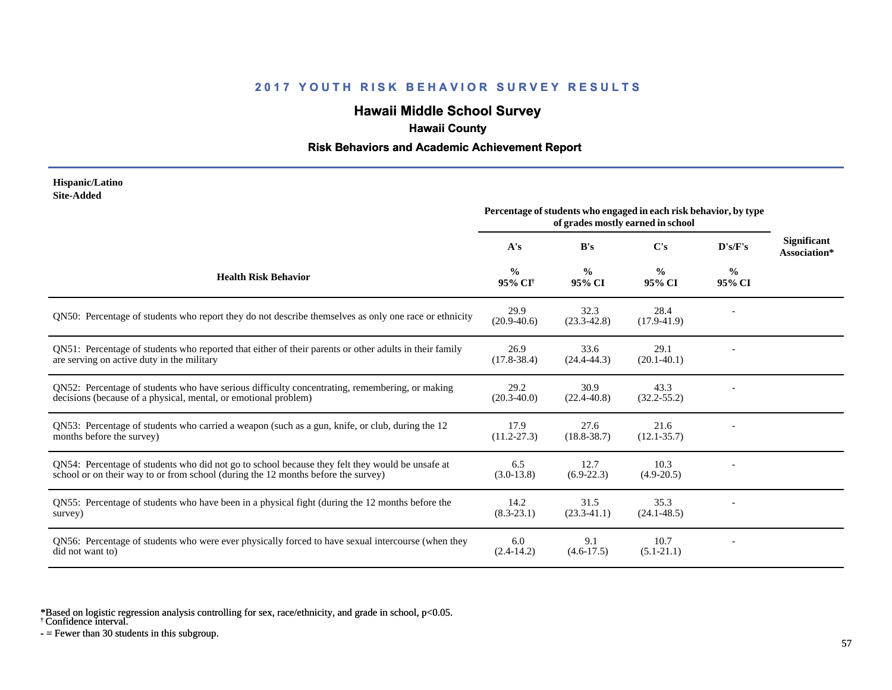## 2017 YOUTH RISK BEHAVIOR SURVEY RESULTS

# Hawaii Middle School Survey

### Hawaii County

### Risk Behaviors and Academic Achievement Report

**Hispanic/Latino**
**Site-Added**

| Health Risk Behavior | Percentage of students who engaged in each risk behavior, by type of grades mostly earned in school | | | | Significant Association* |
|---|---|---|---|---|---|
| | A's | B's | C's | D's/F's | |
| | % 95% CI† | % 95% CI | % 95% CI | % 95% CI | |
| QN50: Percentage of students who report they do not describe themselves as only one race or ethnicity | 29.9 (20.9-40.6) | 32.3 (23.3-42.8) | 28.4 (17.9-41.9) | - | |
| QN51: Percentage of students who reported that either of their parents or other adults in their family are serving on active duty in the military | 26.9 (17.8-38.4) | 33.6 (24.4-44.3) | 29.1 (20.1-40.1) | - | |
| QN52: Percentage of students who have serious difficulty concentrating, remembering, or making decisions (because of a physical, mental, or emotional problem) | 29.2 (20.3-40.0) | 30.9 (22.4-40.8) | 43.3 (32.2-55.2) | - | |
| QN53: Percentage of students who carried a weapon (such as a gun, knife, or club, during the 12 months before the survey) | 17.9 (11.2-27.3) | 27.6 (18.8-38.7) | 21.6 (12.1-35.7) | - | |
| QN54: Percentage of students who did not go to school because they felt they would be unsafe at school or on their way to or from school (during the 12 months before the survey) | 6.5 (3.0-13.8) | 12.7 (6.9-22.3) | 10.3 (4.9-20.5) | - | |
| QN55: Percentage of students who have been in a physical fight (during the 12 months before the survey) | 14.2 (8.3-23.1) | 31.5 (23.3-41.1) | 35.3 (24.1-48.5) | - | |
| QN56: Percentage of students who were ever physically forced to have sexual intercourse (when they did not want to) | 6.0 (2.4-14.2) | 9.1 (4.6-17.5) | 10.7 (5.1-21.1) | - | |

*Based on logistic regression analysis controlling for sex, race/ethnicity, and grade in school, $p<0.05$.
† Confidence interval.
- = Fewer than 30 students in this subgroup.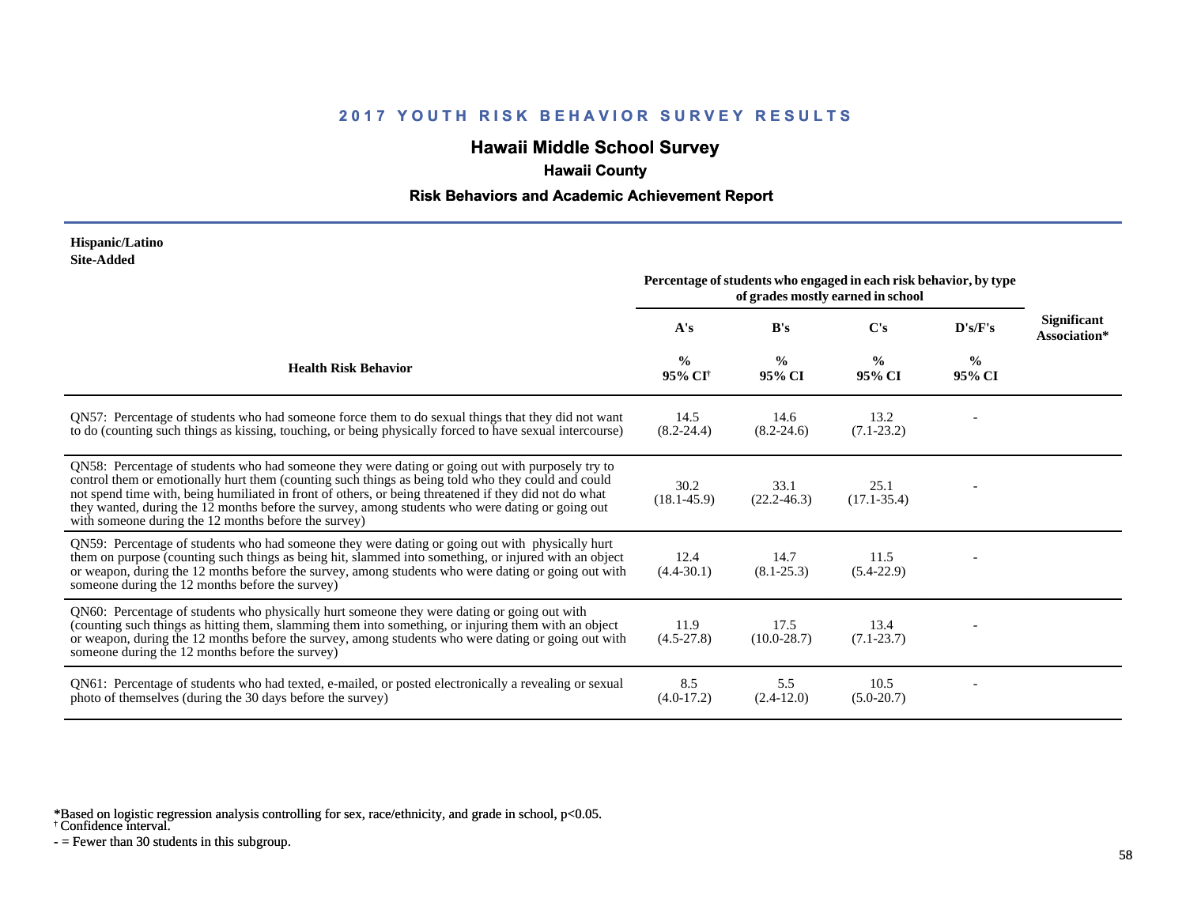## 2017 YOUTH RISK BEHAVIOR SURVEY RESULTS

# Hawaii Middle School Survey

### Hawaii County

### Risk Behaviors and Academic Achievement Report

**Hispanic/Latino**
**Site-Added**

| Health Risk Behavior | Percentage of students who engaged in each risk behavior, by type of grades mostly earned in school | | | | Significant Association* |
|---|---|---|---|---|---|
| | A's | B's | C's | D's/F's | |
| | % 95% CI† | % 95% CI | % 95% CI | % 95% CI | |
| QN57: Percentage of students who had someone force them to do sexual things that they did not want to do (counting such things as kissing, touching, or being physically forced to have sexual intercourse) | 14.5 (8.2-24.4) | 14.6 (8.2-24.6) | 13.2 (7.1-23.2) | - | |
| QN58: Percentage of students who had someone they were dating or going out with purposely try to control them or emotionally hurt them (counting such things as being told who they could and could not spend time with, being humiliated in front of others, or being threatened if they did not do what they wanted, during the 12 months before the survey, among students who were dating or going out with someone during the 12 months before the survey) | 30.2 (18.1-45.9) | 33.1 (22.2-46.3) | 25.1 (17.1-35.4) | - | |
| QN59: Percentage of students who had someone they were dating or going out with physically hurt them on purpose (counting such things as being hit, slammed into something, or injured with an object or weapon, during the 12 months before the survey, among students who were dating or going out with someone during the 12 months before the survey) | 12.4 (4.4-30.1) | 14.7 (8.1-25.3) | 11.5 (5.4-22.9) | - | |
| QN60: Percentage of students who physically hurt someone they were dating or going out with (counting such things as hitting them, slamming them into something, or injuring them with an object or weapon, during the 12 months before the survey, among students who were dating or going out with someone during the 12 months before the survey) | 11.9 (4.5-27.8) | 17.5 (10.0-28.7) | 13.4 (7.1-23.7) | - | |
| QN61: Percentage of students who had texted, e-mailed, or posted electronically a revealing or sexual photo of themselves (during the 30 days before the survey) | 8.5 (4.0-17.2) | 5.5 (2.4-12.0) | 10.5 (5.0-20.7) | - | |

*Based on logistic regression analysis controlling for sex, race/ethnicity, and grade in school, $p<0.05$.
† Confidence interval.
- = Fewer than 30 students in this subgroup.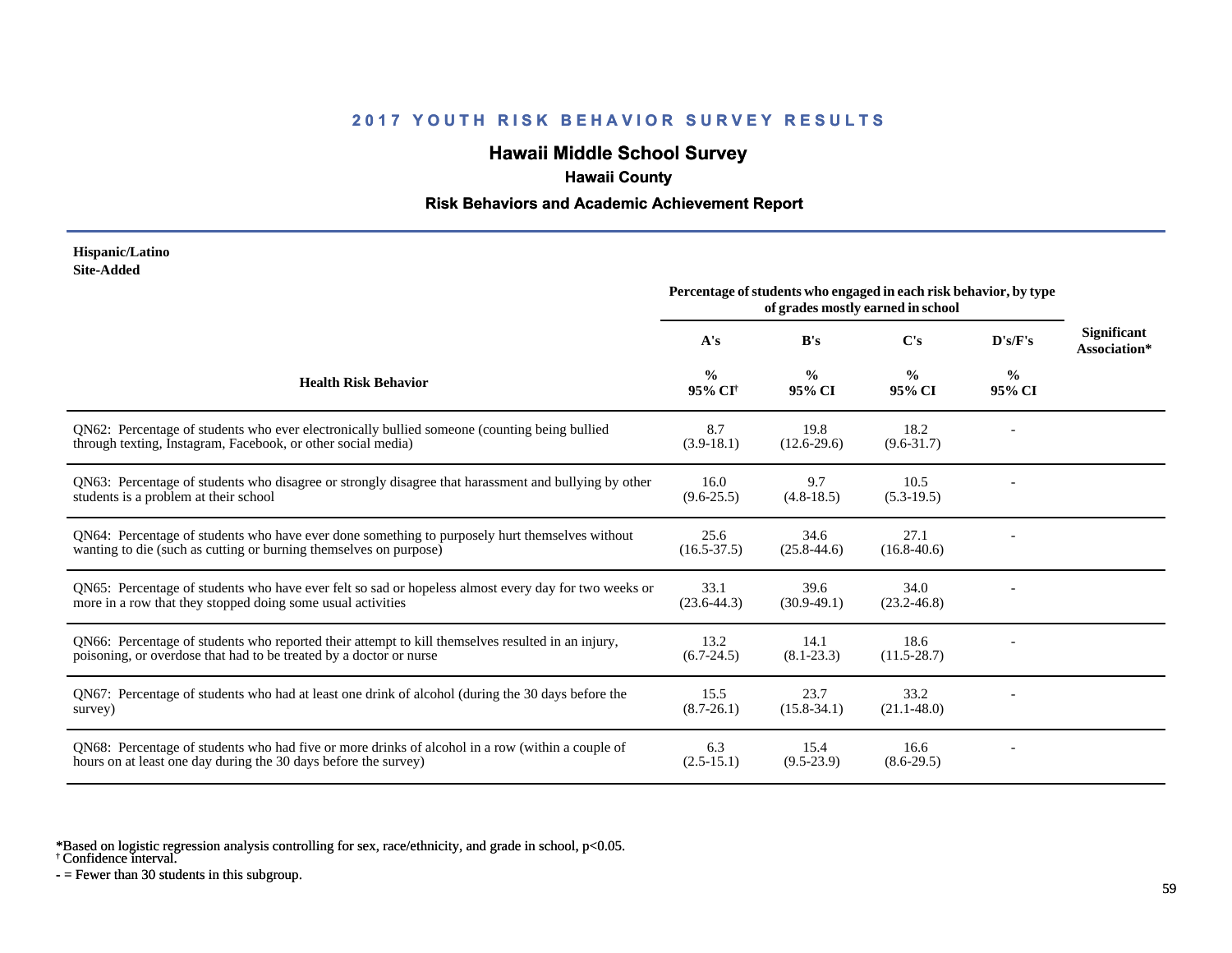## 2017 YOUTH RISK BEHAVIOR SURVEY RESULTS

# Hawaii Middle School Survey

### Hawaii County

### Risk Behaviors and Academic Achievement Report

**Hispanic/Latino**
**Site-Added**

| Health Risk Behavior | Percentage of students who engaged in each risk behavior, by type of grades mostly earned in school | | | | Significant Association* |
|---|---|---|---|---|---|
| | A's | B's | C's | D's/F's | |
| | % 95% CI[†] | % 95% CI | % 95% CI | % 95% CI | |
| QN62: Percentage of students who ever electronically bullied someone (counting being bullied through texting, Instagram, Facebook, or other social media) | 8.7 (3.9-18.1) | 19.8 (12.6-29.6) | 18.2 (9.6-31.7) | - | |
| QN63: Percentage of students who disagree or strongly disagree that harassment and bullying by other students is a problem at their school | 16.0 (9.6-25.5) | 9.7 (4.8-18.5) | 10.5 (5.3-19.5) | - | |
| QN64: Percentage of students who have ever done something to purposely hurt themselves without wanting to die (such as cutting or burning themselves on purpose) | 25.6 (16.5-37.5) | 34.6 (25.8-44.6) | 27.1 (16.8-40.6) | - | |
| QN65: Percentage of students who have ever felt so sad or hopeless almost every day for two weeks or more in a row that they stopped doing some usual activities | 33.1 (23.6-44.3) | 39.6 (30.9-49.1) | 34.0 (23.2-46.8) | - | |
| QN66: Percentage of students who reported their attempt to kill themselves resulted in an injury, poisoning, or overdose that had to be treated by a doctor or nurse | 13.2 (6.7-24.5) | 14.1 (8.1-23.3) | 18.6 (11.5-28.7) | - | |
| QN67: Percentage of students who had at least one drink of alcohol (during the 30 days before the survey) | 15.5 (8.7-26.1) | 23.7 (15.8-34.1) | 33.2 (21.1-48.0) | - | |
| QN68: Percentage of students who had five or more drinks of alcohol in a row (within a couple of hours on at least one day during the 30 days before the survey) | 6.3 (2.5-15.1) | 15.4 (9.5-23.9) | 16.6 (8.6-29.5) | - | |

*Based on logistic regression analysis controlling for sex, race/ethnicity, and grade in school, $p<0.05$.
[†] Confidence interval.
- = Fewer than 30 students in this subgroup.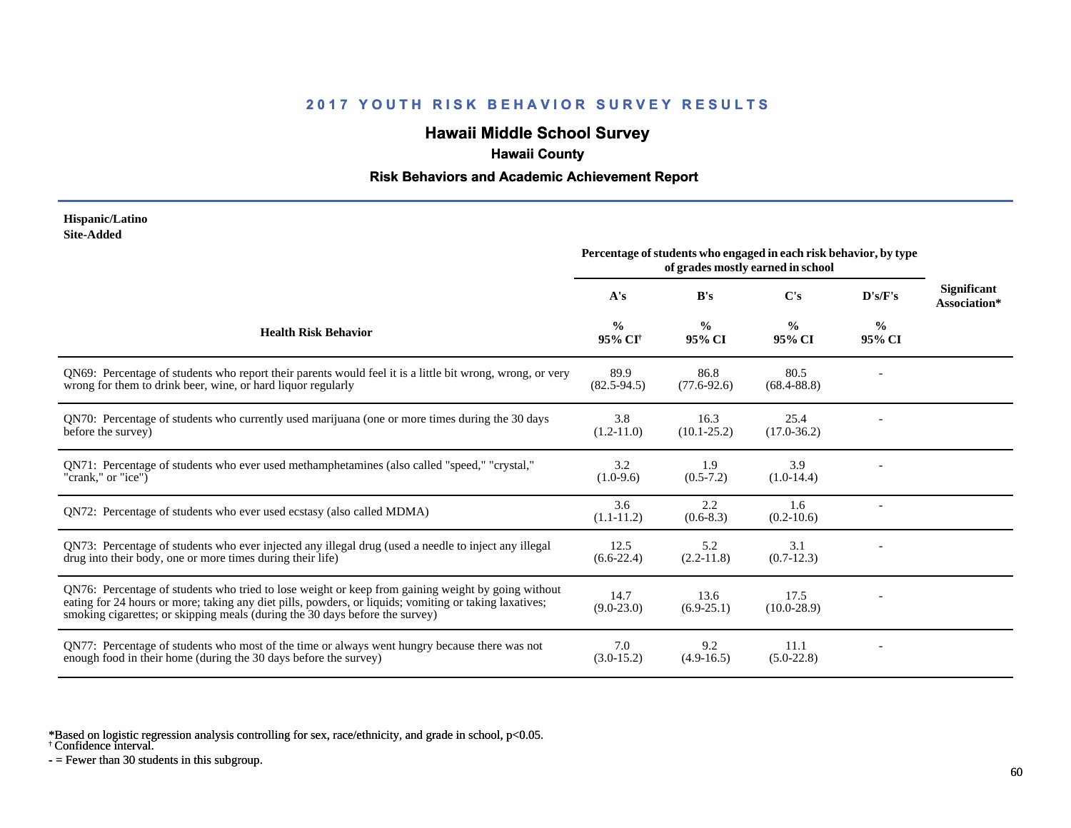## 2017 YOUTH RISK BEHAVIOR SURVEY RESULTS

# Hawaii Middle School Survey

### Hawaii County

### Risk Behaviors and Academic Achievement Report

**Hispanic/Latino**
**Site-Added**

| Health Risk Behavior | A's<br>%<br>95% CI[†] | B's<br>%<br>95% CI | C's<br>%<br>95% CI | D's/F's<br>%<br>95% CI | Significant Association* |
|---|---|---|---|---|---|
| | Percentage of students who engaged in each risk behavior, by type of grades mostly earned in school | | | | |
| QN69: Percentage of students who report their parents would feel it is a little bit wrong, wrong, or very wrong for them to drink beer, wine, or hard liquor regularly | 89.9<br>(82.5-94.5) | 86.8<br>(77.6-92.6) | 80.5<br>(68.4-88.8) | - | |
| QN70: Percentage of students who currently used marijuana (one or more times during the 30 days before the survey) | 3.8<br>(1.2-11.0) | 16.3<br>(10.1-25.2) | 25.4<br>(17.0-36.2) | - | |
| QN71: Percentage of students who ever used methamphetamines (also called "speed," "crystal," "crank," or "ice") | 3.2<br>(1.0-9.6) | 1.9<br>(0.5-7.2) | 3.9<br>(1.0-14.4) | - | |
| QN72: Percentage of students who ever used ecstasy (also called MDMA) | 3.6<br>(1.1-11.2) | 2.2<br>(0.6-8.3) | 1.6<br>(0.2-10.6) | - | |
| QN73: Percentage of students who ever injected any illegal drug (used a needle to inject any illegal drug into their body, one or more times during their life) | 12.5<br>(6.6-22.4) | 5.2<br>(2.2-11.8) | 3.1<br>(0.7-12.3) | - | |
| QN76: Percentage of students who tried to lose weight or keep from gaining weight by going without eating for 24 hours or more; taking any diet pills, powders, or liquids; vomiting or taking laxatives; smoking cigarettes; or skipping meals (during the 30 days before the survey) | 14.7<br>(9.0-23.0) | 13.6<br>(6.9-25.1) | 17.5<br>(10.0-28.9) | - | |
| QN77: Percentage of students who most of the time or always went hungry because there was not enough food in their home (during the 30 days before the survey) | 7.0<br>(3.0-15.2) | 9.2<br>(4.9-16.5) | 11.1<br>(5.0-22.8) | - | |

*Based on logistic regression analysis controlling for sex, race/ethnicity, and grade in school, $p<0.05$.
[†] Confidence interval.
- = Fewer than 30 students in this subgroup.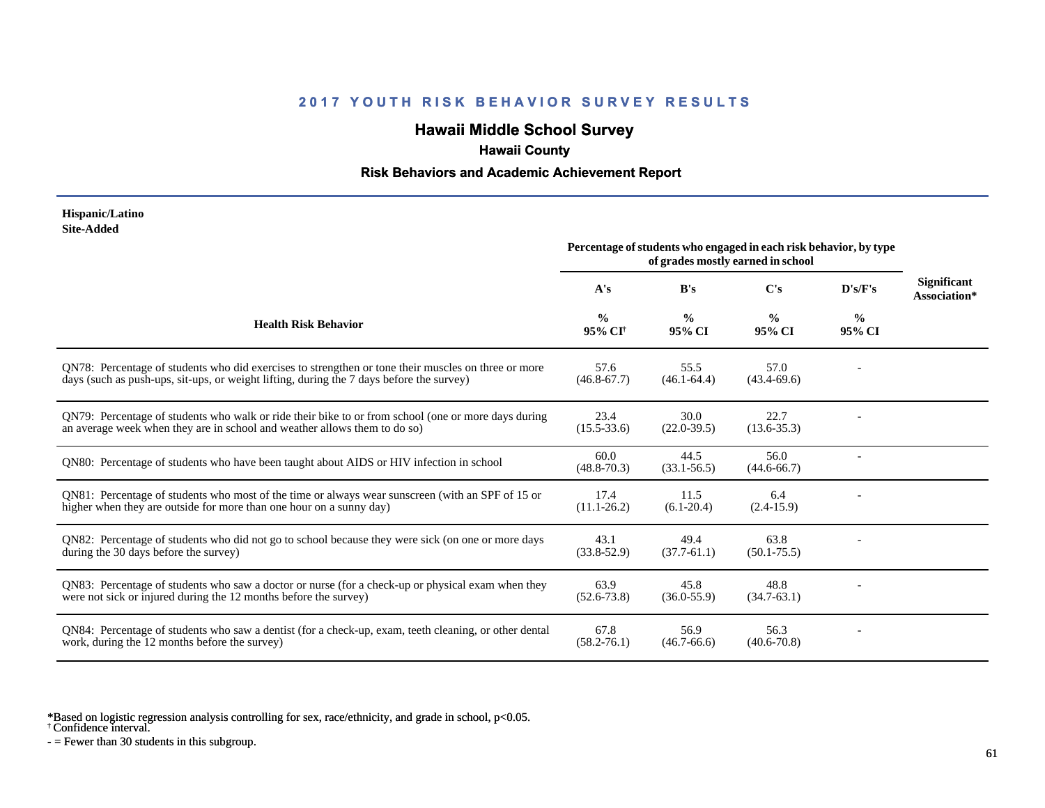## 2017 YOUTH RISK BEHAVIOR SURVEY RESULTS

# Hawaii Middle School Survey

### Hawaii County

### Risk Behaviors and Academic Achievement Report

**Hispanic/Latino**
**Site-Added**

| Health Risk Behavior | A's % 95% CI† | B's % 95% CI | C's % 95% CI | D's/F's % 95% CI | Significant Association* |
|---|---|---|---|---|---|
| | Percentage of students who engaged in each risk behavior, by type of grades mostly earned in school | | | | |
| QN78: Percentage of students who did exercises to strengthen or tone their muscles on three or more days (such as push-ups, sit-ups, or weight lifting, during the 7 days before the survey) | 57.6 (46.8-67.7) | 55.5 (46.1-64.4) | 57.0 (43.4-69.6) | - | |
| QN79: Percentage of students who walk or ride their bike to or from school (one or more days during an average week when they are in school and weather allows them to do so) | 23.4 (15.5-33.6) | 30.0 (22.0-39.5) | 22.7 (13.6-35.3) | - | |
| QN80: Percentage of students who have been taught about AIDS or HIV infection in school | 60.0 (48.8-70.3) | 44.5 (33.1-56.5) | 56.0 (44.6-66.7) | - | |
| QN81: Percentage of students who most of the time or always wear sunscreen (with an SPF of 15 or higher when they are outside for more than one hour on a sunny day) | 17.4 (11.1-26.2) | 11.5 (6.1-20.4) | 6.4 (2.4-15.9) | - | |
| QN82: Percentage of students who did not go to school because they were sick (on one or more days during the 30 days before the survey) | 43.1 (33.8-52.9) | 49.4 (37.7-61.1) | 63.8 (50.1-75.5) | - | |
| QN83: Percentage of students who saw a doctor or nurse (for a check-up or physical exam when they were not sick or injured during the 12 months before the survey) | 63.9 (52.6-73.8) | 45.8 (36.0-55.9) | 48.8 (34.7-63.1) | - | |
| QN84: Percentage of students who saw a dentist (for a check-up, exam, teeth cleaning, or other dental work, during the 12 months before the survey) | 67.8 (58.2-76.1) | 56.9 (46.7-66.6) | 56.3 (40.6-70.8) | - | |

*Based on logistic regression analysis controlling for sex, race/ethnicity, and grade in school, p<0.05.
† Confidence interval.
- = Fewer than 30 students in this subgroup.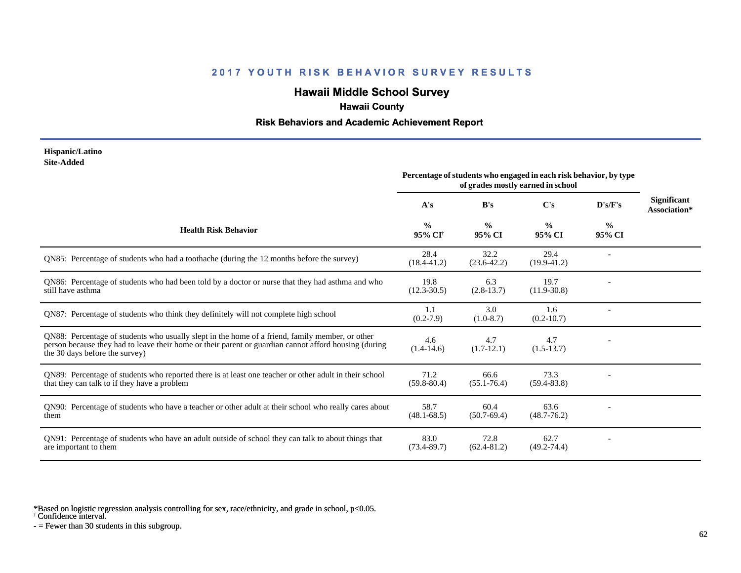## 2017 YOUTH RISK BEHAVIOR SURVEY RESULTS

# Hawaii Middle School Survey

### Hawaii County

### Risk Behaviors and Academic Achievement Report

**Hispanic/Latino**
**Site-Added**

| Health Risk Behavior | Percentage of students who engaged in each risk behavior, by type of grades mostly earned in school | | | | Significant Association* |
|---|---|---|---|---|---|
| | A's | B's | C's | D's/F's | |
| | % 95% CI[†] | % 95% CI | % 95% CI | % 95% CI | |
| QN85: Percentage of students who had a toothache (during the 12 months before the survey) | 28.4 (18.4-41.2) | 32.2 (23.6-42.2) | 29.4 (19.9-41.2) | - | |
| QN86: Percentage of students who had been told by a doctor or nurse that they had asthma and who still have asthma | 19.8 (12.3-30.5) | 6.3 (2.8-13.7) | 19.7 (11.9-30.8) | - | |
| QN87: Percentage of students who think they definitely will not complete high school | 1.1 (0.2-7.9) | 3.0 (1.0-8.7) | 1.6 (0.2-10.7) | - | |
| QN88: Percentage of students who usually slept in the home of a friend, family member, or other person because they had to leave their home or their parent or guardian cannot afford housing (during the 30 days before the survey) | 4.6 (1.4-14.6) | 4.7 (1.7-12.1) | 4.7 (1.5-13.7) | - | |
| QN89: Percentage of students who reported there is at least one teacher or other adult in their school that they can talk to if they have a problem | 71.2 (59.8-80.4) | 66.6 (55.1-76.4) | 73.3 (59.4-83.8) | - | |
| QN90: Percentage of students who have a teacher or other adult at their school who really cares about them | 58.7 (48.1-68.5) | 60.4 (50.7-69.4) | 63.6 (48.7-76.2) | - | |
| QN91: Percentage of students who have an adult outside of school they can talk to about things that are important to them | 83.0 (73.4-89.7) | 72.8 (62.4-81.2) | 62.7 (49.2-74.4) | - | |

*Based on logistic regression analysis controlling for sex, race/ethnicity, and grade in school, p<0.05.
† Confidence interval.
- = Fewer than 30 students in this subgroup.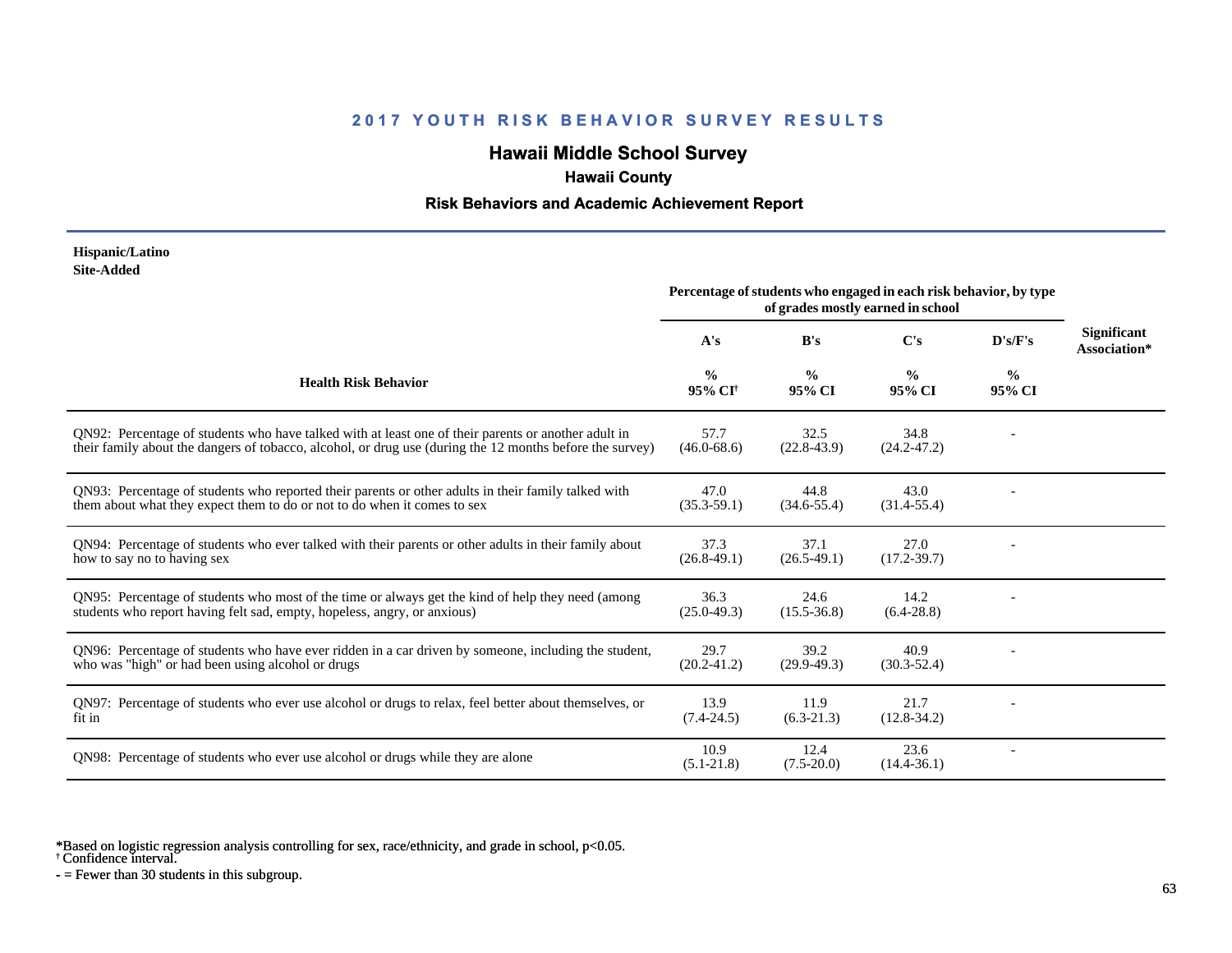## 2017 YOUTH RISK BEHAVIOR SURVEY RESULTS

# Hawaii Middle School Survey

### Hawaii County

### Risk Behaviors and Academic Achievement Report

**Hispanic/Latino**
**Site-Added**

| Health Risk Behavior | Percentage of students who engaged in each risk behavior, by type of grades mostly earned in school | | | | Significant Association* |
|---|---|---|---|---|---|
| | A's | B's | C's | D's/F's | |
| | % 95% CI† | % 95% CI | % 95% CI | % 95% CI | |
| QN92: Percentage of students who have talked with at least one of their parents or another adult in their family about the dangers of tobacco, alcohol, or drug use (during the 12 months before the survey) | 57.7 (46.0-68.6) | 32.5 (22.8-43.9) | 34.8 (24.2-47.2) | - | |
| QN93: Percentage of students who reported their parents or other adults in their family talked with them about what they expect them to do or not to do when it comes to sex | 47.0 (35.3-59.1) | 44.8 (34.6-55.4) | 43.0 (31.4-55.4) | - | |
| QN94: Percentage of students who ever talked with their parents or other adults in their family about how to say no to having sex | 37.3 (26.8-49.1) | 37.1 (26.5-49.1) | 27.0 (17.2-39.7) | - | |
| QN95: Percentage of students who most of the time or always get the kind of help they need (among students who report having felt sad, empty, hopeless, angry, or anxious) | 36.3 (25.0-49.3) | 24.6 (15.5-36.8) | 14.2 (6.4-28.8) | - | |
| QN96: Percentage of students who have ever ridden in a car driven by someone, including the student, who was "high" or had been using alcohol or drugs | 29.7 (20.2-41.2) | 39.2 (29.9-49.3) | 40.9 (30.3-52.4) | - | |
| QN97: Percentage of students who ever use alcohol or drugs to relax, feel better about themselves, or fit in | 13.9 (7.4-24.5) | 11.9 (6.3-21.3) | 21.7 (12.8-34.2) | - | |
| QN98: Percentage of students who ever use alcohol or drugs while they are alone | 10.9 (5.1-21.8) | 12.4 (7.5-20.0) | 23.6 (14.4-36.1) | - | |

*Based on logistic regression analysis controlling for sex, race/ethnicity, and grade in school, p<0.05.
† Confidence interval.
- = Fewer than 30 students in this subgroup.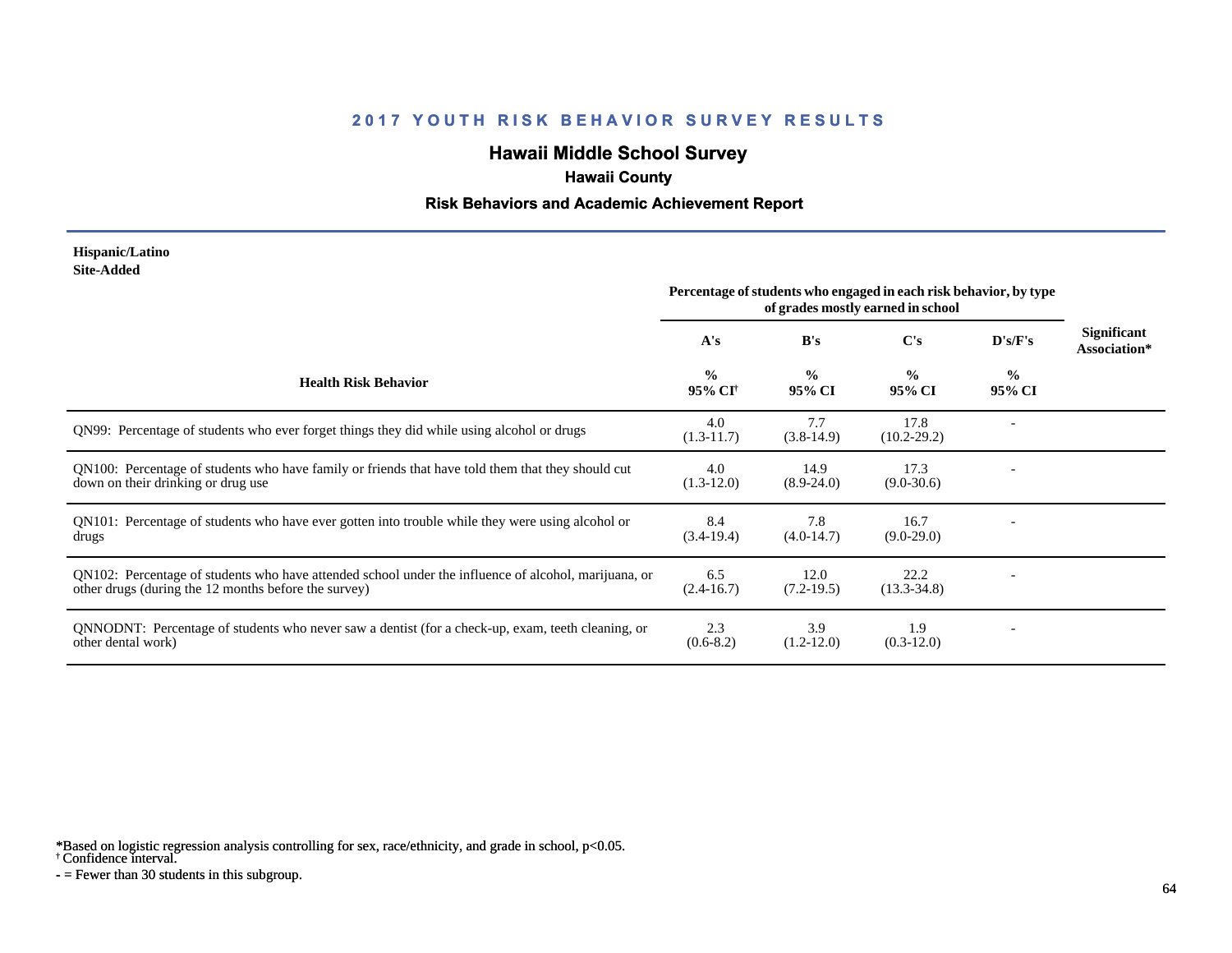## 2017 YOUTH RISK BEHAVIOR SURVEY RESULTS

# Hawaii Middle School Survey

### Hawaii County

### Risk Behaviors and Academic Achievement Report

**Hispanic/Latino**
**Site-Added**

| Health Risk Behavior | A's | B's | C's | D's/F's | Significant Association* |
|---|---|---|---|---|---|
| | Percentage of students who engaged in each risk behavior, by type of grades mostly earned in school | | | | |
| | % 95% CI† | % 95% CI | % 95% CI | % 95% CI | |
| QN99: Percentage of students who ever forget things they did while using alcohol or drugs | 4.0 (1.3-11.7) | 7.7 (3.8-14.9) | 17.8 (10.2-29.2) | - | |
| QN100: Percentage of students who have family or friends that have told them that they should cut down on their drinking or drug use | 4.0 (1.3-12.0) | 14.9 (8.9-24.0) | 17.3 (9.0-30.6) | - | |
| QN101: Percentage of students who have ever gotten into trouble while they were using alcohol or drugs | 8.4 (3.4-19.4) | 7.8 (4.0-14.7) | 16.7 (9.0-29.0) | - | |
| QN102: Percentage of students who have attended school under the influence of alcohol, marijuana, or other drugs (during the 12 months before the survey) | 6.5 (2.4-16.7) | 12.0 (7.2-19.5) | 22.2 (13.3-34.8) | - | |
| QNNODNT: Percentage of students who never saw a dentist (for a check-up, exam, teeth cleaning, or other dental work) | 2.3 (0.6-8.2) | 3.9 (1.2-12.0) | 1.9 (0.3-12.0) | - | |

*Based on logistic regression analysis controlling for sex, race/ethnicity, and grade in school, p<0.05.
† Confidence interval.
- = Fewer than 30 students in this subgroup.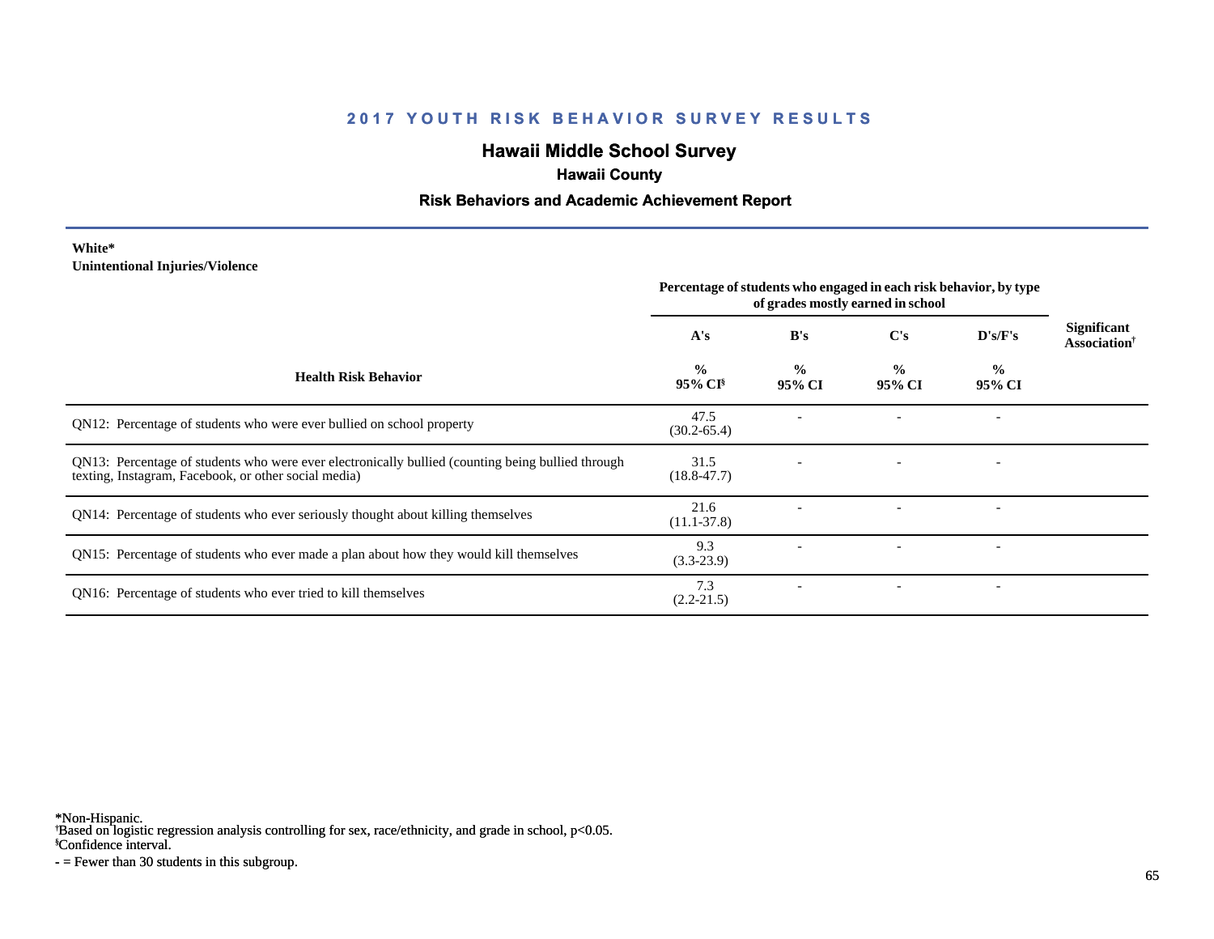## 2017 YOUTH RISK BEHAVIOR SURVEY RESULTS

# Hawaii Middle School Survey

### Hawaii County

### Risk Behaviors and Academic Achievement Report

**White***
**Unintentional Injuries/Violence**

| Health Risk Behavior | Percentage of students who engaged in each risk behavior, by type of grades mostly earned in school | | | | Significant Association† |
|---|---|---|---|---|---|
| | A's | B's | C's | D's/F's | |
| | % 95% CI§ | % 95% CI | % 95% CI | % 95% CI | |
| QN12: Percentage of students who were ever bullied on school property | 47.5 (30.2-65.4) | - | - | - | |
| QN13: Percentage of students who were ever electronically bullied (counting being bullied through texting, Instagram, Facebook, or other social media) | 31.5 (18.8-47.7) | - | - | - | |
| QN14: Percentage of students who ever seriously thought about killing themselves | 21.6 (11.1-37.8) | - | - | - | |
| QN15: Percentage of students who ever made a plan about how they would kill themselves | 9.3 (3.3-23.9) | - | - | - | |
| QN16: Percentage of students who ever tried to kill themselves | 7.3 (2.2-21.5) | - | - | - | |

*Non-Hispanic.
†Based on logistic regression analysis controlling for sex, race/ethnicity, and grade in school, $p<0.05$.
§Confidence interval.
- = Fewer than 30 students in this subgroup.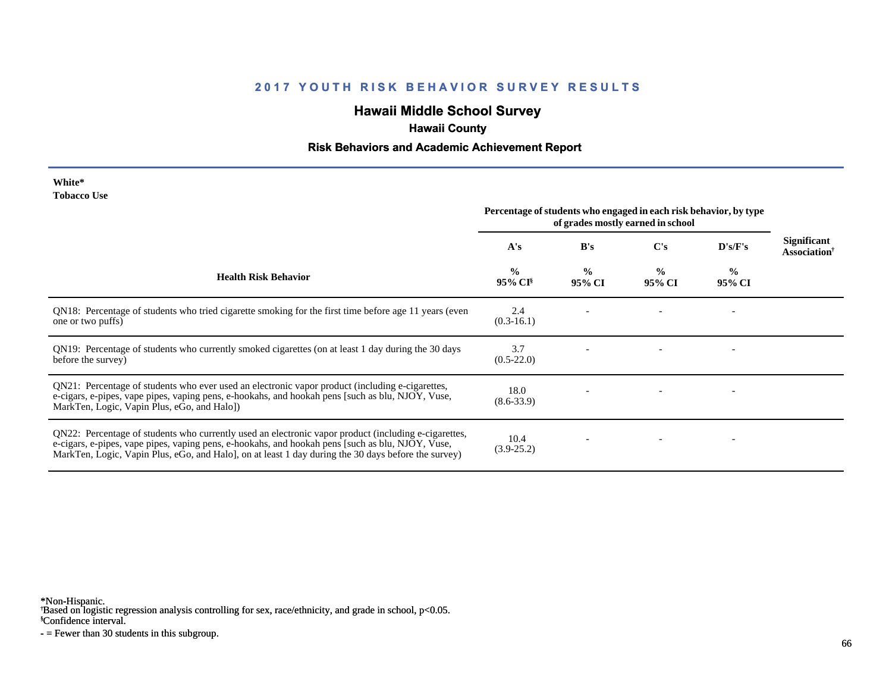# 2017 YOUTH RISK BEHAVIOR SURVEY RESULTS

## Hawaii Middle School Survey

### Hawaii County

### Risk Behaviors and Academic Achievement Report

**White***
**Tobacco Use**

| Health Risk Behavior | Percentage of students who engaged in each risk behavior, by type of grades mostly earned in school | | | | Significant Association† |
|---|---|---|---|---|---|
| | A's | B's | C's | D's/F's | |
| | % 95% CI§ | % 95% CI | % 95% CI | % 95% CI | |
| QN18: Percentage of students who tried cigarette smoking for the first time before age 11 years (even one or two puffs) | 2.4 (0.3-16.1) | - | - | - | |
| QN19: Percentage of students who currently smoked cigarettes (on at least 1 day during the 30 days before the survey) | 3.7 (0.5-22.0) | - | - | - | |
| QN21: Percentage of students who ever used an electronic vapor product (including e-cigarettes, e-cigars, e-pipes, vape pipes, vaping pens, e-hookahs, and hookah pens [such as blu, NJOY, Vuse, MarkTen, Logic, Vapin Plus, eGo, and Halo]) | 18.0 (8.6-33.9) | - | - | - | |
| QN22: Percentage of students who currently used an electronic vapor product (including e-cigarettes, e-cigars, e-pipes, vape pipes, vaping pens, e-hookahs, and hookah pens [such as blu, NJOY, Vuse, MarkTen, Logic, Vapin Plus, eGo, and Halo], on at least 1 day during the 30 days before the survey) | 10.4 (3.9-25.2) | - | - | - | |

*Non-Hispanic.
†Based on logistic regression analysis controlling for sex, race/ethnicity, and grade in school, $p<0.05$.
§Confidence interval.
- = Fewer than 30 students in this subgroup.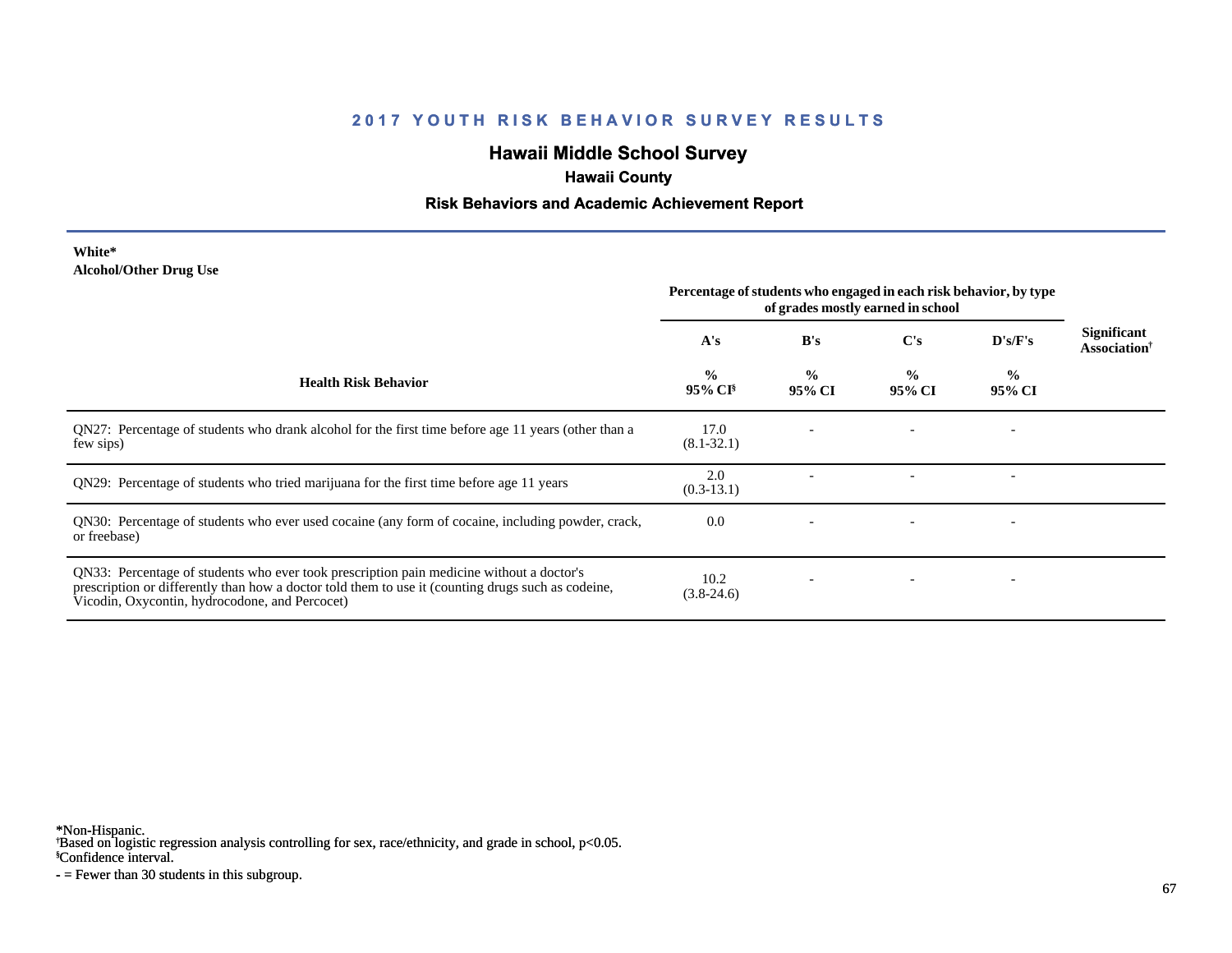## 2017 YOUTH RISK BEHAVIOR SURVEY RESULTS

# Hawaii Middle School Survey

### Hawaii County

### Risk Behaviors and Academic Achievement Report

**White***
**Alcohol/Other Drug Use**

| Health Risk Behavior | Percentage of students who engaged in each risk behavior, by type of grades mostly earned in school | | | | Significant Association† |
|---|---|---|---|---|---|
| | A's | B's | C's | D's/F's | |
| | % 95% CI§ | % 95% CI | % 95% CI | % 95% CI | |
| QN27: Percentage of students who drank alcohol for the first time before age 11 years (other than a few sips) | 17.0 (8.1-32.1) | - | - | - | |
| QN29: Percentage of students who tried marijuana for the first time before age 11 years | 2.0 (0.3-13.1) | - | - | - | |
| QN30: Percentage of students who ever used cocaine (any form of cocaine, including powder, crack, or freebase) | 0.0 | - | - | - | |
| QN33: Percentage of students who ever took prescription pain medicine without a doctor's prescription or differently than how a doctor told them to use it (counting drugs such as codeine, Vicodin, Oxycontin, hydrocodone, and Percocet) | 10.2 (3.8-24.6) | - | - | - | |

*Non-Hispanic.
†Based on logistic regression analysis controlling for sex, race/ethnicity, and grade in school, $p<0.05$.
§Confidence interval.
- = Fewer than 30 students in this subgroup.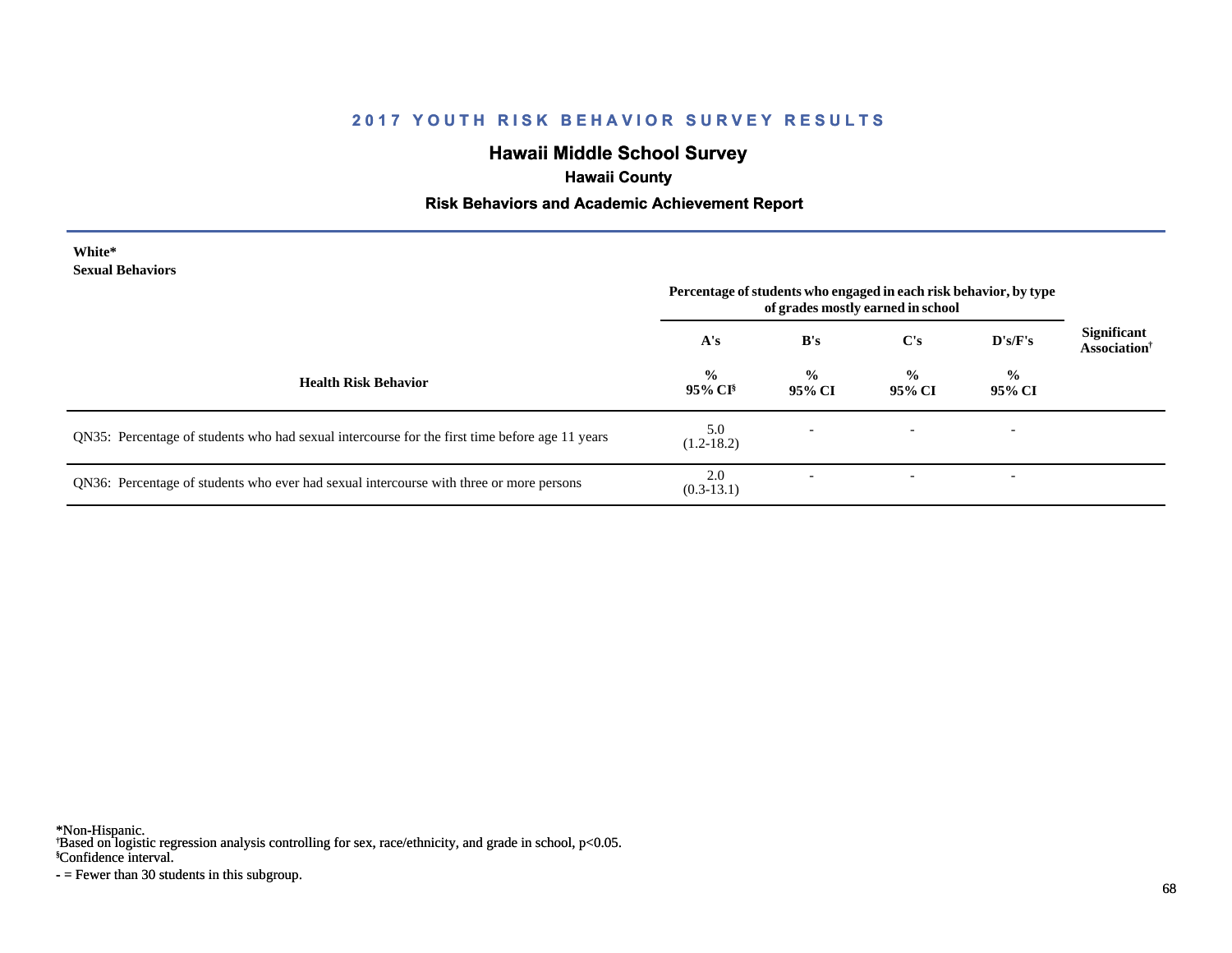## 2017 YOUTH RISK BEHAVIOR SURVEY RESULTS

# Hawaii Middle School Survey

### Hawaii County

### Risk Behaviors and Academic Achievement Report

**White***
**Sexual Behaviors**

| Health Risk Behavior | Percentage of students who engaged in each risk behavior, by type of grades mostly earned in school | | | | Significant Association† |
|---|---|---|---|---|---|
| | A's | B's | C's | D's/F's | |
| | % 95% CI§ | % 95% CI | % 95% CI | % 95% CI | |
| QN35: Percentage of students who had sexual intercourse for the first time before age 11 years | 5.0 (1.2-18.2) | - | - | - | |
| QN36: Percentage of students who ever had sexual intercourse with three or more persons | 2.0 (0.3-13.1) | - | - | - | |

*Non-Hispanic.
†Based on logistic regression analysis controlling for sex, race/ethnicity, and grade in school, p<0.05.
§Confidence interval.
- = Fewer than 30 students in this subgroup.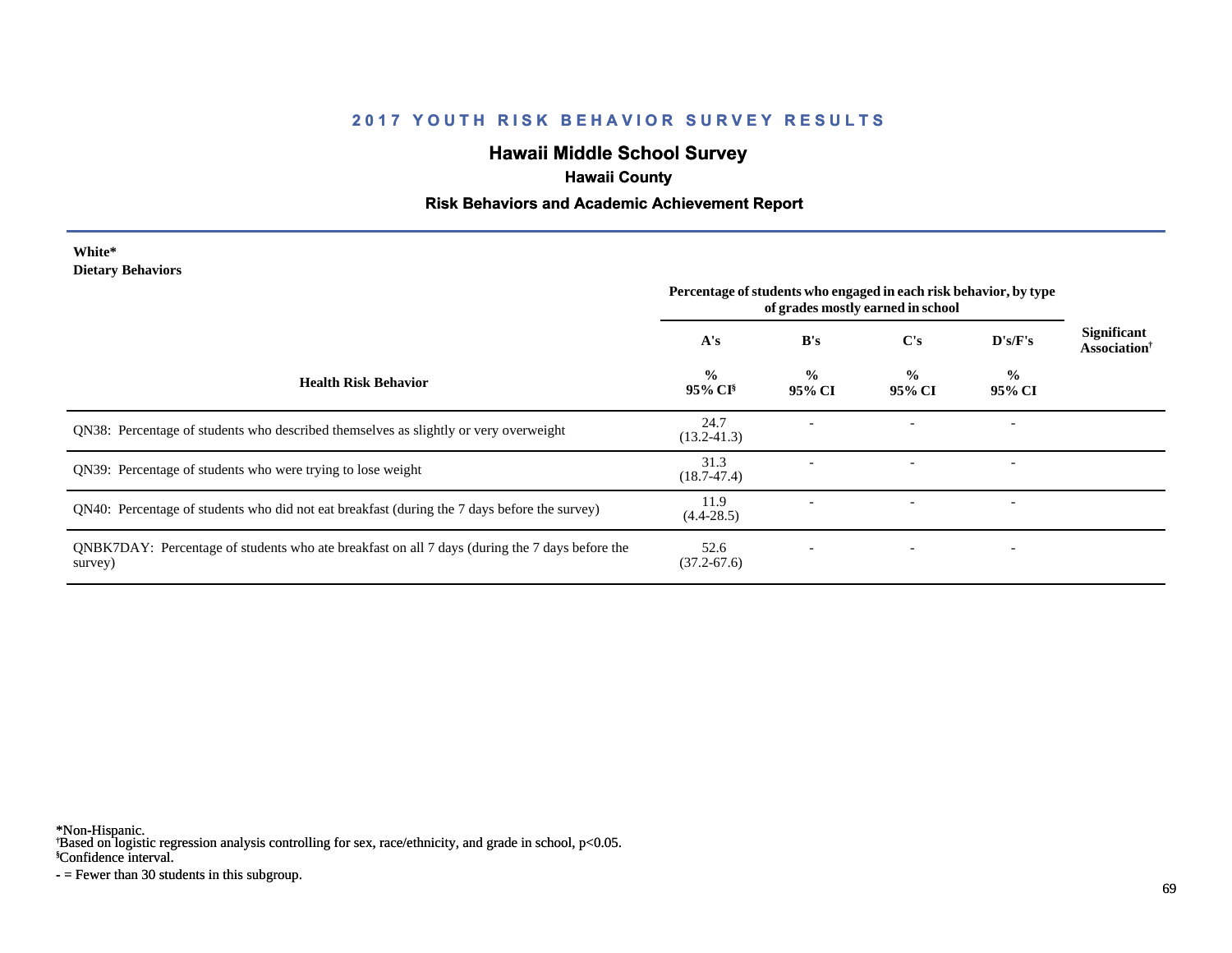# 2017 YOUTH RISK BEHAVIOR SURVEY RESULTS

## Hawaii Middle School Survey

### Hawaii County

### Risk Behaviors and Academic Achievement Report

**White***
**Dietary Behaviors**

| Health Risk Behavior | Percentage of students who engaged in each risk behavior, by type of grades mostly earned in school | | | | Significant Association† |
|---|---|---|---|---|---|
| | A's | B's | C's | D's/F's | |
| | % 95% CI§ | % 95% CI | % 95% CI | % 95% CI | |
| QN38: Percentage of students who described themselves as slightly or very overweight | 24.7 (13.2-41.3) | - | - | - | |
| QN39: Percentage of students who were trying to lose weight | 31.3 (18.7-47.4) | - | - | - | |
| QN40: Percentage of students who did not eat breakfast (during the 7 days before the survey) | 11.9 (4.4-28.5) | - | - | - | |
| QNBK7DAY: Percentage of students who ate breakfast on all 7 days (during the 7 days before the survey) | 52.6 (37.2-67.6) | - | - | - | |

*Non-Hispanic.
†Based on logistic regression analysis controlling for sex, race/ethnicity, and grade in school, p<0.05.
§Confidence interval.
- = Fewer than 30 students in this subgroup.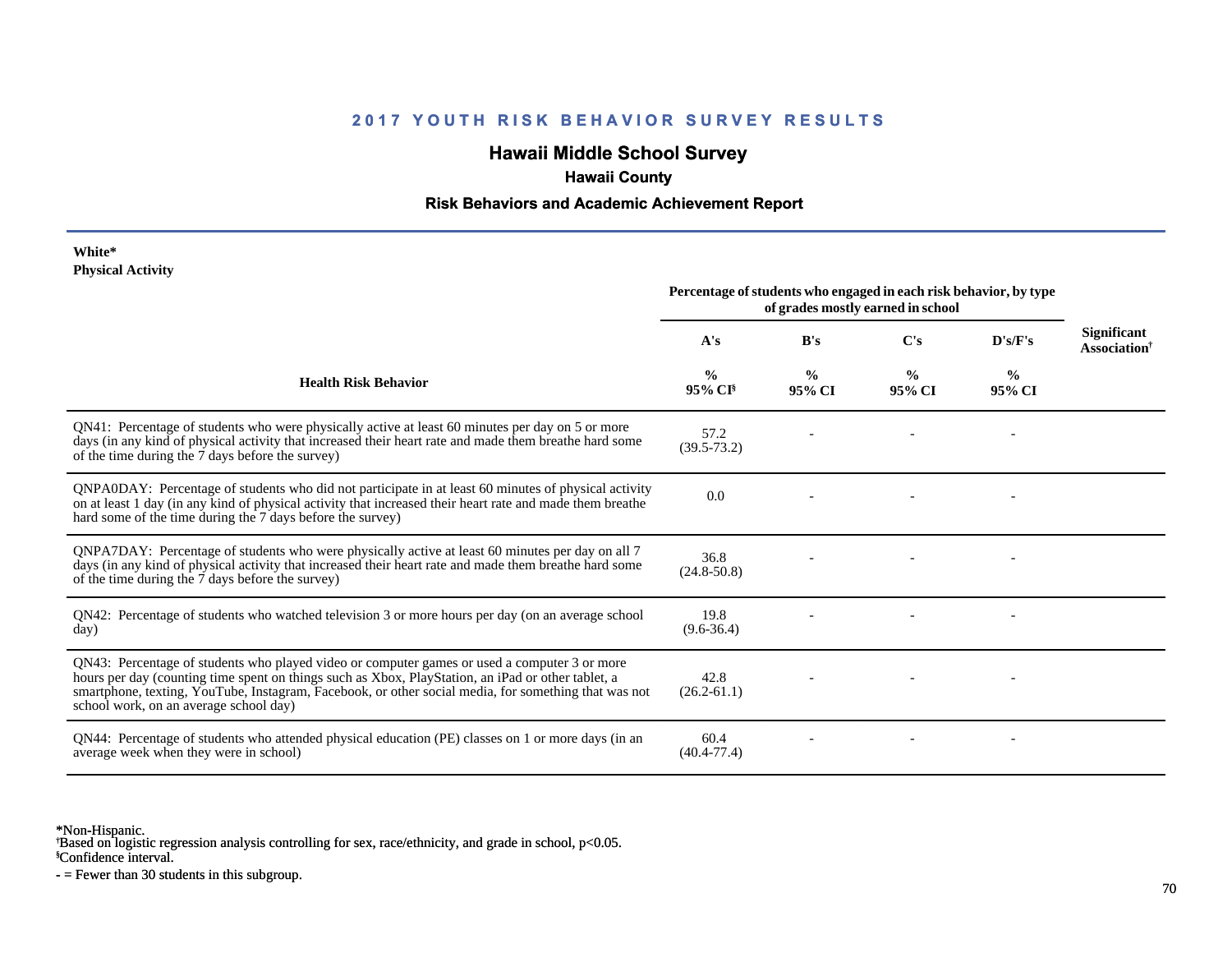## 2017 YOUTH RISK BEHAVIOR SURVEY RESULTS

### Hawaii Middle School Survey

**Hawaii County**

**Risk Behaviors and Academic Achievement Report**

**White***
**Physical Activity**

| Health Risk Behavior | Percentage of students who engaged in each risk behavior, by type of grades mostly earned in school | | | | Significant Association† |
|---|---|---|---|---|---|
| | A's | B's | C's | D's/F's | |
| | % 95% CI§ | % 95% CI | % 95% CI | % 95% CI | |
| QN41: Percentage of students who were physically active at least 60 minutes per day on 5 or more days (in any kind of physical activity that increased their heart rate and made them breathe hard some of the time during the 7 days before the survey) | 57.2 (39.5-73.2) | - | - | - | |
| QNPA0DAY: Percentage of students who did not participate in at least 60 minutes of physical activity on at least 1 day (in any kind of physical activity that increased their heart rate and made them breathe hard some of the time during the 7 days before the survey) | 0.0 | - | - | - | |
| QNPA7DAY: Percentage of students who were physically active at least 60 minutes per day on all 7 days (in any kind of physical activity that increased their heart rate and made them breathe hard some of the time during the 7 days before the survey) | 36.8 (24.8-50.8) | - | - | - | |
| QN42: Percentage of students who watched television 3 or more hours per day (on an average school day) | 19.8 (9.6-36.4) | - | - | - | |
| QN43: Percentage of students who played video or computer games or used a computer 3 or more hours per day (counting time spent on things such as Xbox, PlayStation, an iPad or other tablet, a smartphone, texting, YouTube, Instagram, Facebook, or other social media, for something that was not school work, on an average school day) | 42.8 (26.2-61.1) | - | - | - | |
| QN44: Percentage of students who attended physical education (PE) classes on 1 or more days (in an average week when they were in school) | 60.4 (40.4-77.4) | - | - | - | |

*Non-Hispanic.
†Based on logistic regression analysis controlling for sex, race/ethnicity, and grade in school, $p<0.05$.
§Confidence interval.
- = Fewer than 30 students in this subgroup.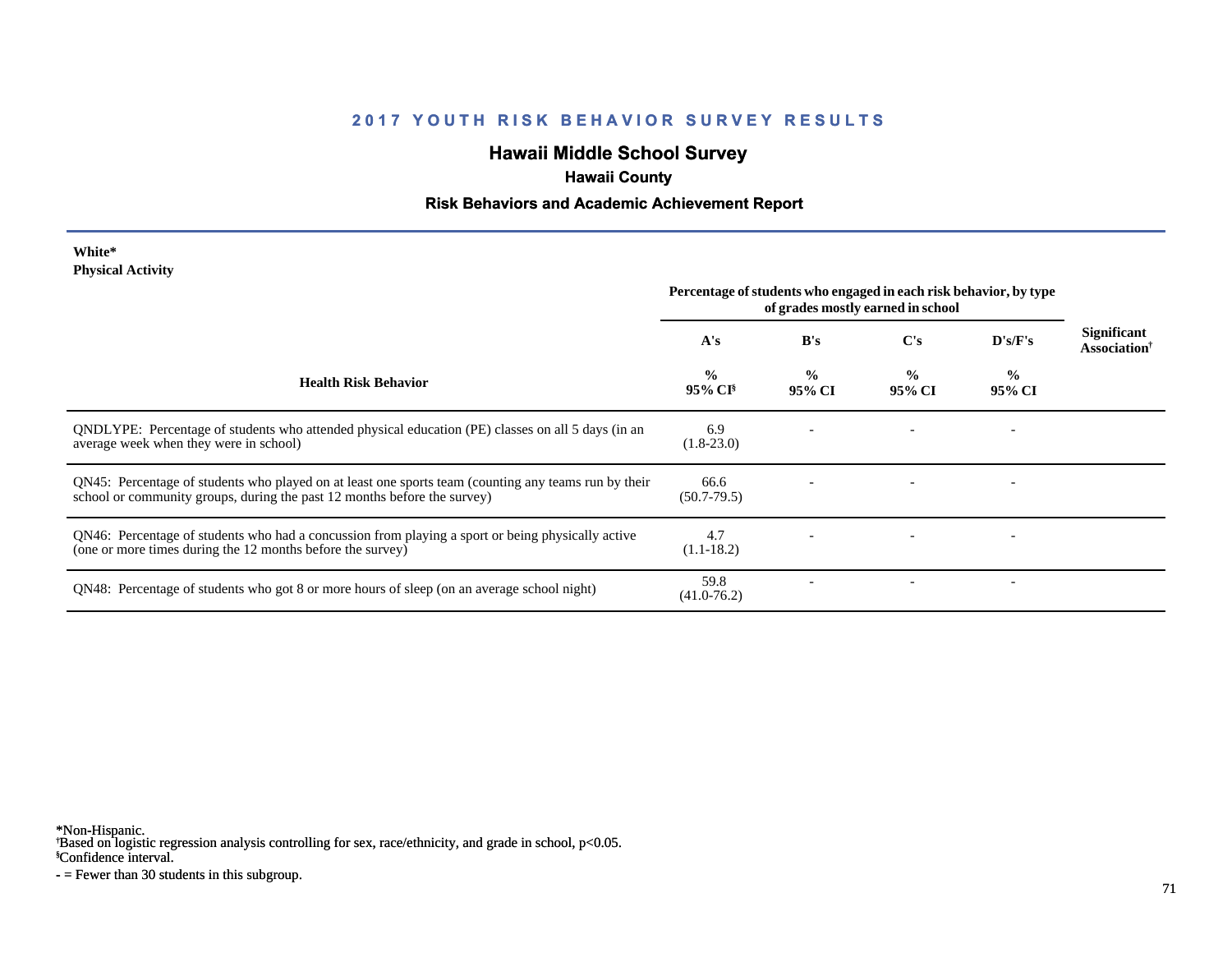## 2017 YOUTH RISK BEHAVIOR SURVEY RESULTS

# Hawaii Middle School Survey

### Hawaii County

### Risk Behaviors and Academic Achievement Report

**White***
**Physical Activity**

| Health Risk Behavior | Percentage of students who engaged in each risk behavior, by type of grades mostly earned in school | | | | Significant Association† |
|---|---|---|---|---|---|
| | A's | B's | C's | D's/F's | |
| | % 95% CI§ | % 95% CI | % 95% CI | % 95% CI | |
| QNDLYPE: Percentage of students who attended physical education (PE) classes on all 5 days (in an average week when they were in school) | 6.9 (1.8-23.0) | - | - | - | |
| QN45: Percentage of students who played on at least one sports team (counting any teams run by their school or community groups, during the past 12 months before the survey) | 66.6 (50.7-79.5) | - | - | - | |
| QN46: Percentage of students who had a concussion from playing a sport or being physically active (one or more times during the 12 months before the survey) | 4.7 (1.1-18.2) | - | - | - | |
| QN48: Percentage of students who got 8 or more hours of sleep (on an average school night) | 59.8 (41.0-76.2) | - | - | - | |

*Non-Hispanic.
†Based on logistic regression analysis controlling for sex, race/ethnicity, and grade in school, $p<0.05$.
§Confidence interval.
- = Fewer than 30 students in this subgroup.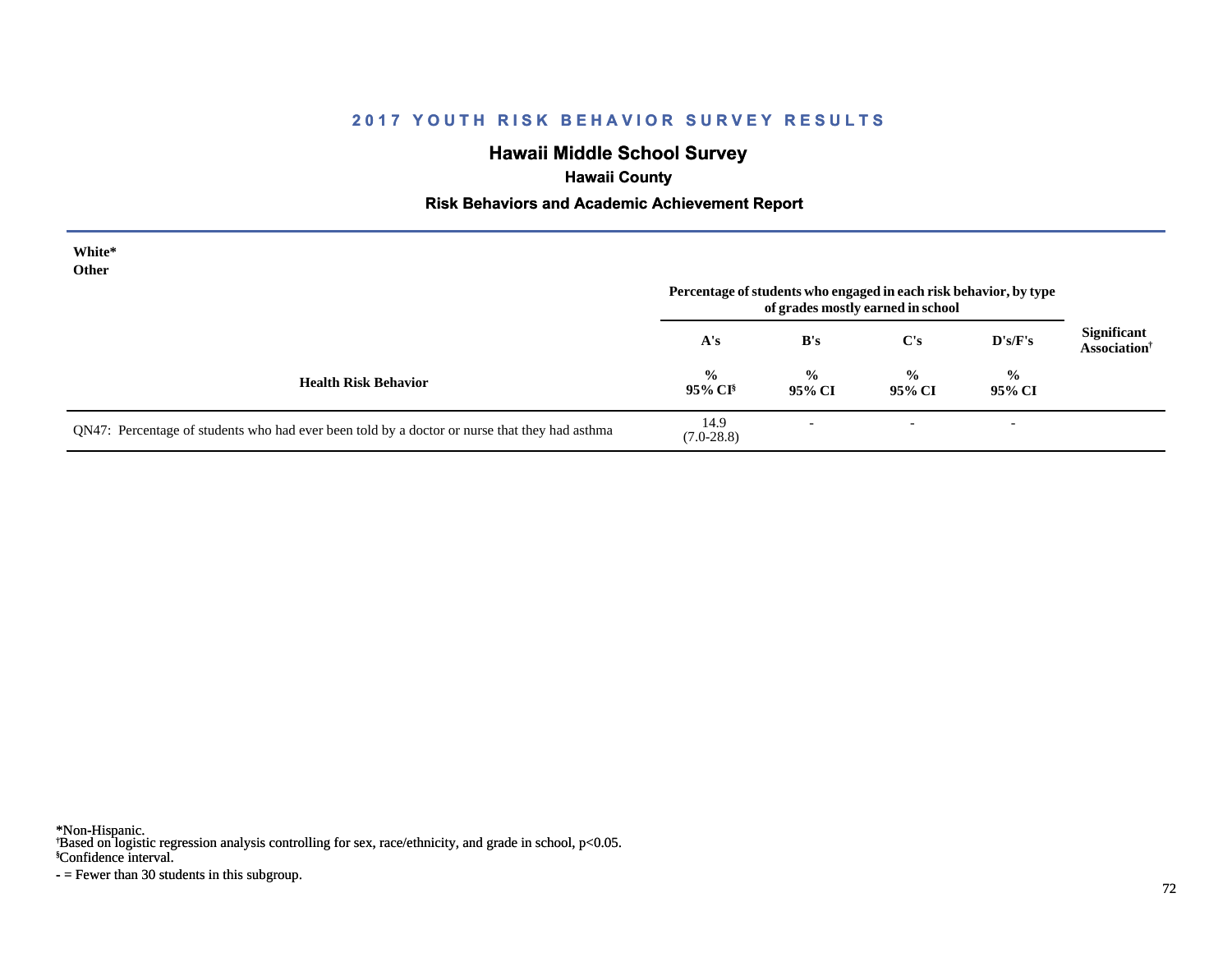## 2017 YOUTH RISK BEHAVIOR SURVEY RESULTS

# Hawaii Middle School Survey

### Hawaii County

### Risk Behaviors and Academic Achievement Report

**White***
**Other**

| Health Risk Behavior | Percentage of students who engaged in each risk behavior, by type of grades mostly earned in school | | | | Significant Association† |
|---|---|---|---|---|---|
| | A's | B's | C's | D's/F's | |
| | % 95% CI§ | % 95% CI | % 95% CI | % 95% CI | |
| QN47: Percentage of students who had ever been told by a doctor or nurse that they had asthma | 14.9 (7.0-28.8) | - | - | - | |

*Non-Hispanic.
†Based on logistic regression analysis controlling for sex, race/ethnicity, and grade in school, p<0.05.
§Confidence interval.
- = Fewer than 30 students in this subgroup.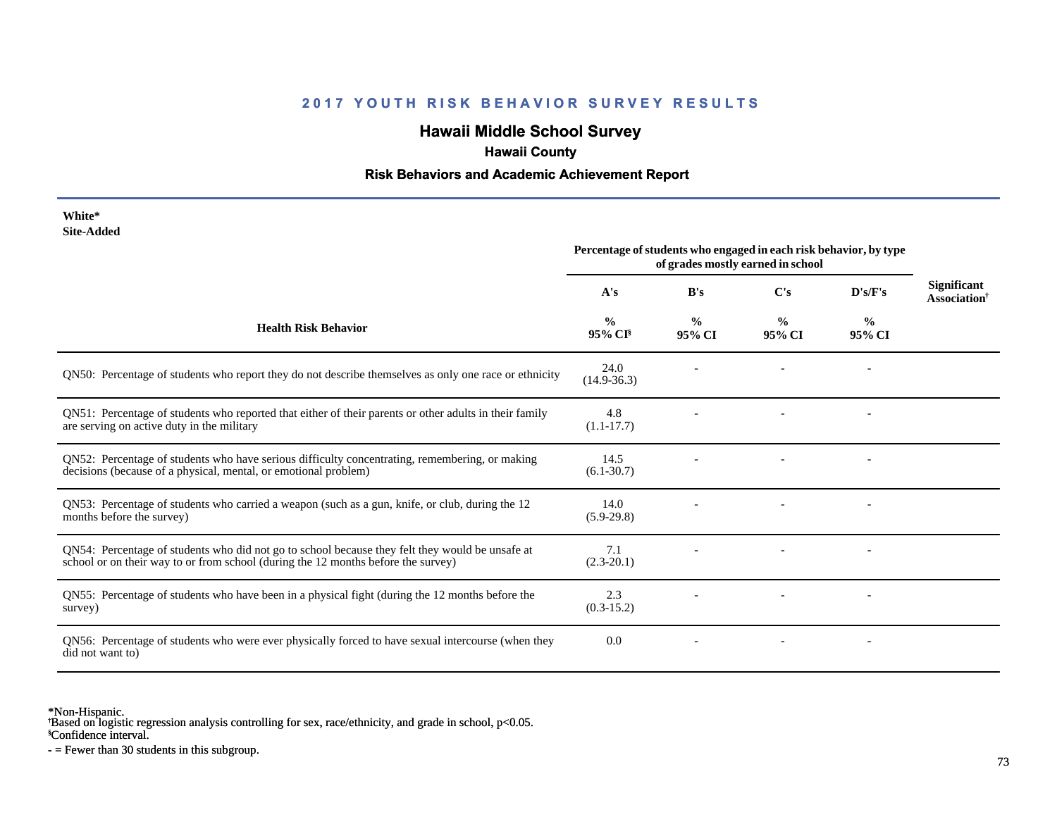## 2017 YOUTH RISK BEHAVIOR SURVEY RESULTS

# Hawaii Middle School Survey

### Hawaii County

### Risk Behaviors and Academic Achievement Report

**White***
**Site-Added**

| Health Risk Behavior | A's % 95% CI[§] | B's % 95% CI | C's % 95% CI | D's/F's % 95% CI | Significant Association[†] |
|---|---|---|---|---|---|
| | Percentage of students who engaged in each risk behavior, by type of grades mostly earned in school | | | | |
| QN50: Percentage of students who report they do not describe themselves as only one race or ethnicity | 24.0 (14.9-36.3) | - | - | - | |
| QN51: Percentage of students who reported that either of their parents or other adults in their family are serving on active duty in the military | 4.8 (1.1-17.7) | - | - | - | |
| QN52: Percentage of students who have serious difficulty concentrating, remembering, or making decisions (because of a physical, mental, or emotional problem) | 14.5 (6.1-30.7) | - | - | - | |
| QN53: Percentage of students who carried a weapon (such as a gun, knife, or club, during the 12 months before the survey) | 14.0 (5.9-29.8) | - | - | - | |
| QN54: Percentage of students who did not go to school because they felt they would be unsafe at school or on their way to or from school (during the 12 months before the survey) | 7.1 (2.3-20.1) | - | - | - | |
| QN55: Percentage of students who have been in a physical fight (during the 12 months before the survey) | 2.3 (0.3-15.2) | - | - | - | |
| QN56: Percentage of students who were ever physically forced to have sexual intercourse (when they did not want to) | 0.0 | - | - | - | |

*Non-Hispanic.
[†]Based on logistic regression analysis controlling for sex, race/ethnicity, and grade in school, $p<0.05$.
[§]Confidence interval.
- = Fewer than 30 students in this subgroup.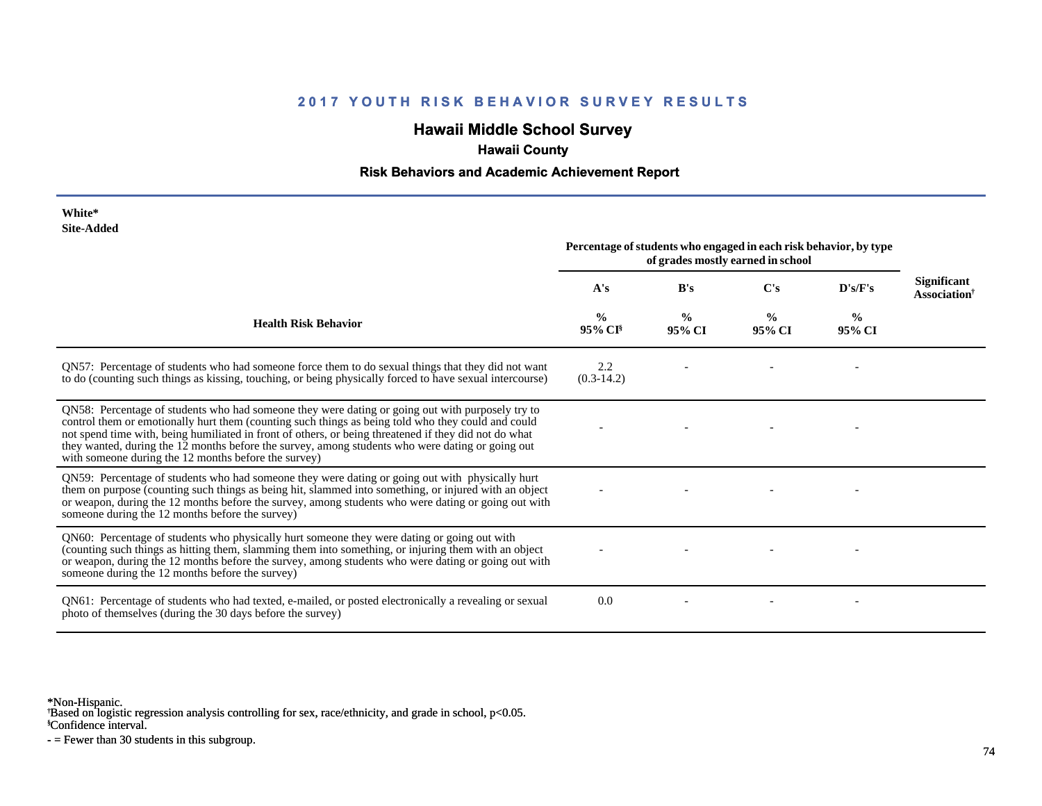## 2017 YOUTH RISK BEHAVIOR SURVEY RESULTS

# Hawaii Middle School Survey

### Hawaii County

### Risk Behaviors and Academic Achievement Report

**White***
**Site-Added**

| Health Risk Behavior | Percentage of students who engaged in each risk behavior, by type of grades mostly earned in school | | | | Significant Association† |
|---|---|---|---|---|---|
| | A's | B's | C's | D's/F's | |
| | % 95% CI§ | % 95% CI | % 95% CI | % 95% CI | |
| QN57: Percentage of students who had someone force them to do sexual things that they did not want to do (counting such things as kissing, touching, or being physically forced to have sexual intercourse) | 2.2 (0.3-14.2) | - | - | - | |
| QN58: Percentage of students who had someone they were dating or going out with purposely try to control them or emotionally hurt them (counting such things as being told who they could and could not spend time with, being humiliated in front of others, or being threatened if they did not do what they wanted, during the 12 months before the survey, among students who were dating or going out with someone during the 12 months before the survey) | - | - | - | - | |
| QN59: Percentage of students who had someone they were dating or going out with physically hurt them on purpose (counting such things as being hit, slammed into something, or injured with an object or weapon, during the 12 months before the survey, among students who were dating or going out with someone during the 12 months before the survey) | - | - | - | - | |
| QN60: Percentage of students who physically hurt someone they were dating or going out with (counting such things as hitting them, slamming them into something, or injuring them with an object or weapon, during the 12 months before the survey, among students who were dating or going out with someone during the 12 months before the survey) | - | - | - | - | |
| QN61: Percentage of students who had texted, e-mailed, or posted electronically a revealing or sexual photo of themselves (during the 30 days before the survey) | 0.0 | - | - | - | |

*Non-Hispanic.
†Based on logistic regression analysis controlling for sex, race/ethnicity, and grade in school, $p<0.05$.
§Confidence interval.
- = Fewer than 30 students in this subgroup.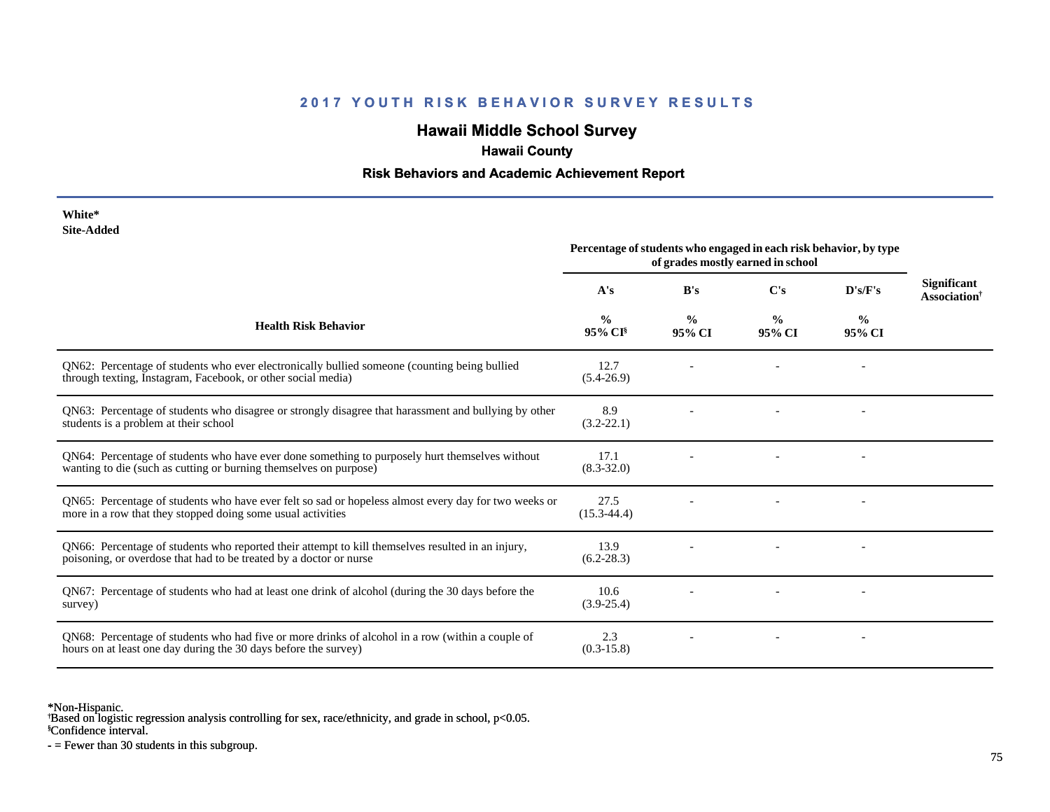## 2017 YOUTH RISK BEHAVIOR SURVEY RESULTS

# Hawaii Middle School Survey

### Hawaii County

### Risk Behaviors and Academic Achievement Report

**White***
**Site-Added**

| Health Risk Behavior | A's % 95% CI[§] | B's % 95% CI | C's % 95% CI | D's/F's % 95% CI | Significant Association[†] |
|---|---|---|---|---|---|
| | *Percentage of students who engaged in each risk behavior, by type of grades mostly earned in school* | | | | |
| QN62: Percentage of students who ever electronically bullied someone (counting being bullied through texting, Instagram, Facebook, or other social media) | 12.7 (5.4-26.9) | - | - | - | |
| QN63: Percentage of students who disagree or strongly disagree that harassment and bullying by other students is a problem at their school | 8.9 (3.2-22.1) | - | - | - | |
| QN64: Percentage of students who have ever done something to purposely hurt themselves without wanting to die (such as cutting or burning themselves on purpose) | 17.1 (8.3-32.0) | - | - | - | |
| QN65: Percentage of students who have ever felt so sad or hopeless almost every day for two weeks or more in a row that they stopped doing some usual activities | 27.5 (15.3-44.4) | - | - | - | |
| QN66: Percentage of students who reported their attempt to kill themselves resulted in an injury, poisoning, or overdose that had to be treated by a doctor or nurse | 13.9 (6.2-28.3) | - | - | - | |
| QN67: Percentage of students who had at least one drink of alcohol (during the 30 days before the survey) | 10.6 (3.9-25.4) | - | - | - | |
| QN68: Percentage of students who had five or more drinks of alcohol in a row (within a couple of hours on at least one day during the 30 days before the survey) | 2.3 (0.3-15.8) | - | - | - | |

*Non-Hispanic.
[†]Based on logistic regression analysis controlling for sex, race/ethnicity, and grade in school, $p<0.05$.
[§]Confidence interval.
- = Fewer than 30 students in this subgroup.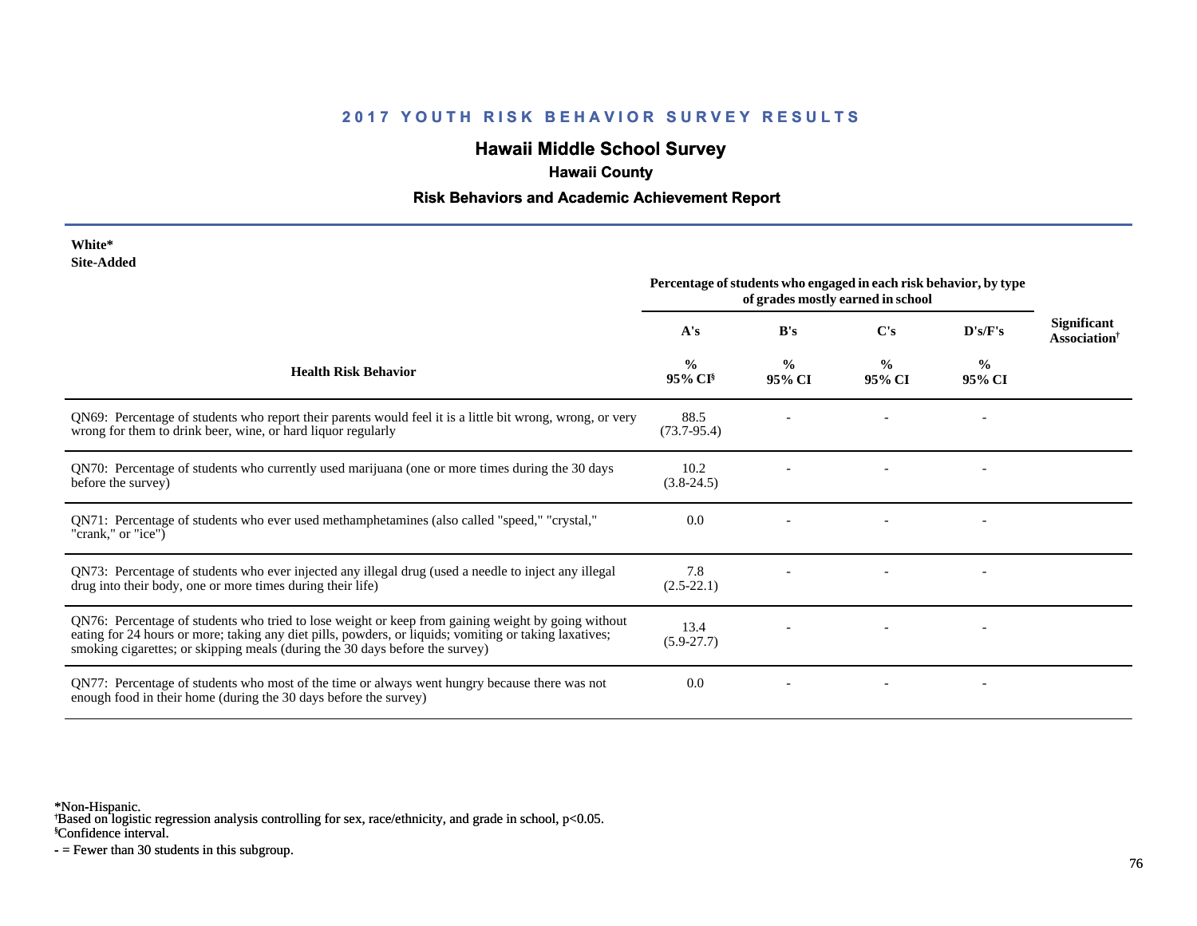## 2017 YOUTH RISK BEHAVIOR SURVEY RESULTS

# Hawaii Middle School Survey

### Hawaii County

### Risk Behaviors and Academic Achievement Report

**White***
**Site-Added**

| Health Risk Behavior | Percentage of students who engaged in each risk behavior, by type of grades mostly earned in school | | | | Significant Association† |
|---|---|---|---|---|---|
| | A's | B's | C's | D's/F's | |
| | % 95% CI§ | % 95% CI | % 95% CI | % 95% CI | |
| QN69: Percentage of students who report their parents would feel it is a little bit wrong, wrong, or very wrong for them to drink beer, wine, or hard liquor regularly | 88.5 (73.7-95.4) | - | - | - | |
| QN70: Percentage of students who currently used marijuana (one or more times during the 30 days before the survey) | 10.2 (3.8-24.5) | - | - | - | |
| QN71: Percentage of students who ever used methamphetamines (also called "speed," "crystal," "crank," or "ice") | 0.0 | - | - | - | |
| QN73: Percentage of students who ever injected any illegal drug (used a needle to inject any illegal drug into their body, one or more times during their life) | 7.8 (2.5-22.1) | - | - | - | |
| QN76: Percentage of students who tried to lose weight or keep from gaining weight by going without eating for 24 hours or more; taking any diet pills, powders, or liquids; vomiting or taking laxatives; smoking cigarettes; or skipping meals (during the 30 days before the survey) | 13.4 (5.9-27.7) | - | - | - | |
| QN77: Percentage of students who most of the time or always went hungry because there was not enough food in their home (during the 30 days before the survey) | 0.0 | - | - | - | |

*Non-Hispanic.
†Based on logistic regression analysis controlling for sex, race/ethnicity, and grade in school, $p<0.05$.
§Confidence interval.
- = Fewer than 30 students in this subgroup.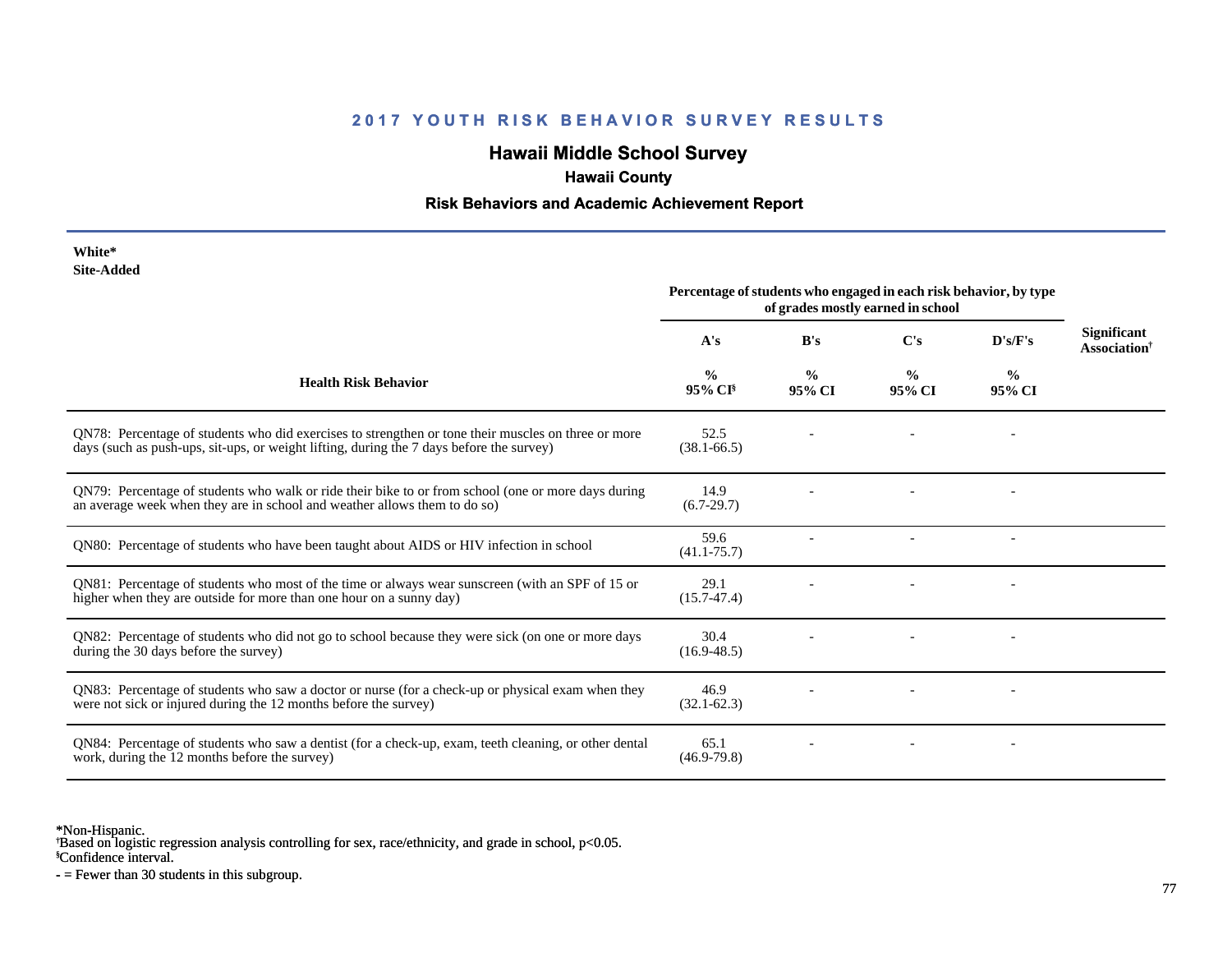## 2017 YOUTH RISK BEHAVIOR SURVEY RESULTS

# Hawaii Middle School Survey

### Hawaii County

### Risk Behaviors and Academic Achievement Report

**White***
**Site-Added**

| Health Risk Behavior | Percentage of students who engaged in each risk behavior, by type of grades mostly earned in school | | | | Significant Association† |
|---|---|---|---|---|---|
| | A's | B's | C's | D's/F's | |
| | % 95% CI§ | % 95% CI | % 95% CI | % 95% CI | |
| QN78: Percentage of students who did exercises to strengthen or tone their muscles on three or more days (such as push-ups, sit-ups, or weight lifting, during the 7 days before the survey) | 52.5 (38.1-66.5) | - | - | - | |
| QN79: Percentage of students who walk or ride their bike to or from school (one or more days during an average week when they are in school and weather allows them to do so) | 14.9 (6.7-29.7) | - | - | - | |
| QN80: Percentage of students who have been taught about AIDS or HIV infection in school | 59.6 (41.1-75.7) | - | - | - | |
| QN81: Percentage of students who most of the time or always wear sunscreen (with an SPF of 15 or higher when they are outside for more than one hour on a sunny day) | 29.1 (15.7-47.4) | - | - | - | |
| QN82: Percentage of students who did not go to school because they were sick (on one or more days during the 30 days before the survey) | 30.4 (16.9-48.5) | - | - | - | |
| QN83: Percentage of students who saw a doctor or nurse (for a check-up or physical exam when they were not sick or injured during the 12 months before the survey) | 46.9 (32.1-62.3) | - | - | - | |
| QN84: Percentage of students who saw a dentist (for a check-up, exam, teeth cleaning, or other dental work, during the 12 months before the survey) | 65.1 (46.9-79.8) | - | - | - | |

*Non-Hispanic.
†Based on logistic regression analysis controlling for sex, race/ethnicity, and grade in school, $p<0.05$.
§Confidence interval.
- = Fewer than 30 students in this subgroup.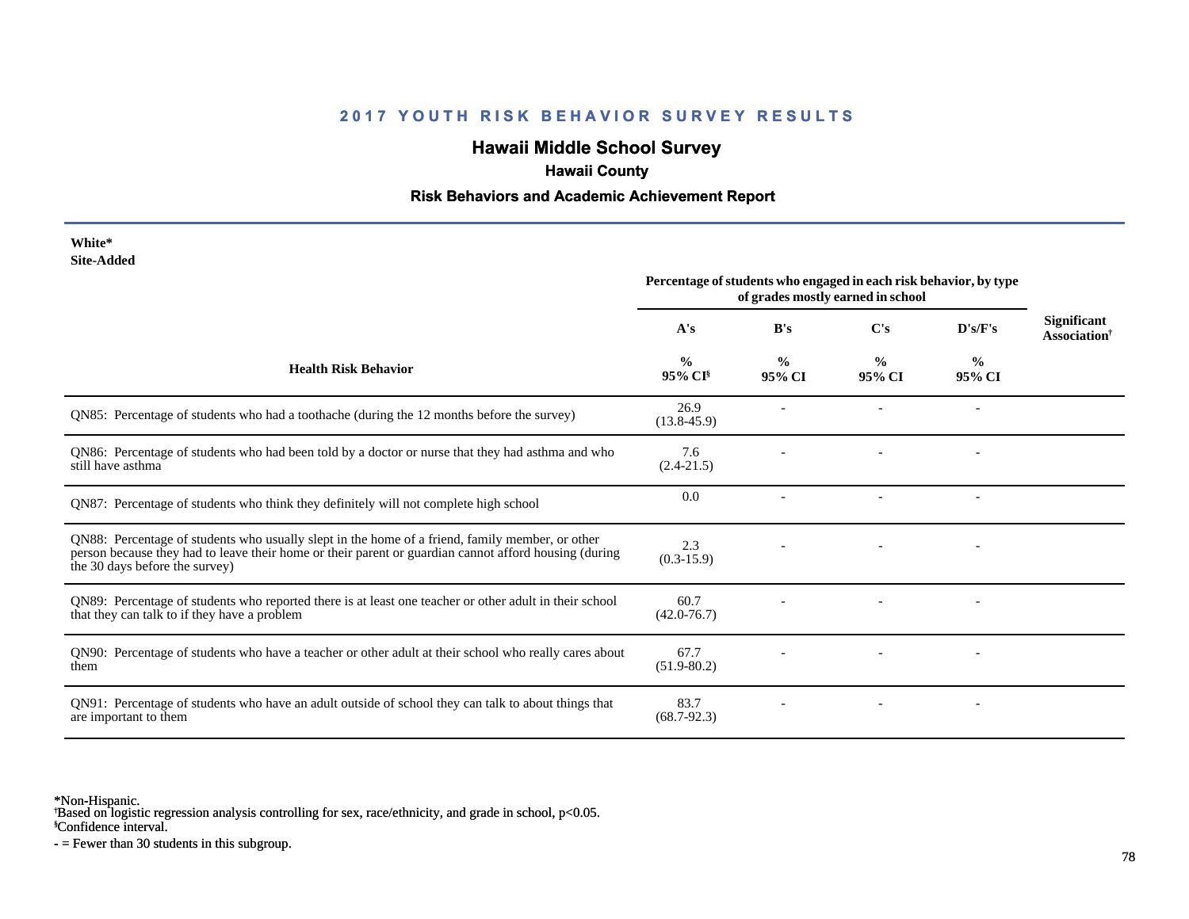## 2017 YOUTH RISK BEHAVIOR SURVEY RESULTS

# Hawaii Middle School Survey

### Hawaii County

### Risk Behaviors and Academic Achievement Report

**White***
**Site-Added**

| Health Risk Behavior | Percentage of students who engaged in each risk behavior, by type of grades mostly earned in school | | | | Significant Association[†] |
|---|---|---|---|---|---|
| | A's | B's | C's | D's/F's | |
| | % 95% CI[§] | % 95% CI | % 95% CI | % 95% CI | |
| QN85: Percentage of students who had a toothache (during the 12 months before the survey) | 26.9 (13.8-45.9) | - | - | - | |
| QN86: Percentage of students who had been told by a doctor or nurse that they had asthma and who still have asthma | 7.6 (2.4-21.5) | - | - | - | |
| QN87: Percentage of students who think they definitely will not complete high school | 0.0 | - | - | - | |
| QN88: Percentage of students who usually slept in the home of a friend, family member, or other person because they had to leave their home or their parent or guardian cannot afford housing (during the 30 days before the survey) | 2.3 (0.3-15.9) | - | - | - | |
| QN89: Percentage of students who reported there is at least one teacher or other adult in their school that they can talk to if they have a problem | 60.7 (42.0-76.7) | - | - | - | |
| QN90: Percentage of students who have a teacher or other adult at their school who really cares about them | 67.7 (51.9-80.2) | - | - | - | |
| QN91: Percentage of students who have an adult outside of school they can talk to about things that are important to them | 83.7 (68.7-92.3) | - | - | - | |

*Non-Hispanic.
[†]Based on logistic regression analysis controlling for sex, race/ethnicity, and grade in school, $p<0.05$.
[§]Confidence interval.
- = Fewer than 30 students in this subgroup.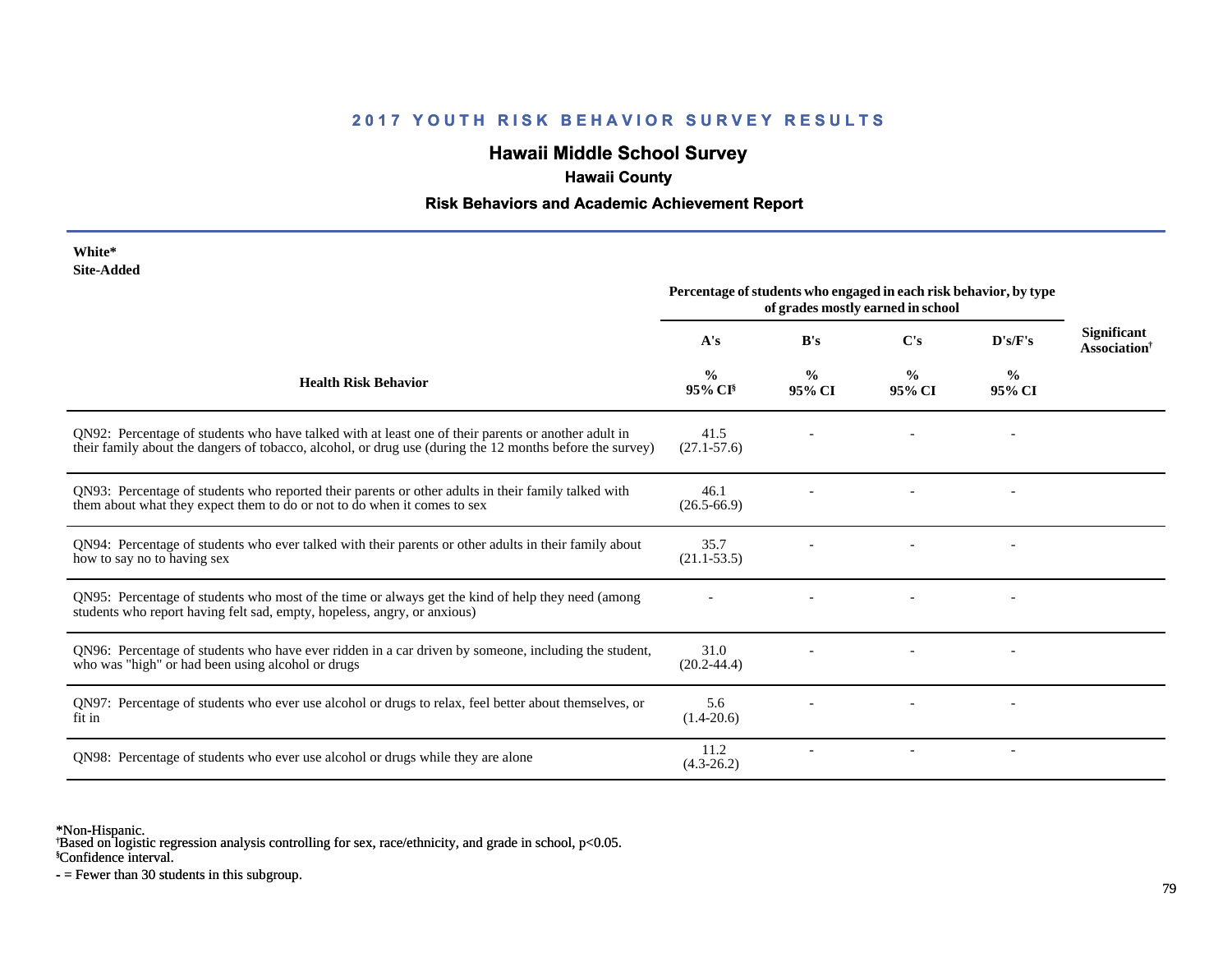## 2017 YOUTH RISK BEHAVIOR SURVEY RESULTS

# Hawaii Middle School Survey

### Hawaii County

### Risk Behaviors and Academic Achievement Report

**White***
**Site-Added**

| Health Risk Behavior | A's<br>%<br>95% CI§ | B's<br>%<br>95% CI | C's<br>%<br>95% CI | D's/F's<br>%<br>95% CI | Significant Association† |
|---|---|---|---|---|---|
| | Percentage of students who engaged in each risk behavior, by type of grades mostly earned in school | | | | |
| QN92: Percentage of students who have talked with at least one of their parents or another adult in their family about the dangers of tobacco, alcohol, or drug use (during the 12 months before the survey) | 41.5<br>(27.1-57.6) | - | - | - | |
| QN93: Percentage of students who reported their parents or other adults in their family talked with them about what they expect them to do or not to do when it comes to sex | 46.1<br>(26.5-66.9) | - | - | - | |
| QN94: Percentage of students who ever talked with their parents or other adults in their family about how to say no to having sex | 35.7<br>(21.1-53.5) | - | - | - | |
| QN95: Percentage of students who most of the time or always get the kind of help they need (among students who report having felt sad, empty, hopeless, angry, or anxious) | - | - | - | - | |
| QN96: Percentage of students who have ever ridden in a car driven by someone, including the student, who was "high" or had been using alcohol or drugs | 31.0<br>(20.2-44.4) | - | - | - | |
| QN97: Percentage of students who ever use alcohol or drugs to relax, feel better about themselves, or fit in | 5.6<br>(1.4-20.6) | - | - | - | |
| QN98: Percentage of students who ever use alcohol or drugs while they are alone | 11.2<br>(4.3-26.2) | - | - | - | |

*Non-Hispanic.
†Based on logistic regression analysis controlling for sex, race/ethnicity, and grade in school, p<0.05.
§Confidence interval.
- = Fewer than 30 students in this subgroup.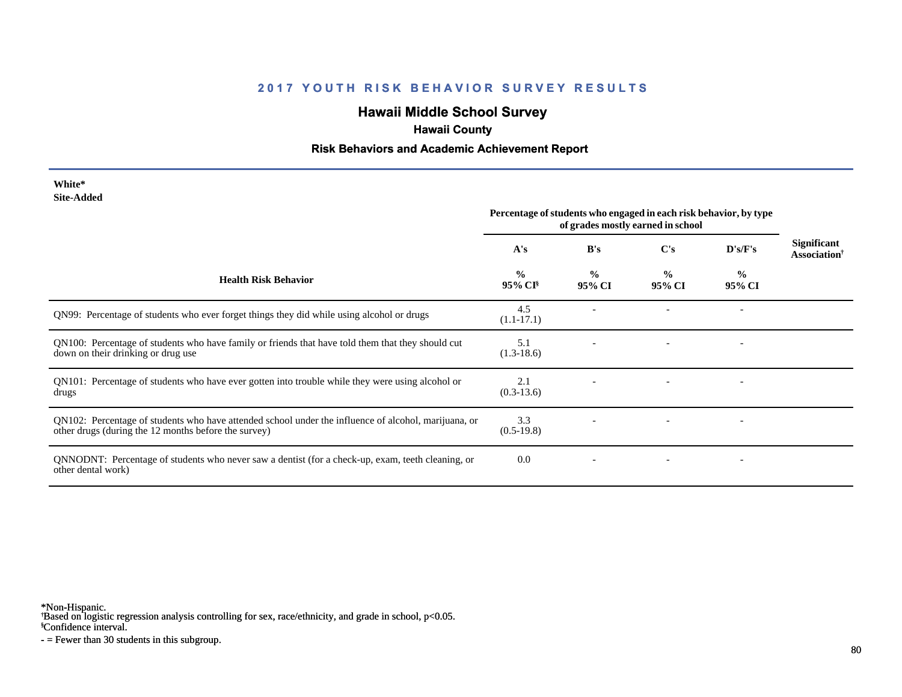## 2017 YOUTH RISK BEHAVIOR SURVEY RESULTS

### Hawaii Middle School Survey

**Hawaii County**

**Risk Behaviors and Academic Achievement Report**

**White***
**Site-Added**

| Health Risk Behavior | Percentage of students who engaged in each risk behavior, by type of grades mostly earned in school | | | | Significant Association† |
|---|---|---|---|---|---|
| | A's | B's | C's | D's/F's | |
| | % 95% CI§ | % 95% CI | % 95% CI | % 95% CI | |
| QN99: Percentage of students who ever forget things they did while using alcohol or drugs | 4.5 (1.1-17.1) | - | - | - | |
| QN100: Percentage of students who have family or friends that have told them that they should cut down on their drinking or drug use | 5.1 (1.3-18.6) | - | - | - | |
| QN101: Percentage of students who have ever gotten into trouble while they were using alcohol or drugs | 2.1 (0.3-13.6) | - | - | - | |
| QN102: Percentage of students who have attended school under the influence of alcohol, marijuana, or other drugs (during the 12 months before the survey) | 3.3 (0.5-19.8) | - | - | - | |
| QNNODNT: Percentage of students who never saw a dentist (for a check-up, exam, teeth cleaning, or other dental work) | 0.0 | - | - | - | |

*Non-Hispanic.
†Based on logistic regression analysis controlling for sex, race/ethnicity, and grade in school, $p<0.05$.
§Confidence interval.
- = Fewer than 30 students in this subgroup.